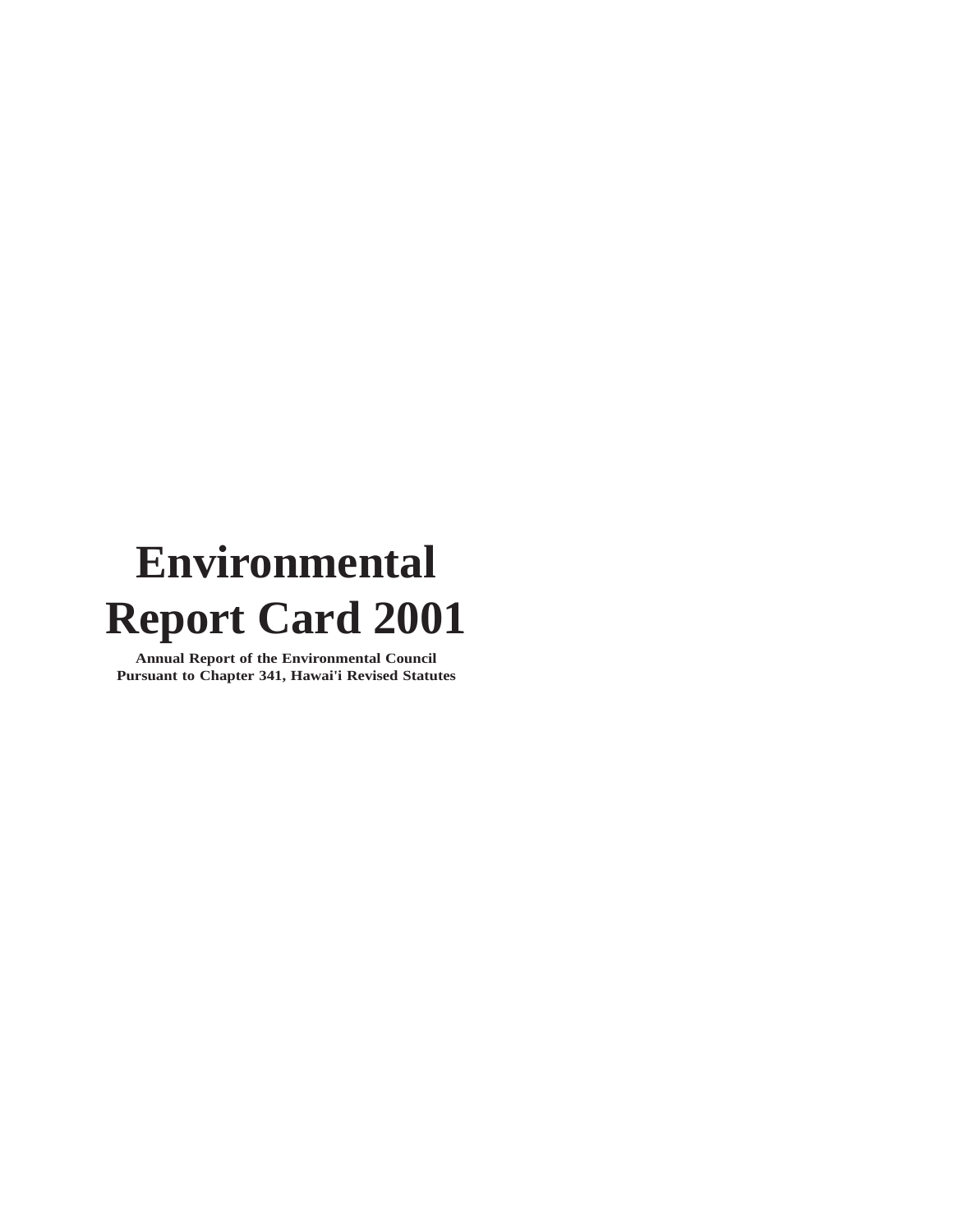# Environmental Report Card 2001

**Annual Report of the Environmental Council**
**Pursuant to Chapter 341, Hawai'i Revised Statutes**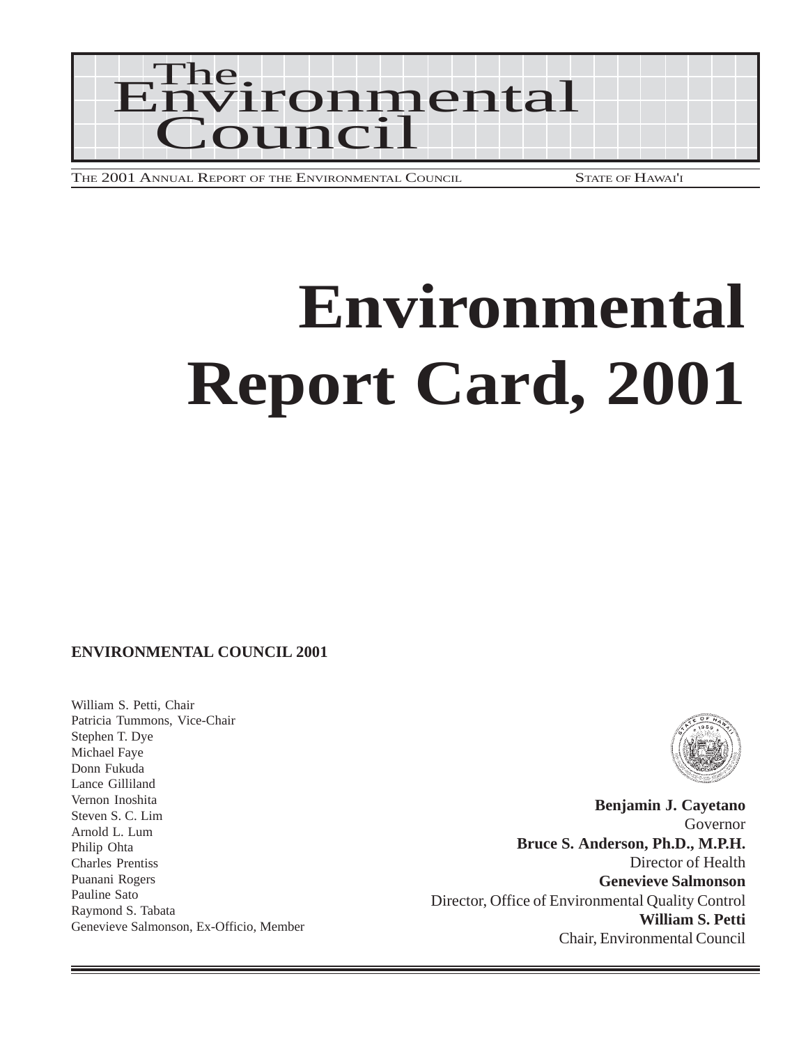# The Environmental Council

THE 2001 ANNUAL REPORT OF THE ENVIRONMENTAL COUNCIL — STATE OF HAWAI'I

# Environmental Report Card, 2001

**ENVIRONMENTAL COUNCIL 2001**

William S. Petti, Chair
Patricia Tummons, Vice-Chair
Stephen T. Dye
Michael Faye
Donn Fukuda
Lance Gilliland
Vernon Inoshita
Steven S. C. Lim
Arnold L. Lum
Philip Ohta
Charles Prentiss
Puanani Rogers
Pauline Sato
Raymond S. Tabata
Genevieve Salmonson, Ex-Officio, Member

**Benjamin J. Cayetano**
Governor
**Bruce S. Anderson, Ph.D., M.P.H.**
Director of Health
**Genevieve Salmonson**
Director, Office of Environmental Quality Control
**William S. Petti**
Chair, Environmental Council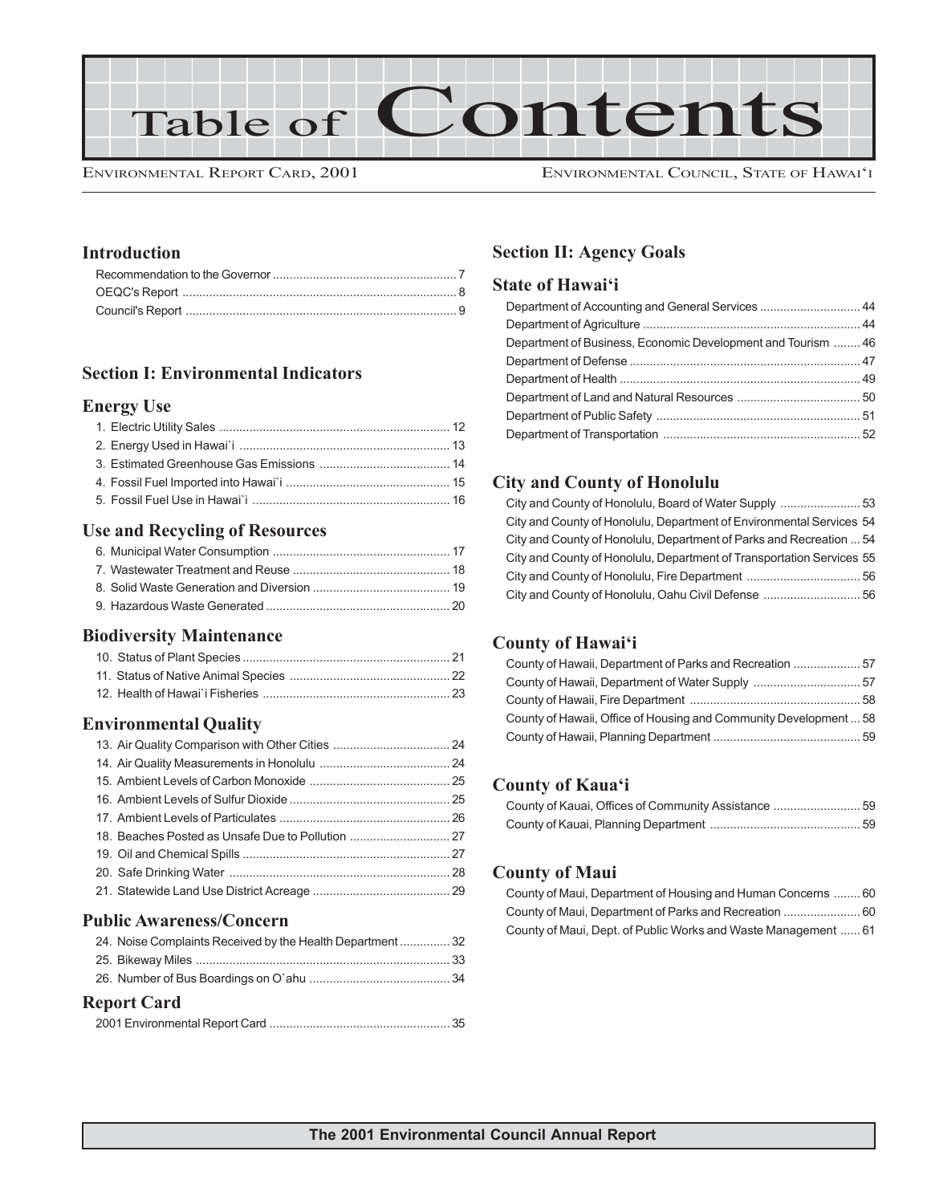# Table of Contents

Environmental Report Card, 2001 — Environmental Council, State of Hawai'i

## Introduction

Recommendation to the Governor ....... 7
OEQC's Report ....... 8
Council's Report ....... 9

## Section I: Environmental Indicators

### Energy Use

1. Electric Utility Sales ....... 12
2. Energy Used in Hawai`i ....... 13
3. Estimated Greenhouse Gas Emissions ....... 14
4. Fossil Fuel Imported into Hawai`i ....... 15
5. Fossil Fuel Use in Hawai`i ....... 16

### Use and Recycling of Resources

6. Municipal Water Consumption ....... 17
7. Wastewater Treatment and Reuse ....... 18
8. Solid Waste Generation and Diversion ....... 19
9. Hazardous Waste Generated ....... 20

### Biodiversity Maintenance

10. Status of Plant Species ....... 21
11. Status of Native Animal Species ....... 22
12. Health of Hawai`i Fisheries ....... 23

### Environmental Quality

13. Air Quality Comparison with Other Cities ....... 24
14. Air Quality Measurements in Honolulu ....... 24
15. Ambient Levels of Carbon Monoxide ....... 25
16. Ambient Levels of Sulfur Dioxide ....... 25
17. Ambient Levels of Particulates ....... 26
18. Beaches Posted as Unsafe Due to Pollution ....... 27
19. Oil and Chemical Spills ....... 27
20. Safe Drinking Water ....... 28
21. Statewide Land Use District Acreage ....... 29

### Public Awareness/Concern

24. Noise Complaints Received by the Health Department ....... 32
25. Bikeway Miles ....... 33
26. Number of Bus Boardings on O`ahu ....... 34

### Report Card

2001 Environmental Report Card ....... 35

## Section II: Agency Goals

### State of Hawai'i

Department of Accounting and General Services ....... 44
Department of Agriculture ....... 44
Department of Business, Economic Development and Tourism ....... 46
Department of Defense ....... 47
Department of Health ....... 49
Department of Land and Natural Resources ....... 50
Department of Public Safety ....... 51
Department of Transportation ....... 52

### City and County of Honolulu

City and County of Honolulu, Board of Water Supply ....... 53
City and County of Honolulu, Department of Environmental Services ....... 54
City and County of Honolulu, Department of Parks and Recreation ....... 54
City and County of Honolulu, Department of Transportation Services ....... 55
City and County of Honolulu, Fire Department ....... 56
City and County of Honolulu, Oahu Civil Defense ....... 56

### County of Hawai'i

County of Hawaii, Department of Parks and Recreation ....... 57
County of Hawaii, Department of Water Supply ....... 57
County of Hawaii, Fire Department ....... 58
County of Hawaii, Office of Housing and Community Development ....... 58
County of Hawaii, Planning Department ....... 59

### County of Kaua'i

County of Kauai, Offices of Community Assistance ....... 59
County of Kauai, Planning Department ....... 59

### County of Maui

County of Maui, Department of Housing and Human Concerns ....... 60
County of Maui, Department of Parks and Recreation ....... 60
County of Maui, Dept. of Public Works and Waste Management ....... 61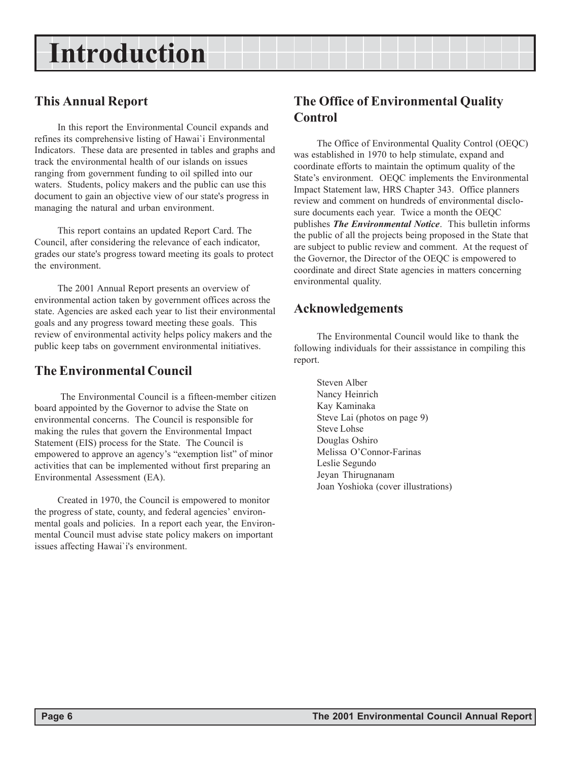# Introduction

## This Annual Report

In this report the Environmental Council expands and refines its comprehensive listing of Hawai`i Environmental Indicators. These data are presented in tables and graphs and track the environmental health of our islands on issues ranging from government funding to oil spilled into our waters. Students, policy makers and the public can use this document to gain an objective view of our state's progress in managing the natural and urban environment.

This report contains an updated Report Card. The Council, after considering the relevance of each indicator, grades our state's progress toward meeting its goals to protect the environment.

The 2001 Annual Report presents an overview of environmental action taken by government offices across the state. Agencies are asked each year to list their environmental goals and any progress toward meeting these goals. This review of environmental activity helps policy makers and the public keep tabs on government environmental initiatives.

## The Environmental Council

The Environmental Council is a fifteen-member citizen board appointed by the Governor to advise the State on environmental concerns. The Council is responsible for making the rules that govern the Environmental Impact Statement (EIS) process for the State. The Council is empowered to approve an agency's "exemption list" of minor activities that can be implemented without first preparing an Environmental Assessment (EA).

Created in 1970, the Council is empowered to monitor the progress of state, county, and federal agencies' environmental goals and policies. In a report each year, the Environmental Council must advise state policy makers on important issues affecting Hawai`i's environment.

## The Office of Environmental Quality Control

The Office of Environmental Quality Control (OEQC) was established in 1970 to help stimulate, expand and coordinate efforts to maintain the optimum quality of the State's environment. OEQC implements the Environmental Impact Statement law, HRS Chapter 343. Office planners review and comment on hundreds of environmental disclosure documents each year. Twice a month the OEQC publishes ***The Environmental Notice***. This bulletin informs the public of all the projects being proposed in the State that are subject to public review and comment. At the request of the Governor, the Director of the OEQC is empowered to coordinate and direct State agencies in matters concerning environmental quality.

## Acknowledgements

The Environmental Council would like to thank the following individuals for their asssistance in compiling this report.

Steven Alber
Nancy Heinrich
Kay Kaminaka
Steve Lai (photos on page 9)
Steve Lohse
Douglas Oshiro
Melissa O'Connor-Farinas
Leslie Segundo
Jeyan Thirugnanam
Joan Yoshioka (cover illustrations)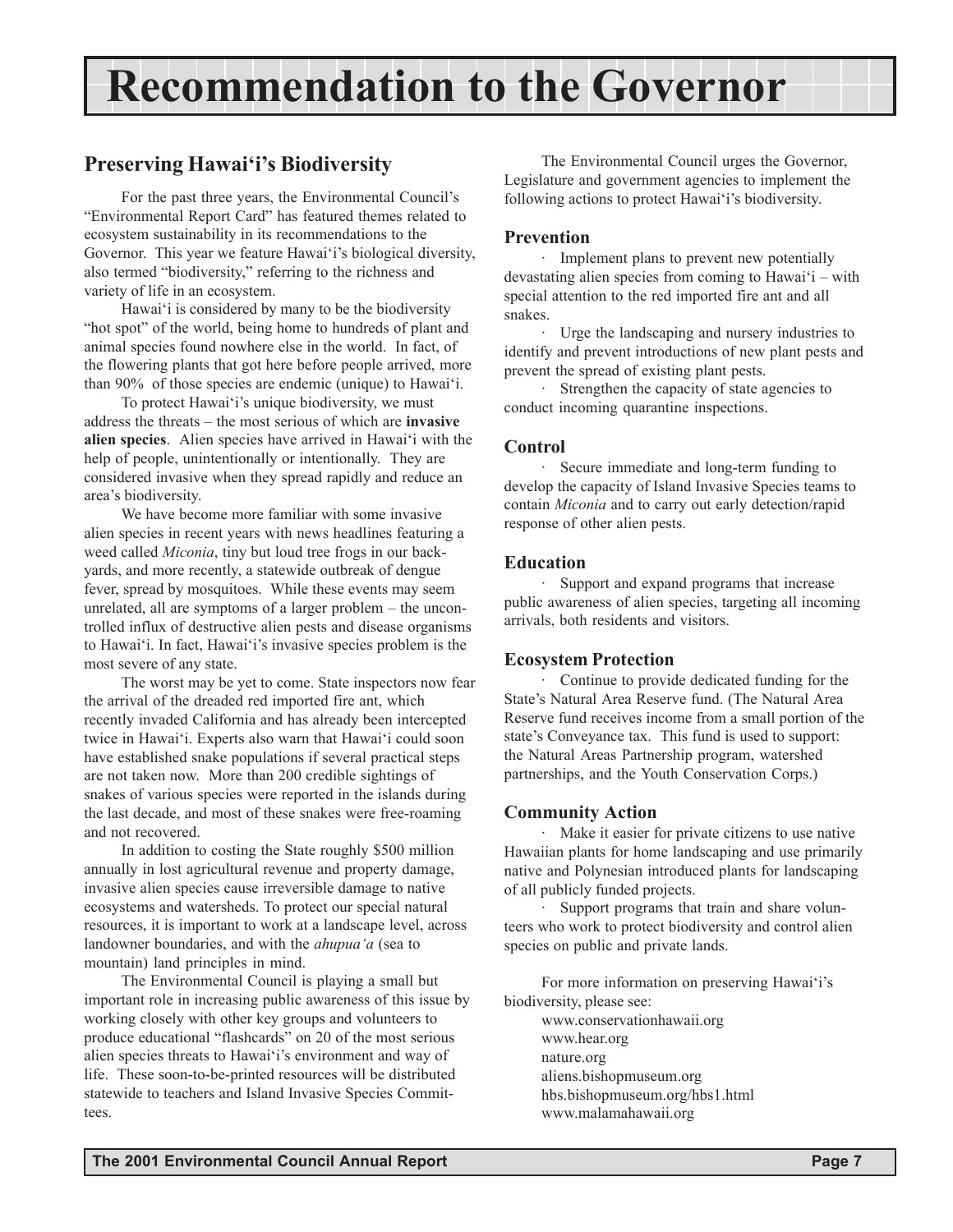# Recommendation to the Governor

## Preserving Hawai'i's Biodiversity

For the past three years, the Environmental Council's "Environmental Report Card" has featured themes related to ecosystem sustainability in its recommendations to the Governor. This year we feature Hawai'i's biological diversity, also termed "biodiversity," referring to the richness and variety of life in an ecosystem.

Hawai'i is considered by many to be the biodiversity "hot spot" of the world, being home to hundreds of plant and animal species found nowhere else in the world. In fact, of the flowering plants that got here before people arrived, more than 90% of those species are endemic (unique) to Hawai'i.

To protect Hawai'i's unique biodiversity, we must address the threats – the most serious of which are **invasive alien species**. Alien species have arrived in Hawai'i with the help of people, unintentionally or intentionally. They are considered invasive when they spread rapidly and reduce an area's biodiversity.

We have become more familiar with some invasive alien species in recent years with news headlines featuring a weed called *Miconia*, tiny but loud tree frogs in our backyards, and more recently, a statewide outbreak of dengue fever, spread by mosquitoes. While these events may seem unrelated, all are symptoms of a larger problem – the uncontrolled influx of destructive alien pests and disease organisms to Hawai'i. In fact, Hawai'i's invasive species problem is the most severe of any state.

The worst may be yet to come. State inspectors now fear the arrival of the dreaded red imported fire ant, which recently invaded California and has already been intercepted twice in Hawai'i. Experts also warn that Hawai'i could soon have established snake populations if several practical steps are not taken now. More than 200 credible sightings of snakes of various species were reported in the islands during the last decade, and most of these snakes were free-roaming and not recovered.

In addition to costing the State roughly $500 million annually in lost agricultural revenue and property damage, invasive alien species cause irreversible damage to native ecosystems and watersheds. To protect our special natural resources, it is important to work at a landscape level, across landowner boundaries, and with the *ahupua'a* (sea to mountain) land principles in mind.

The Environmental Council is playing a small but important role in increasing public awareness of this issue by working closely with other key groups and volunteers to produce educational "flashcards" on 20 of the most serious alien species threats to Hawai'i's environment and way of life. These soon-to-be-printed resources will be distributed statewide to teachers and Island Invasive Species Committees.

The Environmental Council urges the Governor, Legislature and government agencies to implement the following actions to protect Hawai'i's biodiversity.

### Prevention

- Implement plans to prevent new potentially devastating alien species from coming to Hawai'i – with special attention to the red imported fire ant and all snakes.
- Urge the landscaping and nursery industries to identify and prevent introductions of new plant pests and prevent the spread of existing plant pests.
- Strengthen the capacity of state agencies to conduct incoming quarantine inspections.

### Control

- Secure immediate and long-term funding to develop the capacity of Island Invasive Species teams to contain *Miconia* and to carry out early detection/rapid response of other alien pests.

### Education

- Support and expand programs that increase public awareness of alien species, targeting all incoming arrivals, both residents and visitors.

### Ecosystem Protection

- Continue to provide dedicated funding for the State's Natural Area Reserve fund. (The Natural Area Reserve fund receives income from a small portion of the state's Conveyance tax. This fund is used to support: the Natural Areas Partnership program, watershed partnerships, and the Youth Conservation Corps.)

### Community Action

- Make it easier for private citizens to use native Hawaiian plants for home landscaping and use primarily native and Polynesian introduced plants for landscaping of all publicly funded projects.
- Support programs that train and share volunteers who work to protect biodiversity and control alien species on public and private lands.

For more information on preserving Hawai'i's biodiversity, please see:

www.conservationhawaii.org
www.hear.org
nature.org
aliens.bishopmuseum.org
hbs.bishopmuseum.org/hbs1.html
www.malamahawaii.org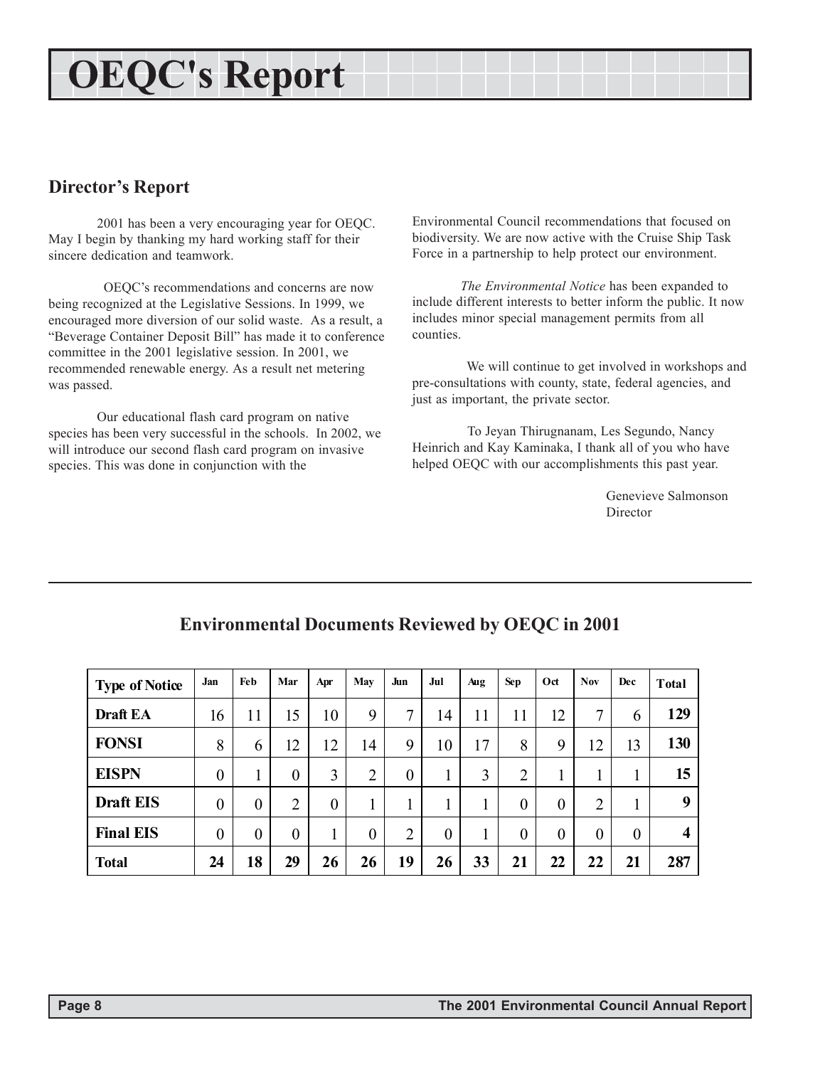# OEQC's Report

## Director's Report

2001 has been a very encouraging year for OEQC. May I begin by thanking my hard working staff for their sincere dedication and teamwork.

OEQC's recommendations and concerns are now being recognized at the Legislative Sessions. In 1999, we encouraged more diversion of our solid waste. As a result, a "Beverage Container Deposit Bill" has made it to conference committee in the 2001 legislative session. In 2001, we recommended renewable energy. As a result net metering was passed.

Our educational flash card program on native species has been very successful in the schools. In 2002, we will introduce our second flash card program on invasive species. This was done in conjunction with the Environmental Council recommendations that focused on biodiversity. We are now active with the Cruise Ship Task Force in a partnership to help protect our environment.

*The Environmental Notice* has been expanded to include different interests to better inform the public. It now includes minor special management permits from all counties.

We will continue to get involved in workshops and pre-consultations with county, state, federal agencies, and just as important, the private sector.

To Jeyan Thirugnanam, Les Segundo, Nancy Heinrich and Kay Kaminaka, I thank all of you who have helped OEQC with our accomplishments this past year.

Genevieve Salmonson
Director

## Environmental Documents Reviewed by OEQC in 2001

| Type of Notice | Jan | Feb | Mar | Apr | May | Jun | Jul | Aug | Sep | Oct | Nov | Dec | Total |
|---|---|---|---|---|---|---|---|---|---|---|---|---|---|
| **Draft EA** | 16 | 11 | 15 | 10 | 9 | 7 | 14 | 11 | 11 | 12 | 7 | 6 | **129** |
| **FONSI** | 8 | 6 | 12 | 12 | 14 | 9 | 10 | 17 | 8 | 9 | 12 | 13 | **130** |
| **EISPN** | 0 | 1 | 0 | 3 | 2 | 0 | 1 | 3 | 2 | 1 | 1 | 1 | **15** |
| **Draft EIS** | 0 | 0 | 2 | 0 | 1 | 1 | 1 | 1 | 0 | 0 | 2 | 1 | **9** |
| **Final EIS** | 0 | 0 | 0 | 1 | 0 | 2 | 0 | 1 | 0 | 0 | 0 | 0 | **4** |
| **Total** | **24** | **18** | **29** | **26** | **26** | **19** | **26** | **33** | **21** | **22** | **22** | **21** | **287** |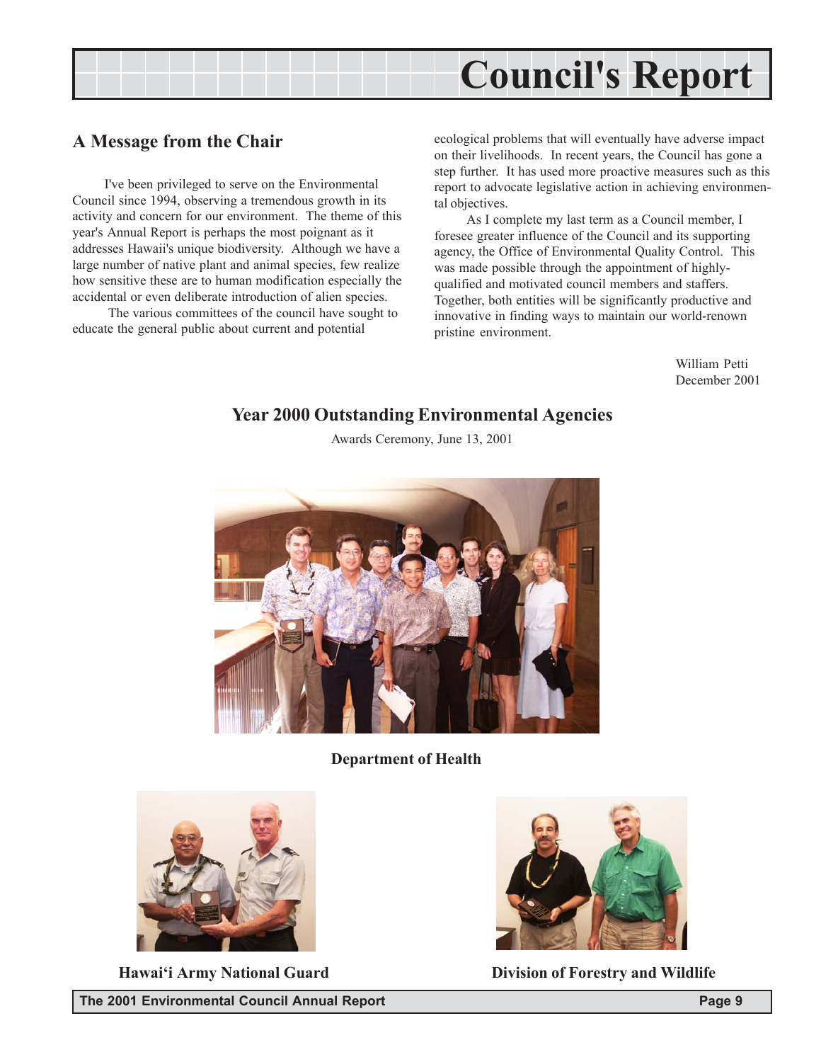# Council's Report

## A Message from the Chair

I've been privileged to serve on the Environmental Council since 1994, observing a tremendous growth in its activity and concern for our environment. The theme of this year's Annual Report is perhaps the most poignant as it addresses Hawaii's unique biodiversity. Although we have a large number of native plant and animal species, few realize how sensitive these are to human modification especially the accidental or even deliberate introduction of alien species.

The various committees of the council have sought to educate the general public about current and potential ecological problems that will eventually have adverse impact on their livelihoods. In recent years, the Council has gone a step further. It has used more proactive measures such as this report to advocate legislative action in achieving environmental objectives.

As I complete my last term as a Council member, I foresee greater influence of the Council and its supporting agency, the Office of Environmental Quality Control. This was made possible through the appointment of highly-qualified and motivated council members and staffers. Together, both entities will be significantly productive and innovative in finding ways to maintain our world-renown pristine environment.

William Petti
December 2001

## Year 2000 Outstanding Environmental Agencies

Awards Ceremony, June 13, 2001

**Department of Health**

**Hawai'i Army National Guard**

**Division of Forestry and Wildlife**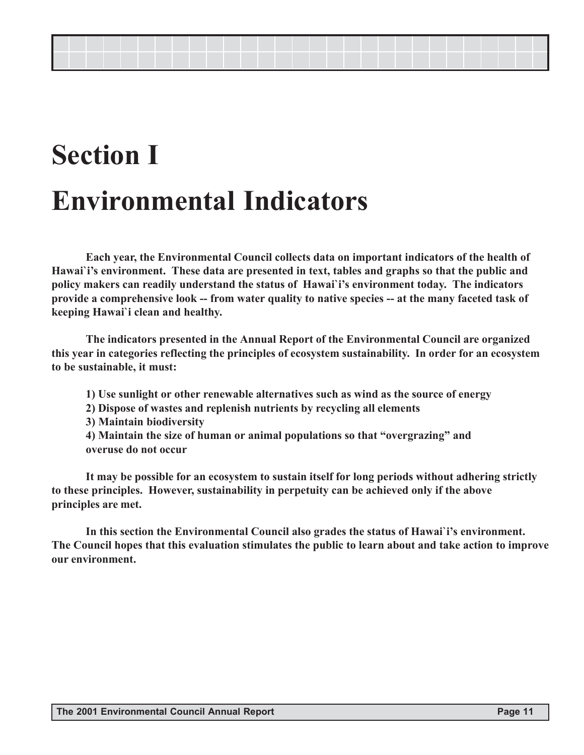# Section I

# Environmental Indicators

**Each year, the Environmental Council collects data on important indicators of the health of Hawai`i's environment. These data are presented in text, tables and graphs so that the public and policy makers can readily understand the status of Hawai`i's environment today. The indicators provide a comprehensive look -- from water quality to native species -- at the many faceted task of keeping Hawai`i clean and healthy.**

**The indicators presented in the Annual Report of the Environmental Council are organized this year in categories reflecting the principles of ecosystem sustainability. In order for an ecosystem to be sustainable, it must:**

**1) Use sunlight or other renewable alternatives such as wind as the source of energy**
**2) Dispose of wastes and replenish nutrients by recycling all elements**
**3) Maintain biodiversity**
**4) Maintain the size of human or animal populations so that "overgrazing" and overuse do not occur**

**It may be possible for an ecosystem to sustain itself for long periods without adhering strictly to these principles. However, sustainability in perpetuity can be achieved only if the above principles are met.**

**In this section the Environmental Council also grades the status of Hawai`i's environment. The Council hopes that this evaluation stimulates the public to learn about and take action to improve our environment.**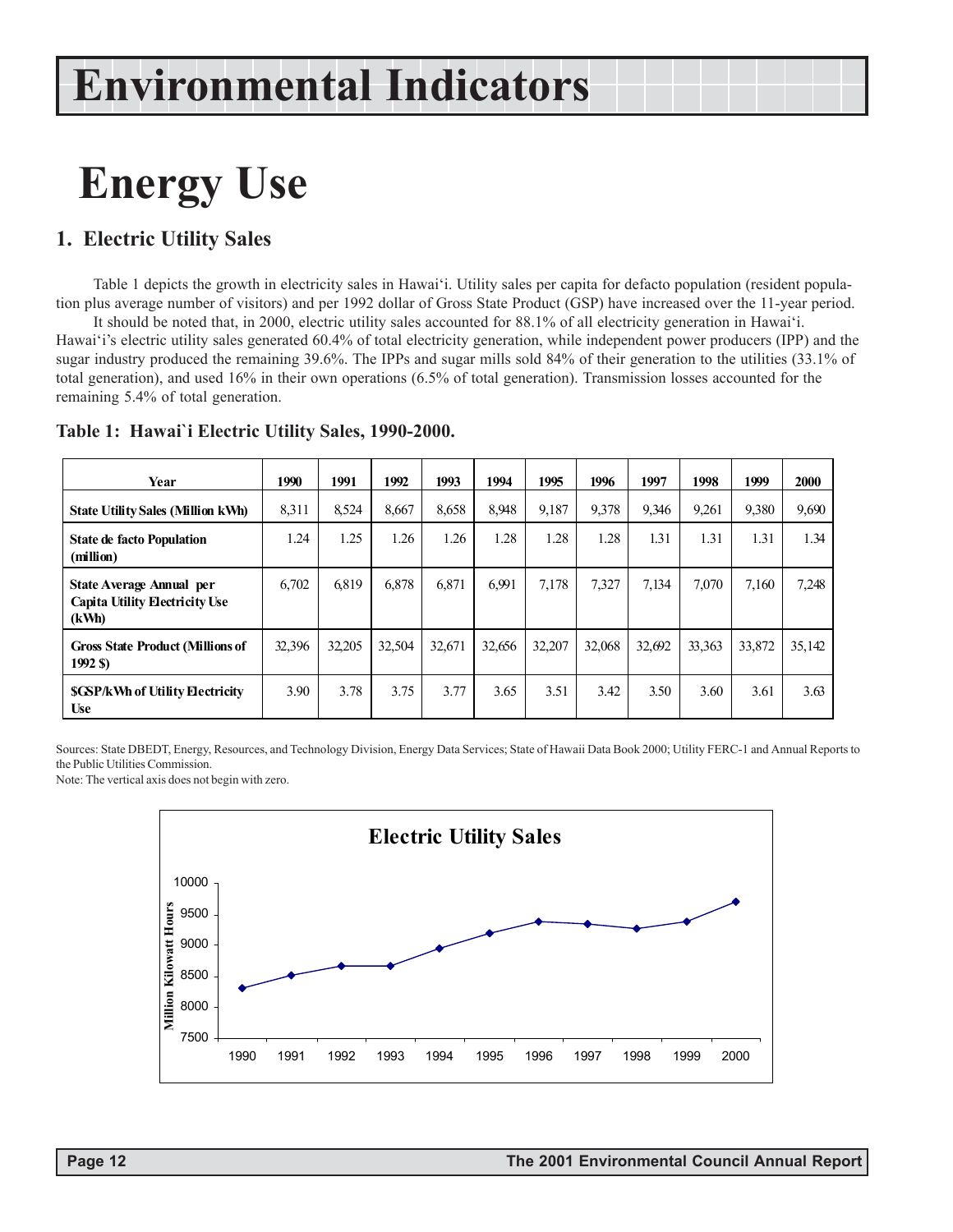# Environmental Indicators

# Energy Use

## 1. Electric Utility Sales

Table 1 depicts the growth in electricity sales in Hawai'i. Utility sales per capita for defacto population (resident population plus average number of visitors) and per 1992 dollar of Gross State Product (GSP) have increased over the 11-year period.

It should be noted that, in 2000, electric utility sales accounted for 88.1% of all electricity generation in Hawai'i. Hawai'i's electric utility sales generated 60.4% of total electricity generation, while independent power producers (IPP) and the sugar industry produced the remaining 39.6%. The IPPs and sugar mills sold 84% of their generation to the utilities (33.1% of total generation), and used 16% in their own operations (6.5% of total generation). Transmission losses accounted for the remaining 5.4% of total generation.

### Table 1: Hawai`i Electric Utility Sales, 1990-2000.

| Year | 1990 | 1991 | 1992 | 1993 | 1994 | 1995 | 1996 | 1997 | 1998 | 1999 | 2000 |
|---|---|---|---|---|---|---|---|---|---|---|---|
| State Utility Sales (Million kWh) | 8,311 | 8,524 | 8,667 | 8,658 | 8,948 | 9,187 | 9,378 | 9,346 | 9,261 | 9,380 | 9,690 |
| State de facto Population (million) | 1.24 | 1.25 | 1.26 | 1.26 | 1.28 | 1.28 | 1.28 | 1.31 | 1.31 | 1.31 | 1.34 |
| State Average Annual per Capita Utility Electricity Use (kWh) | 6,702 | 6,819 | 6,878 | 6,871 | 6,991 | 7,178 | 7,327 | 7,134 | 7,070 | 7,160 | 7,248 |
| Gross State Product (Millions of 1992 $) | 32,396 | 32,205 | 32,504 | 32,671 | 32,656 | 32,207 | 32,068 | 32,692 | 33,363 | 33,872 | 35,142 |
| $GSP/kWh of Utility Electricity Use | 3.90 | 3.78 | 3.75 | 3.77 | 3.65 | 3.51 | 3.42 | 3.50 | 3.60 | 3.61 | 3.63 |

Sources: State DBEDT, Energy, Resources, and Technology Division, Energy Data Services; State of Hawaii Data Book 2000; Utility FERC-1 and Annual Reports to the Public Utilities Commission.

Note: The vertical axis does not begin with zero.

**Electric Utility Sales**

| Year | Million Kilowatt Hours |
|---|---|
| 1990 | 8,311 |
| 1991 | 8,524 |
| 1992 | 8,667 |
| 1993 | 8,658 |
| 1994 | 8,948 |
| 1995 | 9,187 |
| 1996 | 9,378 |
| 1997 | 9,346 |
| 1998 | 9,261 |
| 1999 | 9,380 |
| 2000 | 9,690 |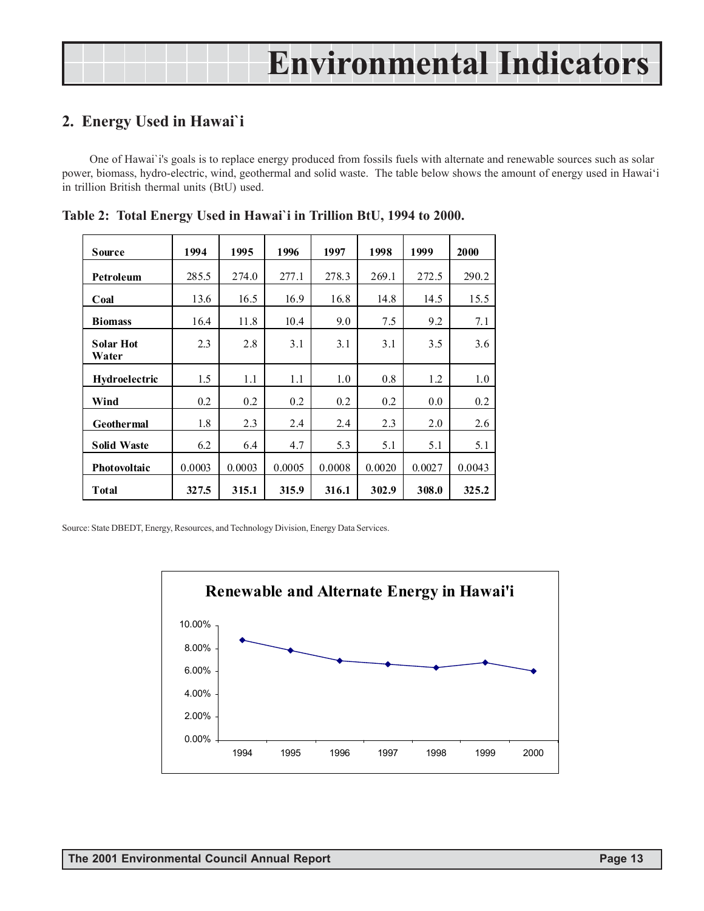# Environmental Indicators

## 2. Energy Used in Hawai`i

One of Hawai`i's goals is to replace energy produced from fossils fuels with alternate and renewable sources such as solar power, biomass, hydro-electric, wind, geothermal and solid waste. The table below shows the amount of energy used in Hawai'i in trillion British thermal units (BtU) used.

**Table 2: Total Energy Used in Hawai`i in Trillion BtU, 1994 to 2000.**

| Source | 1994 | 1995 | 1996 | 1997 | 1998 | 1999 | 2000 |
|---|---|---|---|---|---|---|---|
| **Petroleum** | 285.5 | 274.0 | 277.1 | 278.3 | 269.1 | 272.5 | 290.2 |
| **Coal** | 13.6 | 16.5 | 16.9 | 16.8 | 14.8 | 14.5 | 15.5 |
| **Biomass** | 16.4 | 11.8 | 10.4 | 9.0 | 7.5 | 9.2 | 7.1 |
| **Solar Hot Water** | 2.3 | 2.8 | 3.1 | 3.1 | 3.1 | 3.5 | 3.6 |
| **Hydroelectric** | 1.5 | 1.1 | 1.1 | 1.0 | 0.8 | 1.2 | 1.0 |
| **Wind** | 0.2 | 0.2 | 0.2 | 0.2 | 0.2 | 0.0 | 0.2 |
| **Geothermal** | 1.8 | 2.3 | 2.4 | 2.4 | 2.3 | 2.0 | 2.6 |
| **Solid Waste** | 6.2 | 6.4 | 4.7 | 5.3 | 5.1 | 5.1 | 5.1 |
| **Photovoltaic** | 0.0003 | 0.0003 | 0.0005 | 0.0008 | 0.0020 | 0.0027 | 0.0043 |
| **Total** | **327.5** | **315.1** | **315.9** | **316.1** | **302.9** | **308.0** | **325.2** |

Source: State DBEDT, Energy, Resources, and Technology Division, Energy Data Services.

**Renewable and Alternate Energy in Hawai'i**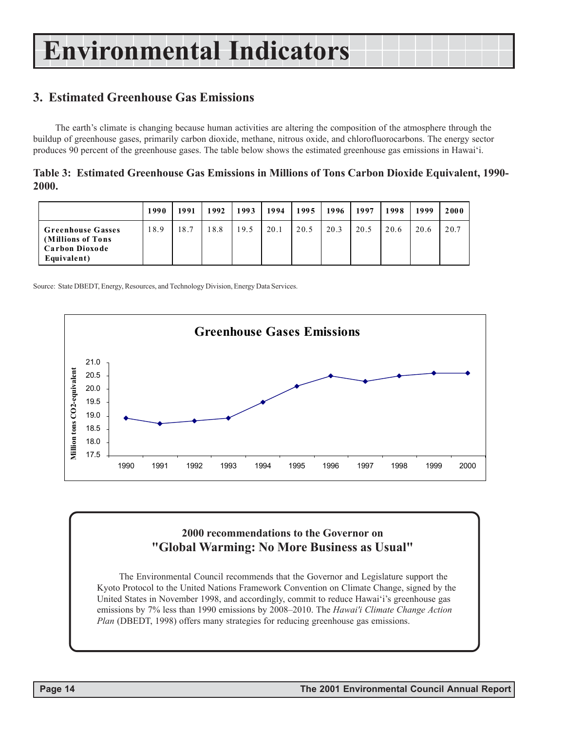# Environmental Indicators

## 3. Estimated Greenhouse Gas Emissions

The earth's climate is changing because human activities are altering the composition of the atmosphere through the buildup of greenhouse gases, primarily carbon dioxide, methane, nitrous oxide, and chlorofluorocarbons. The energy sector produces 90 percent of the greenhouse gases. The table below shows the estimated greenhouse gas emissions in Hawai'i.

**Table 3: Estimated Greenhouse Gas Emissions in Millions of Tons Carbon Dioxide Equivalent, 1990-2000.**

| | 1990 | 1991 | 1992 | 1993 | 1994 | 1995 | 1996 | 1997 | 1998 | 1999 | 2000 |
|---|---|---|---|---|---|---|---|---|---|---|---|
| **Greenhouse Gasses (Millions of Tons Carbon Dioxode Equivalent)** | 18.9 | 18.7 | 18.8 | 19.5 | 20.1 | 20.5 | 20.3 | 20.5 | 20.6 | 20.6 | 20.7 |

Source: State DBEDT, Energy, Resources, and Technology Division, Energy Data Services.

**Greenhouse Gases Emissions**

Million tons CO2-equivalent

| Year | 1990 | 1991 | 1992 | 1993 | 1994 | 1995 | 1996 | 1997 | 1998 | 1999 | 2000 |
|---|---|---|---|---|---|---|---|---|---|---|---|

### 2000 recommendations to the Governor on "Global Warming: No More Business as Usual"

The Environmental Council recommends that the Governor and Legislature support the Kyoto Protocol to the United Nations Framework Convention on Climate Change, signed by the United States in November 1998, and accordingly, commit to reduce Hawai'i's greenhouse gas emissions by 7% less than 1990 emissions by 2008–2010. The *Hawai'i Climate Change Action Plan* (DBEDT, 1998) offers many strategies for reducing greenhouse gas emissions.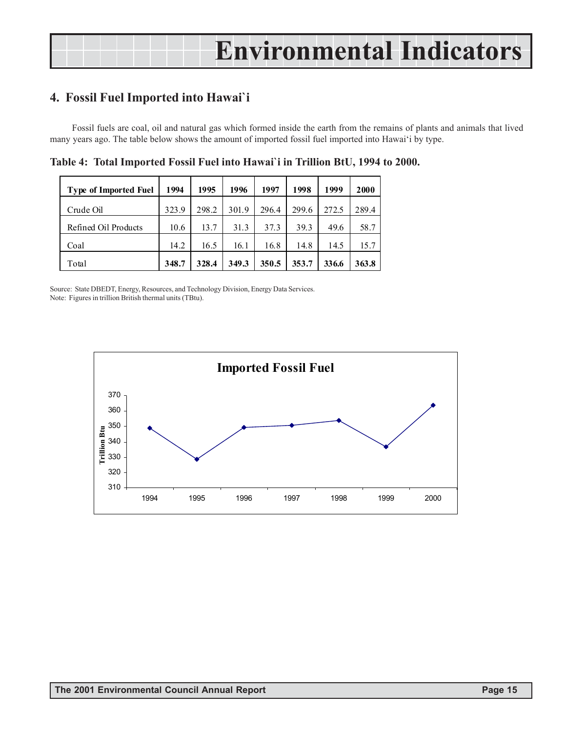## 4. Fossil Fuel Imported into Hawai`i

Fossil fuels are coal, oil and natural gas which formed inside the earth from the remains of plants and animals that lived many years ago. The table below shows the amount of imported fossil fuel imported into Hawai'i by type.

**Table 4: Total Imported Fossil Fuel into Hawai`i in Trillion BtU, 1994 to 2000.**

| Type of Imported Fuel | 1994 | 1995 | 1996 | 1997 | 1998 | 1999 | 2000 |
|---|---|---|---|---|---|---|---|
| Crude Oil | 323.9 | 298.2 | 301.9 | 296.4 | 299.6 | 272.5 | 289.4 |
| Refined Oil Products | 10.6 | 13.7 | 31.3 | 37.3 | 39.3 | 49.6 | 58.7 |
| Coal | 14.2 | 16.5 | 16.1 | 16.8 | 14.8 | 14.5 | 15.7 |
| Total | **348.7** | **328.4** | **349.3** | **350.5** | **353.7** | **336.6** | **363.8** |

Source: State DBEDT, Energy, Resources, and Technology Division, Energy Data Services.
Note: Figures in trillion British thermal units (TBtu).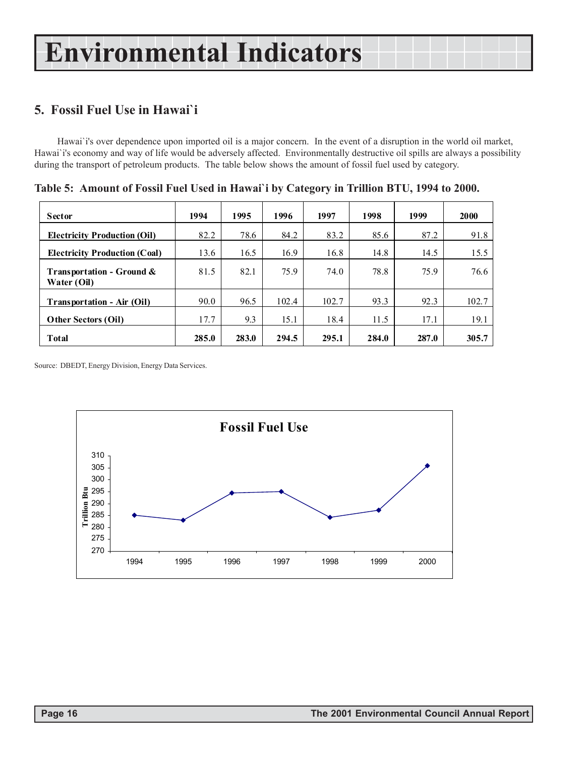# Environmental Indicators

## 5. Fossil Fuel Use in Hawai`i

Hawai`i's over dependence upon imported oil is a major concern. In the event of a disruption in the world oil market, Hawai`i's economy and way of life would be adversely affected. Environmentally destructive oil spills are always a possibility during the transport of petroleum products. The table below shows the amount of fossil fuel used by category.

**Table 5: Amount of Fossil Fuel Used in Hawai`i by Category in Trillion BTU, 1994 to 2000.**

| Sector | 1994 | 1995 | 1996 | 1997 | 1998 | 1999 | 2000 |
|---|---|---|---|---|---|---|---|
| **Electricity Production (Oil)** | 82.2 | 78.6 | 84.2 | 83.2 | 85.6 | 87.2 | 91.8 |
| **Electricity Production (Coal)** | 13.6 | 16.5 | 16.9 | 16.8 | 14.8 | 14.5 | 15.5 |
| **Transportation - Ground & Water (Oil)** | 81.5 | 82.1 | 75.9 | 74.0 | 78.8 | 75.9 | 76.6 |
| **Transportation - Air (Oil)** | 90.0 | 96.5 | 102.4 | 102.7 | 93.3 | 92.3 | 102.7 |
| **Other Sectors (Oil)** | 17.7 | 9.3 | 15.1 | 18.4 | 11.5 | 17.1 | 19.1 |
| **Total** | **285.0** | **283.0** | **294.5** | **295.1** | **284.0** | **287.0** | **305.7** |

Source: DBEDT, Energy Division, Energy Data Services.

**Fossil Fuel Use**

| Year | Trillion Btu |
|---|---|
| 1994 | 285.0 |
| 1995 | 283.0 |
| 1996 | 294.5 |
| 1997 | 295.1 |
| 1998 | 284.0 |
| 1999 | 287.0 |
| 2000 | 305.7 |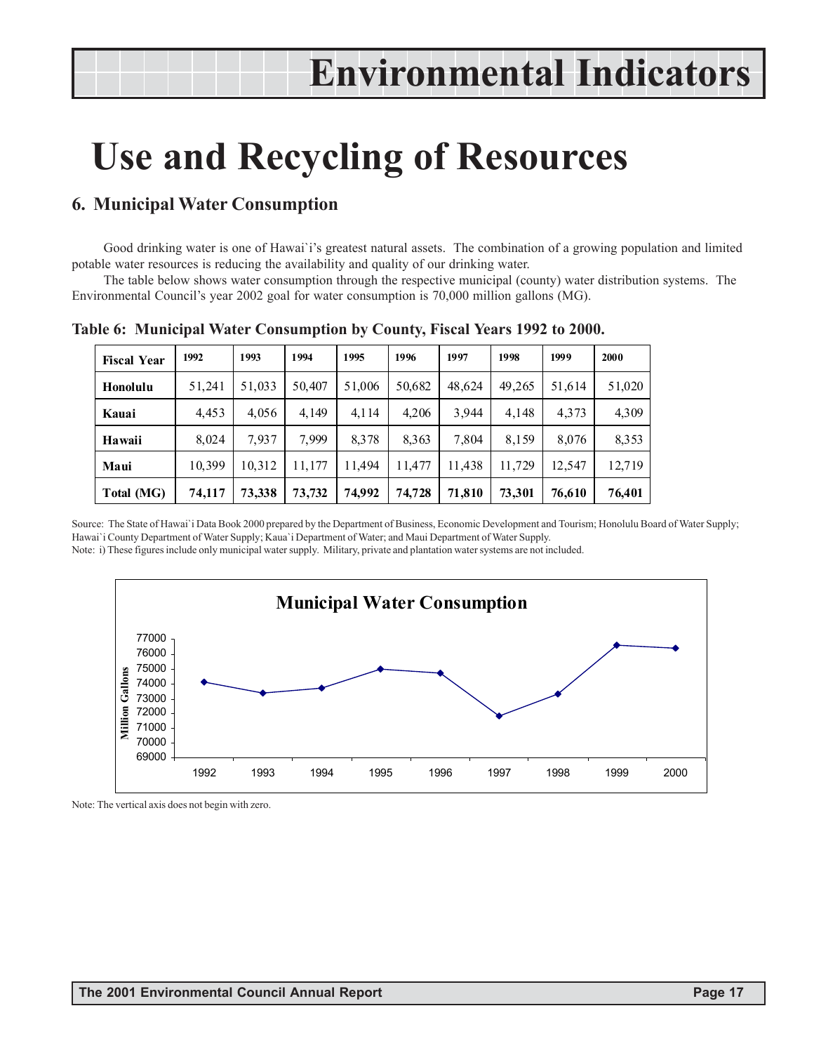# Environmental Indicators

# Use and Recycling of Resources

## 6. Municipal Water Consumption

Good drinking water is one of Hawai`i's greatest natural assets. The combination of a growing population and limited potable water resources is reducing the availability and quality of our drinking water.

The table below shows water consumption through the respective municipal (county) water distribution systems. The Environmental Council's year 2002 goal for water consumption is 70,000 million gallons (MG).

**Table 6: Municipal Water Consumption by County, Fiscal Years 1992 to 2000.**

| Fiscal Year | 1992 | 1993 | 1994 | 1995 | 1996 | 1997 | 1998 | 1999 | 2000 |
|---|---|---|---|---|---|---|---|---|---|
| Honolulu | 51,241 | 51,033 | 50,407 | 51,006 | 50,682 | 48,624 | 49,265 | 51,614 | 51,020 |
| Kauai | 4,453 | 4,056 | 4,149 | 4,114 | 4,206 | 3,944 | 4,148 | 4,373 | 4,309 |
| Hawaii | 8,024 | 7,937 | 7,999 | 8,378 | 8,363 | 7,804 | 8,159 | 8,076 | 8,353 |
| Maui | 10,399 | 10,312 | 11,177 | 11,494 | 11,477 | 11,438 | 11,729 | 12,547 | 12,719 |
| **Total (MG)** | **74,117** | **73,338** | **73,732** | **74,992** | **74,728** | **71,810** | **73,301** | **76,610** | **76,401** |

Source: The State of Hawai`i Data Book 2000 prepared by the Department of Business, Economic Development and Tourism; Honolulu Board of Water Supply; Hawai`i County Department of Water Supply; Kaua`i Department of Water; and Maui Department of Water Supply.

Note: i) These figures include only municipal water supply. Military, private and plantation water systems are not included.

**Municipal Water Consumption**

Note: The vertical axis does not begin with zero.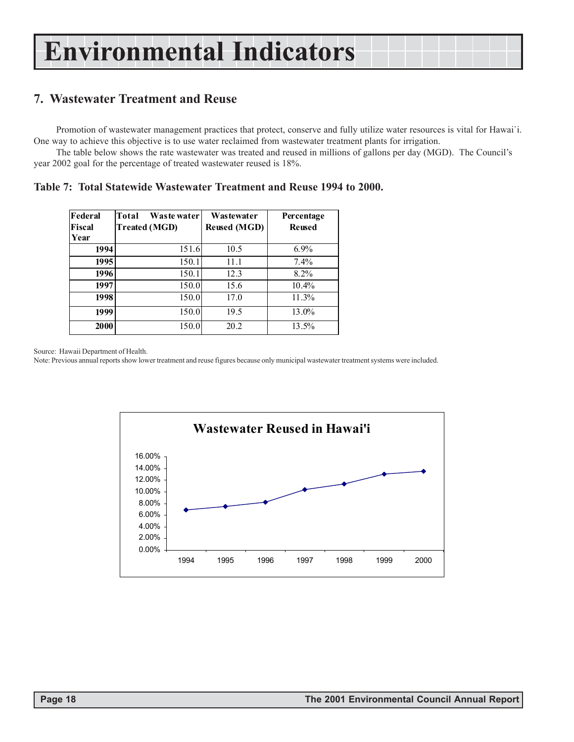## 7. Wastewater Treatment and Reuse

Promotion of wastewater management practices that protect, conserve and fully utilize water resources is vital for Hawai`i. One way to achieve this objective is to use water reclaimed from wastewater treatment plants for irrigation.

The table below shows the rate wastewater was treated and reused in millions of gallons per day (MGD). The Council's year 2002 goal for the percentage of treated wastewater reused is 18%.

**Table 7: Total Statewide Wastewater Treatment and Reuse 1994 to 2000.**

| Federal Fiscal Year | Total Wastewater Treated (MGD) | Wastewater Reused (MGD) | Percentage Reused |
|---|---|---|---|
| 1994 | 151.6 | 10.5 | 6.9% |
| 1995 | 150.1 | 11.1 | 7.4% |
| 1996 | 150.1 | 12.3 | 8.2% |
| 1997 | 150.0 | 15.6 | 10.4% |
| 1998 | 150.0 | 17.0 | 11.3% |
| 1999 | 150.0 | 19.5 | 13.0% |
| 2000 | 150.0 | 20.2 | 13.5% |

Source: Hawaii Department of Health.

Note: Previous annual reports show lower treatment and reuse figures because only municipal wastewater treatment systems were included.

**Wastewater Reused in Hawai'i**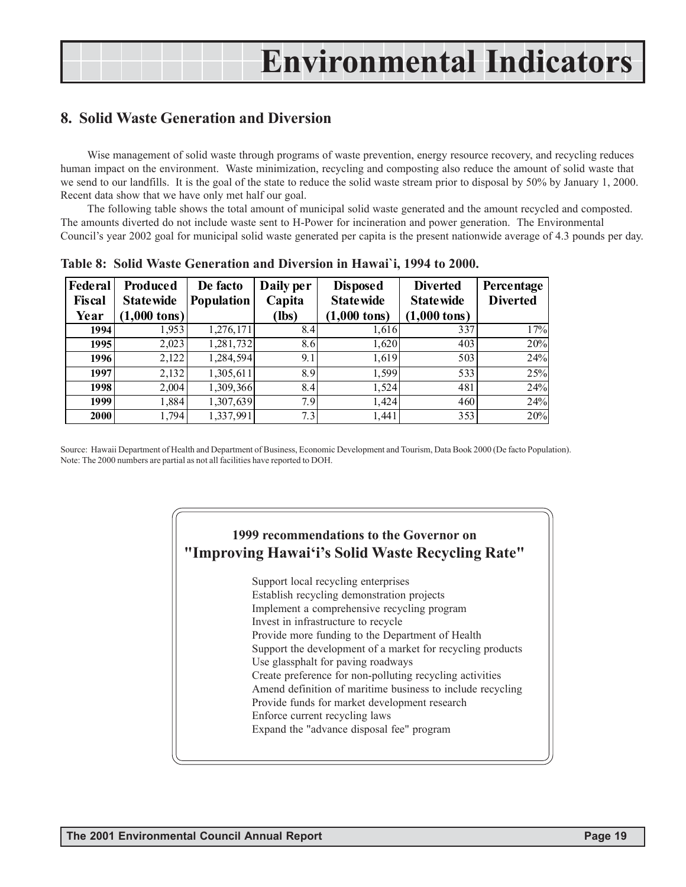# Environmental Indicators

## 8. Solid Waste Generation and Diversion

Wise management of solid waste through programs of waste prevention, energy resource recovery, and recycling reduces human impact on the environment. Waste minimization, recycling and composting also reduce the amount of solid waste that we send to our landfills. It is the goal of the state to reduce the solid waste stream prior to disposal by 50% by January 1, 2000. Recent data show that we have only met half our goal.

The following table shows the total amount of municipal solid waste generated and the amount recycled and composted. The amounts diverted do not include waste sent to H-Power for incineration and power generation. The Environmental Council's year 2002 goal for municipal solid waste generated per capita is the present nationwide average of 4.3 pounds per day.

**Table 8: Solid Waste Generation and Diversion in Hawai`i, 1994 to 2000.**

| Federal Fiscal Year | Produced Statewide (1,000 tons) | De facto Population | Daily per Capita (lbs) | Disposed Statewide (1,000 tons) | Diverted Statewide (1,000 tons) | Percentage Diverted |
|---|---|---|---|---|---|---|
| **1994** | 1,953 | 1,276,171 | 8.4 | 1,616 | 337 | 17% |
| **1995** | 2,023 | 1,281,732 | 8.6 | 1,620 | 403 | 20% |
| **1996** | 2,122 | 1,284,594 | 9.1 | 1,619 | 503 | 24% |
| **1997** | 2,132 | 1,305,611 | 8.9 | 1,599 | 533 | 25% |
| **1998** | 2,004 | 1,309,366 | 8.4 | 1,524 | 481 | 24% |
| **1999** | 1,884 | 1,307,639 | 7.9 | 1,424 | 460 | 24% |
| **2000** | 1,794 | 1,337,991 | 7.3 | 1,441 | 353 | 20% |

Source: Hawaii Department of Health and Department of Business, Economic Development and Tourism, Data Book 2000 (De facto Population).
Note: The 2000 numbers are partial as not all facilities have reported to DOH.

### 1999 recommendations to the Governor on "Improving Hawai'i's Solid Waste Recycling Rate"

- Support local recycling enterprises
- Establish recycling demonstration projects
- Implement a comprehensive recycling program
- Invest in infrastructure to recycle
- Provide more funding to the Department of Health
- Support the development of a market for recycling products
- Use glassphalt for paving roadways
- Create preference for non-polluting recycling activities
- Amend definition of maritime business to include recycling
- Provide funds for market development research
- Enforce current recycling laws
- Expand the "advance disposal fee" program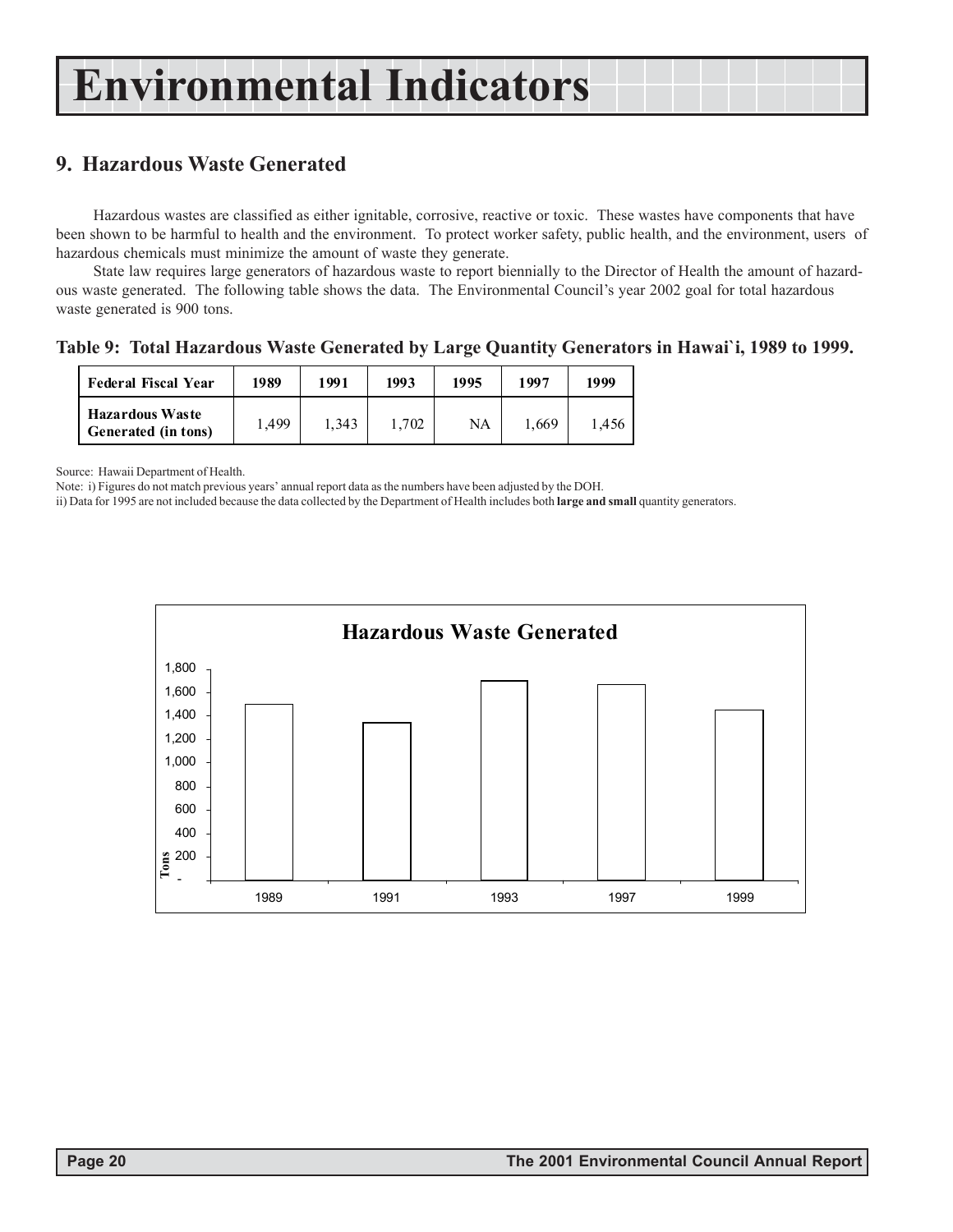# Environmental Indicators

## 9. Hazardous Waste Generated

Hazardous wastes are classified as either ignitable, corrosive, reactive or toxic. These wastes have components that have been shown to be harmful to health and the environment. To protect worker safety, public health, and the environment, users of hazardous chemicals must minimize the amount of waste they generate.

State law requires large generators of hazardous waste to report biennially to the Director of Health the amount of hazardous waste generated. The following table shows the data. The Environmental Council's year 2002 goal for total hazardous waste generated is 900 tons.

**Table 9: Total Hazardous Waste Generated by Large Quantity Generators in Hawai`i, 1989 to 1999.**

| Federal Fiscal Year | 1989 | 1991 | 1993 | 1995 | 1997 | 1999 |
|---|---|---|---|---|---|---|
| Hazardous Waste Generated (in tons) | 1,499 | 1,343 | 1,702 | NA | 1,669 | 1,456 |

Source: Hawaii Department of Health.

Note: i) Figures do not match previous years' annual report data as the numbers have been adjusted by the DOH.

ii) Data for 1995 are not included because the data collected by the Department of Health includes both **large and small** quantity generators.

**Hazardous Waste Generated**

| Year | Tons |
|---|---|
| 1989 | 1,499 |
| 1991 | 1,343 |
| 1993 | 1,702 |
| 1997 | 1,669 |
| 1999 | 1,456 |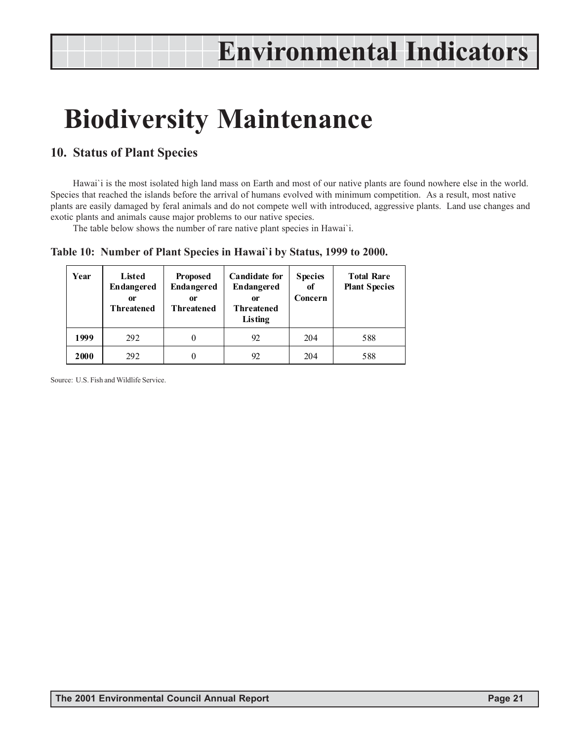# Environmental Indicators

# Biodiversity Maintenance

## 10. Status of Plant Species

Hawai`i is the most isolated high land mass on Earth and most of our native plants are found nowhere else in the world. Species that reached the islands before the arrival of humans evolved with minimum competition. As a result, most native plants are easily damaged by feral animals and do not compete well with introduced, aggressive plants. Land use changes and exotic plants and animals cause major problems to our native species.

The table below shows the number of rare native plant species in Hawai`i.

**Table 10: Number of Plant Species in Hawai`i by Status, 1999 to 2000.**

| Year | Listed Endangered or Threatened | Proposed Endangered or Threatened | Candidate for Endangered or Threatened Listing | Species of Concern | Total Rare Plant Species |
|---|---|---|---|---|---|
| **1999** | 292 | 0 | 92 | 204 | 588 |
| **2000** | 292 | 0 | 92 | 204 | 588 |

Source: U.S. Fish and Wildlife Service.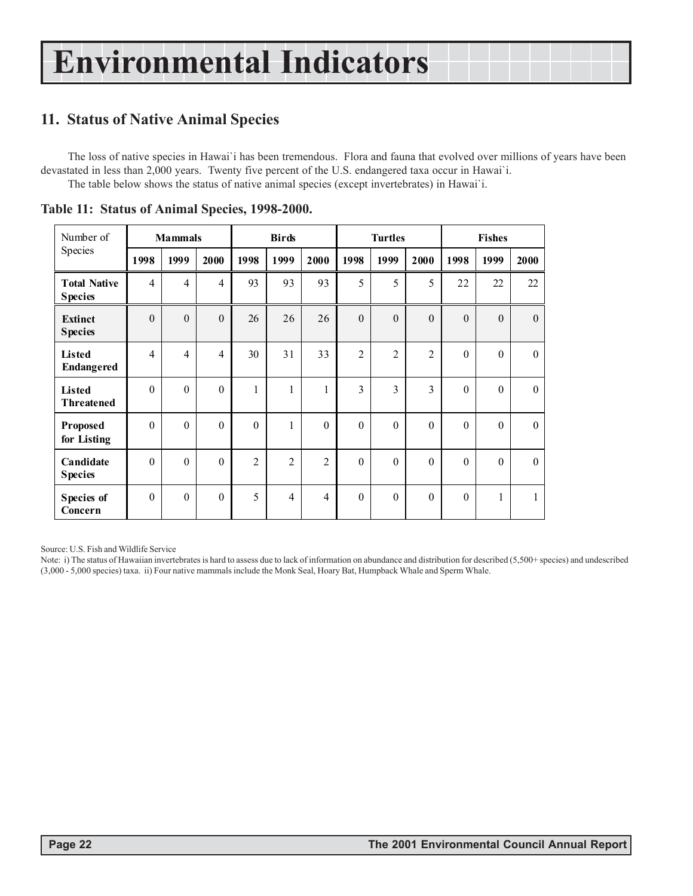# Environmental Indicators

## 11. Status of Native Animal Species

The loss of native species in Hawai`i has been tremendous. Flora and fauna that evolved over millions of years have been devastated in less than 2,000 years. Twenty five percent of the U.S. endangered taxa occur in Hawai`i.

The table below shows the status of native animal species (except invertebrates) in Hawai`i.

**Table 11: Status of Animal Species, 1998-2000.**

| Number of Species | Mammals | | | Birds | | | Turtles | | | Fishes | | |
|---|---|---|---|---|---|---|---|---|---|---|---|---|
| | 1998 | 1999 | 2000 | 1998 | 1999 | 2000 | 1998 | 1999 | 2000 | 1998 | 1999 | 2000 |
| **Total Native Species** | 4 | 4 | 4 | 93 | 93 | 93 | 5 | 5 | 5 | 22 | 22 | 22 |
| **Extinct Species** | 0 | 0 | 0 | 26 | 26 | 26 | 0 | 0 | 0 | 0 | 0 | 0 |
| **Listed Endangered** | 4 | 4 | 4 | 30 | 31 | 33 | 2 | 2 | 2 | 0 | 0 | 0 |
| **Listed Threatened** | 0 | 0 | 0 | 1 | 1 | 1 | 3 | 3 | 3 | 0 | 0 | 0 |
| **Proposed for Listing** | 0 | 0 | 0 | 0 | 1 | 0 | 0 | 0 | 0 | 0 | 0 | 0 |
| **Candidate Species** | 0 | 0 | 0 | 2 | 2 | 2 | 0 | 0 | 0 | 0 | 0 | 0 |
| **Species of Concern** | 0 | 0 | 0 | 5 | 4 | 4 | 0 | 0 | 0 | 0 | 1 | 1 |

Source: U.S. Fish and Wildlife Service

Note: i) The status of Hawaiian invertebrates is hard to assess due to lack of information on abundance and distribution for described (5,500+ species) and undescribed (3,000 - 5,000 species) taxa. ii) Four native mammals include the Monk Seal, Hoary Bat, Humpback Whale and Sperm Whale.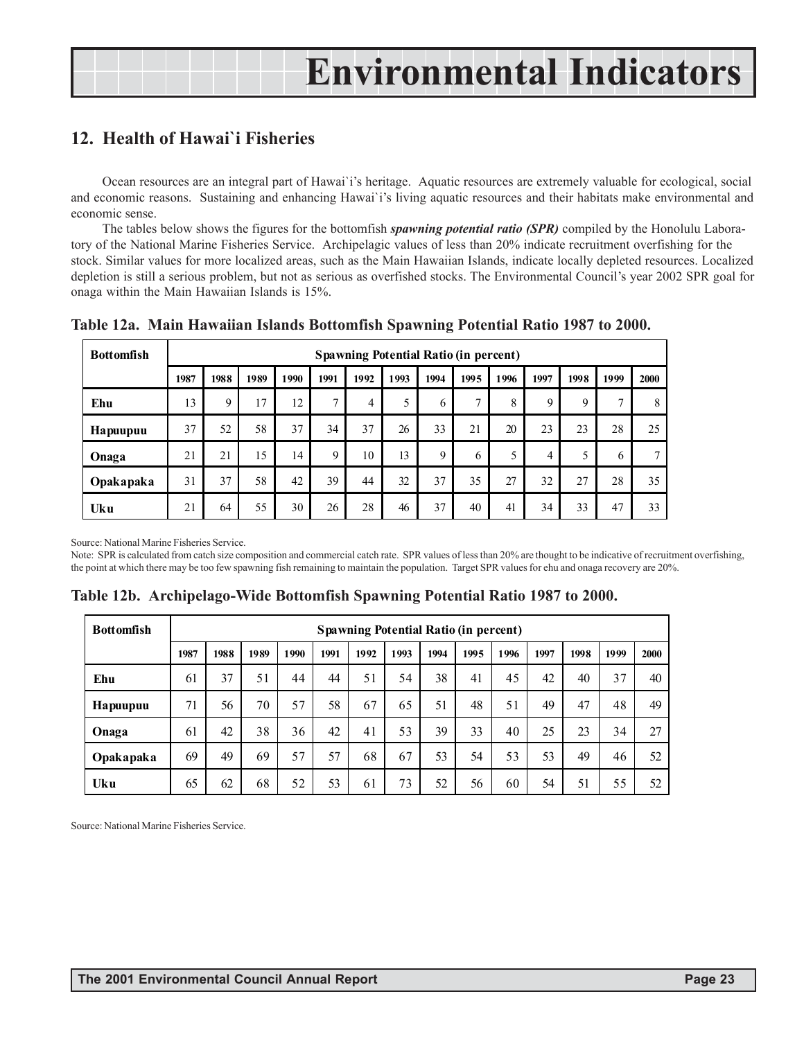# Environmental Indicators

## 12. Health of Hawai`i Fisheries

Ocean resources are an integral part of Hawai`i's heritage. Aquatic resources are extremely valuable for ecological, social and economic reasons. Sustaining and enhancing Hawai`i's living aquatic resources and their habitats make environmental and economic sense.

The tables below shows the figures for the bottomfish ***spawning potential ratio (SPR)*** compiled by the Honolulu Laboratory of the National Marine Fisheries Service. Archipelagic values of less than 20% indicate recruitment overfishing for the stock. Similar values for more localized areas, such as the Main Hawaiian Islands, indicate locally depleted resources. Localized depletion is still a serious problem, but not as serious as overfished stocks. The Environmental Council's year 2002 SPR goal for onaga within the Main Hawaiian Islands is 15%.

### Table 12a. Main Hawaiian Islands Bottomfish Spawning Potential Ratio 1987 to 2000.

| Bottomfish | Spawning Potential Ratio (in percent) | | | | | | | | | | | | | |
|---|---|---|---|---|---|---|---|---|---|---|---|---|---|---|
| | 1987 | 1988 | 1989 | 1990 | 1991 | 1992 | 1993 | 1994 | 1995 | 1996 | 1997 | 1998 | 1999 | 2000 |
| Ehu | 13 | 9 | 17 | 12 | 7 | 4 | 5 | 6 | 7 | 8 | 9 | 9 | 7 | 8 |
| Hapuupuu | 37 | 52 | 58 | 37 | 34 | 37 | 26 | 33 | 21 | 20 | 23 | 23 | 28 | 25 |
| Onaga | 21 | 21 | 15 | 14 | 9 | 10 | 13 | 9 | 6 | 5 | 4 | 5 | 6 | 7 |
| Opakapaka | 31 | 37 | 58 | 42 | 39 | 44 | 32 | 37 | 35 | 27 | 32 | 27 | 28 | 35 |
| Uku | 21 | 64 | 55 | 30 | 26 | 28 | 46 | 37 | 40 | 41 | 34 | 33 | 47 | 33 |

Source: National Marine Fisheries Service.

Note: SPR is calculated from catch size composition and commercial catch rate. SPR values of less than 20% are thought to be indicative of recruitment overfishing, the point at which there may be too few spawning fish remaining to maintain the population. Target SPR values for ehu and onaga recovery are 20%.

### Table 12b. Archipelago-Wide Bottomfish Spawning Potential Ratio 1987 to 2000.

| Bottomfish | Spawning Potential Ratio (in percent) | | | | | | | | | | | | | |
|---|---|---|---|---|---|---|---|---|---|---|---|---|---|---|
| | 1987 | 1988 | 1989 | 1990 | 1991 | 1992 | 1993 | 1994 | 1995 | 1996 | 1997 | 1998 | 1999 | 2000 |
| Ehu | 61 | 37 | 51 | 44 | 44 | 51 | 54 | 38 | 41 | 45 | 42 | 40 | 37 | 40 |
| Hapuupuu | 71 | 56 | 70 | 57 | 58 | 67 | 65 | 51 | 48 | 51 | 49 | 47 | 48 | 49 |
| Onaga | 61 | 42 | 38 | 36 | 42 | 41 | 53 | 39 | 33 | 40 | 25 | 23 | 34 | 27 |
| Opakapaka | 69 | 49 | 69 | 57 | 57 | 68 | 67 | 53 | 54 | 53 | 53 | 49 | 46 | 52 |
| Uku | 65 | 62 | 68 | 52 | 53 | 61 | 73 | 52 | 56 | 60 | 54 | 51 | 55 | 52 |

Source: National Marine Fisheries Service.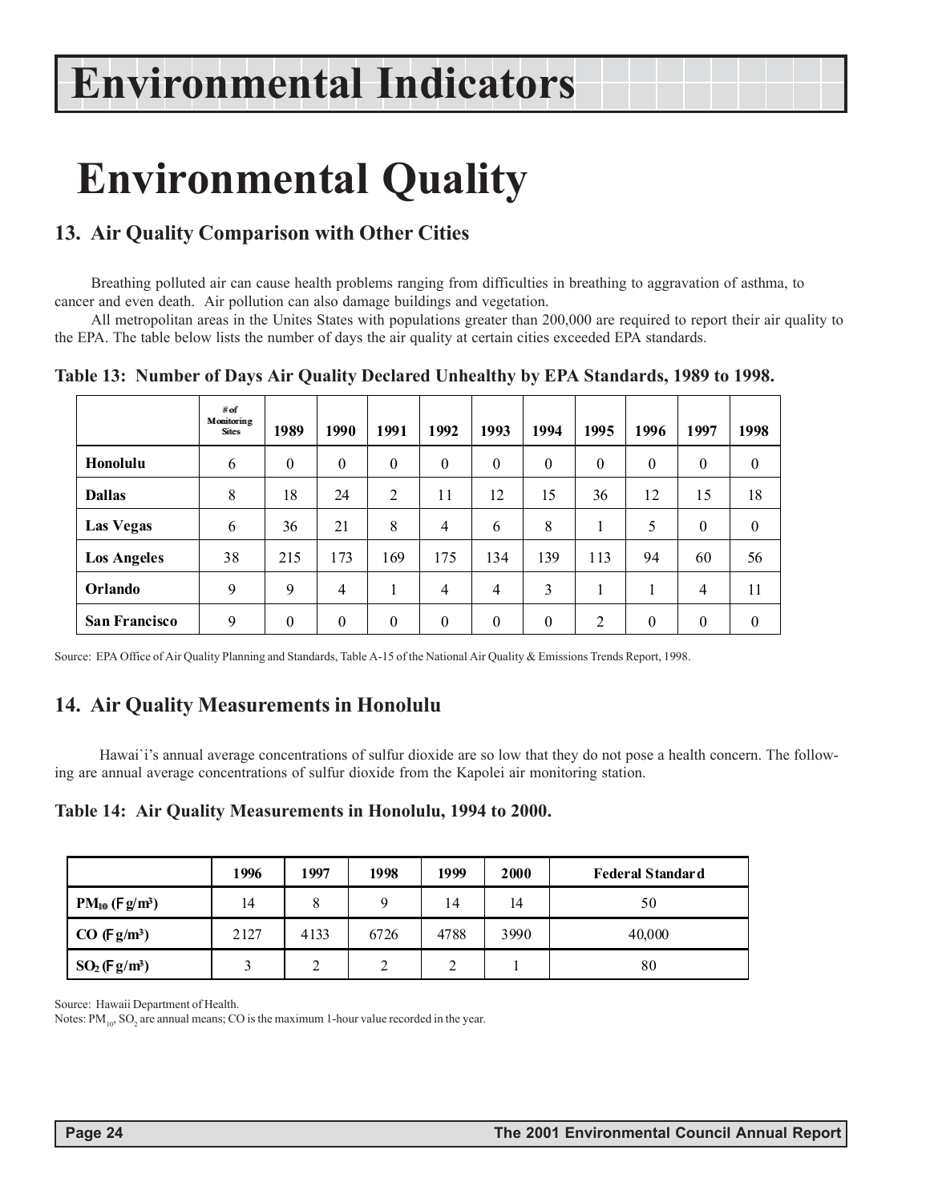# Environmental Indicators

# Environmental Quality

## 13. Air Quality Comparison with Other Cities

Breathing polluted air can cause health problems ranging from difficulties in breathing to aggravation of asthma, to cancer and even death. Air pollution can also damage buildings and vegetation.

All metropolitan areas in the Unites States with populations greater than 200,000 are required to report their air quality to the EPA. The table below lists the number of days the air quality at certain cities exceeded EPA standards.

**Table 13: Number of Days Air Quality Declared Unhealthy by EPA Standards, 1989 to 1998.**

| | # of Monitoring Sites | 1989 | 1990 | 1991 | 1992 | 1993 | 1994 | 1995 | 1996 | 1997 | 1998 |
|---|---|---|---|---|---|---|---|---|---|---|---|
| **Honolulu** | 6 | 0 | 0 | 0 | 0 | 0 | 0 | 0 | 0 | 0 | 0 |
| **Dallas** | 8 | 18 | 24 | 2 | 11 | 12 | 15 | 36 | 12 | 15 | 18 |
| **Las Vegas** | 6 | 36 | 21 | 8 | 4 | 6 | 8 | 1 | 5 | 0 | 0 |
| **Los Angeles** | 38 | 215 | 173 | 169 | 175 | 134 | 139 | 113 | 94 | 60 | 56 |
| **Orlando** | 9 | 9 | 4 | 1 | 4 | 4 | 3 | 1 | 1 | 4 | 11 |
| **San Francisco** | 9 | 0 | 0 | 0 | 0 | 0 | 0 | 2 | 0 | 0 | 0 |

Source: EPA Office of Air Quality Planning and Standards, Table A-15 of the National Air Quality & Emissions Trends Report, 1998.

## 14. Air Quality Measurements in Honolulu

Hawai`i's annual average concentrations of sulfur dioxide are so low that they do not pose a health concern. The following are annual average concentrations of sulfur dioxide from the Kapolei air monitoring station.

**Table 14: Air Quality Measurements in Honolulu, 1994 to 2000.**

| | 1996 | 1997 | 1998 | 1999 | 2000 | Federal Standard |
|---|---|---|---|---|---|---|
| **$PM_{10}$ (Fg/m³)** | 14 | 8 | 9 | 14 | 14 | 50 |
| **CO (Fg/m³)** | 2127 | 4133 | 6726 | 4788 | 3990 | 40,000 |
| **$SO_2$ (Fg/m³)** | 3 | 2 | 2 | 2 | 1 | 80 |

Source: Hawaii Department of Health.

Notes: $PM_{10}$, $SO_2$ are annual means; CO is the maximum 1-hour value recorded in the year.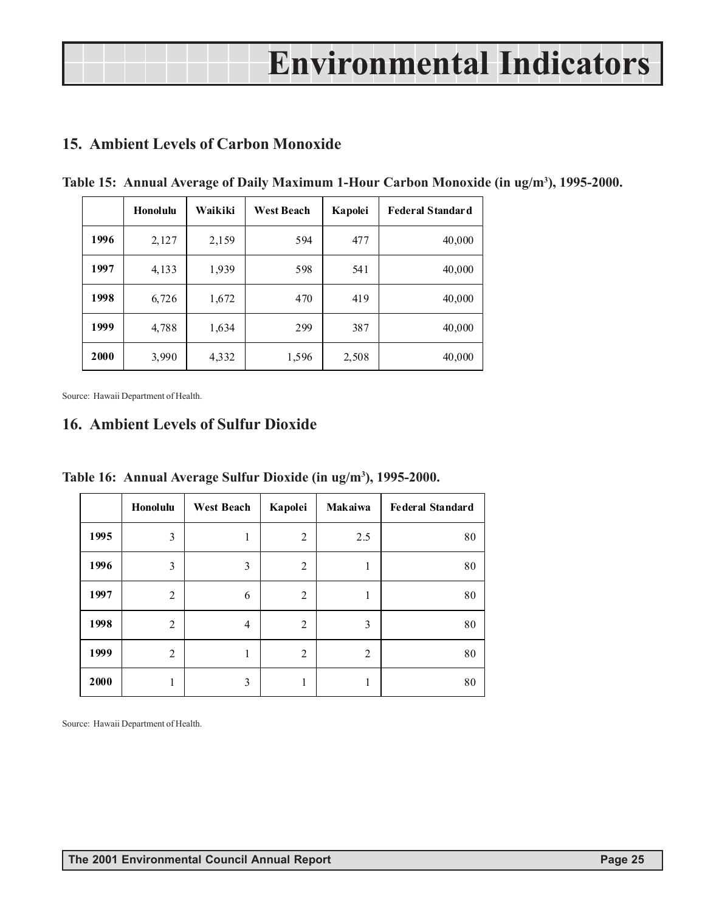# Environmental Indicators

## 15. Ambient Levels of Carbon Monoxide

**Table 15: Annual Average of Daily Maximum 1-Hour Carbon Monoxide (in ug/m³), 1995-2000.**

| | Honolulu | Waikiki | West Beach | Kapolei | Federal Standard |
|---|---|---|---|---|---|
| **1996** | 2,127 | 2,159 | 594 | 477 | 40,000 |
| **1997** | 4,133 | 1,939 | 598 | 541 | 40,000 |
| **1998** | 6,726 | 1,672 | 470 | 419 | 40,000 |
| **1999** | 4,788 | 1,634 | 299 | 387 | 40,000 |
| **2000** | 3,990 | 4,332 | 1,596 | 2,508 | 40,000 |

Source: Hawaii Department of Health.

## 16. Ambient Levels of Sulfur Dioxide

**Table 16: Annual Average Sulfur Dioxide (in ug/m³), 1995-2000.**

| | Honolulu | West Beach | Kapolei | Makaiwa | Federal Standard |
|---|---|---|---|---|---|
| **1995** | 3 | 1 | 2 | 2.5 | 80 |
| **1996** | 3 | 3 | 2 | 1 | 80 |
| **1997** | 2 | 6 | 2 | 1 | 80 |
| **1998** | 2 | 4 | 2 | 3 | 80 |
| **1999** | 2 | 1 | 2 | 2 | 80 |
| **2000** | 1 | 3 | 1 | 1 | 80 |

Source: Hawaii Department of Health.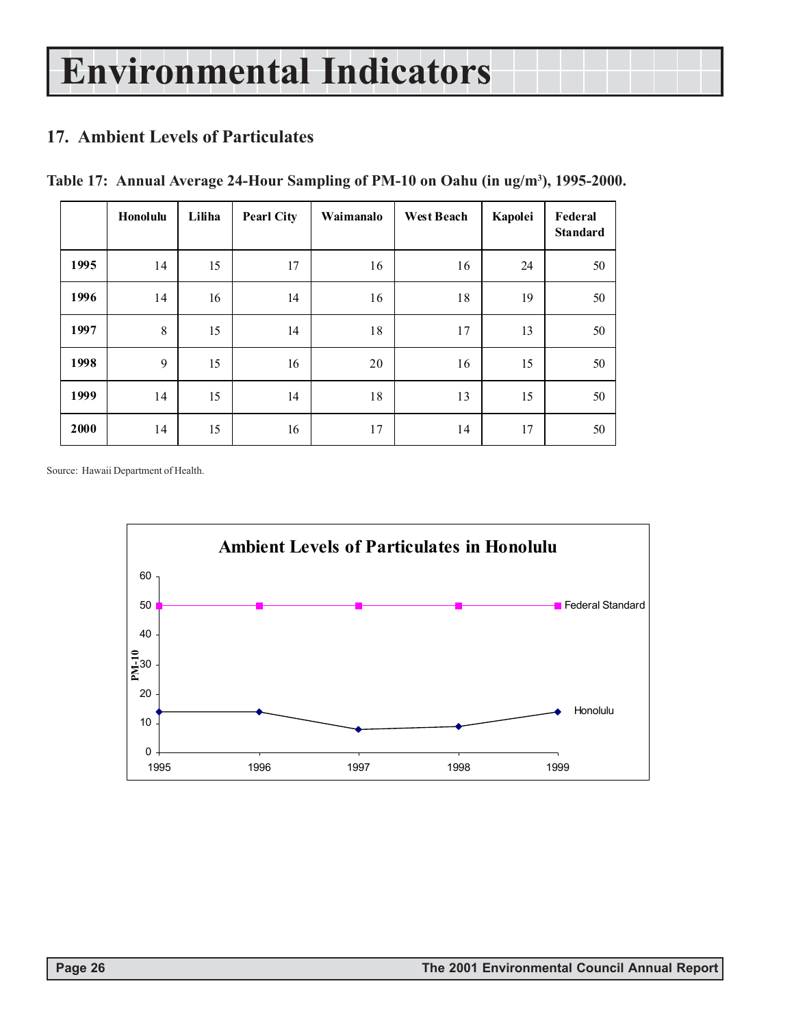# Environmental Indicators

## 17. Ambient Levels of Particulates

**Table 17: Annual Average 24-Hour Sampling of PM-10 on Oahu (in ug/m³), 1995-2000.**

| | Honolulu | Liliha | Pearl City | Waimanalo | West Beach | Kapolei | Federal Standard |
|---|---|---|---|---|---|---|---|
| **1995** | 14 | 15 | 17 | 16 | 16 | 24 | 50 |
| **1996** | 14 | 16 | 14 | 16 | 18 | 19 | 50 |
| **1997** | 8 | 15 | 14 | 18 | 17 | 13 | 50 |
| **1998** | 9 | 15 | 16 | 20 | 16 | 15 | 50 |
| **1999** | 14 | 15 | 14 | 18 | 13 | 15 | 50 |
| **2000** | 14 | 15 | 16 | 17 | 14 | 17 | 50 |

Source: Hawaii Department of Health.

**Ambient Levels of Particulates in Honolulu**

| Year | Honolulu | Federal Standard |
|---|---|---|
| 1995 | 14 | 50 |
| 1996 | 14 | 50 |
| 1997 | 8 | 50 |
| 1998 | 9 | 50 |
| 1999 | 14 | 50 |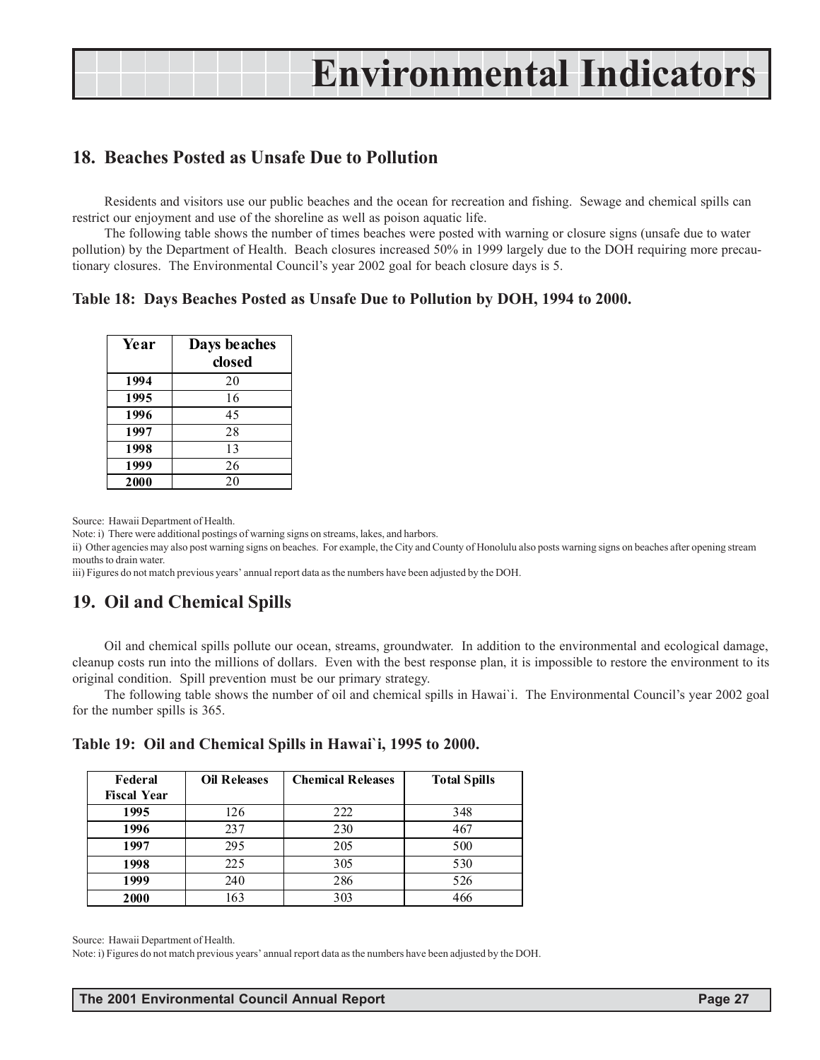# Environmental Indicators

## 18. Beaches Posted as Unsafe Due to Pollution

Residents and visitors use our public beaches and the ocean for recreation and fishing. Sewage and chemical spills can restrict our enjoyment and use of the shoreline as well as poison aquatic life.

The following table shows the number of times beaches were posted with warning or closure signs (unsafe due to water pollution) by the Department of Health. Beach closures increased 50% in 1999 largely due to the DOH requiring more precautionary closures. The Environmental Council's year 2002 goal for beach closure days is 5.

### Table 18: Days Beaches Posted as Unsafe Due to Pollution by DOH, 1994 to 2000.

| Year | Days beaches closed |
|---|---|
| 1994 | 20 |
| 1995 | 16 |
| 1996 | 45 |
| 1997 | 28 |
| 1998 | 13 |
| 1999 | 26 |
| 2000 | 20 |

Source: Hawaii Department of Health.

Note: i) There were additional postings of warning signs on streams, lakes, and harbors.

ii) Other agencies may also post warning signs on beaches. For example, the City and County of Honolulu also posts warning signs on beaches after opening stream mouths to drain water.

iii) Figures do not match previous years' annual report data as the numbers have been adjusted by the DOH.

## 19. Oil and Chemical Spills

Oil and chemical spills pollute our ocean, streams, groundwater. In addition to the environmental and ecological damage, cleanup costs run into the millions of dollars. Even with the best response plan, it is impossible to restore the environment to its original condition. Spill prevention must be our primary strategy.

The following table shows the number of oil and chemical spills in Hawai`i. The Environmental Council's year 2002 goal for the number spills is 365.

### Table 19: Oil and Chemical Spills in Hawai`i, 1995 to 2000.

| Federal Fiscal Year | Oil Releases | Chemical Releases | Total Spills |
|---|---|---|---|
| 1995 | 126 | 222 | 348 |
| 1996 | 237 | 230 | 467 |
| 1997 | 295 | 205 | 500 |
| 1998 | 225 | 305 | 530 |
| 1999 | 240 | 286 | 526 |
| 2000 | 163 | 303 | 466 |

Source: Hawaii Department of Health.

Note: i) Figures do not match previous years' annual report data as the numbers have been adjusted by the DOH.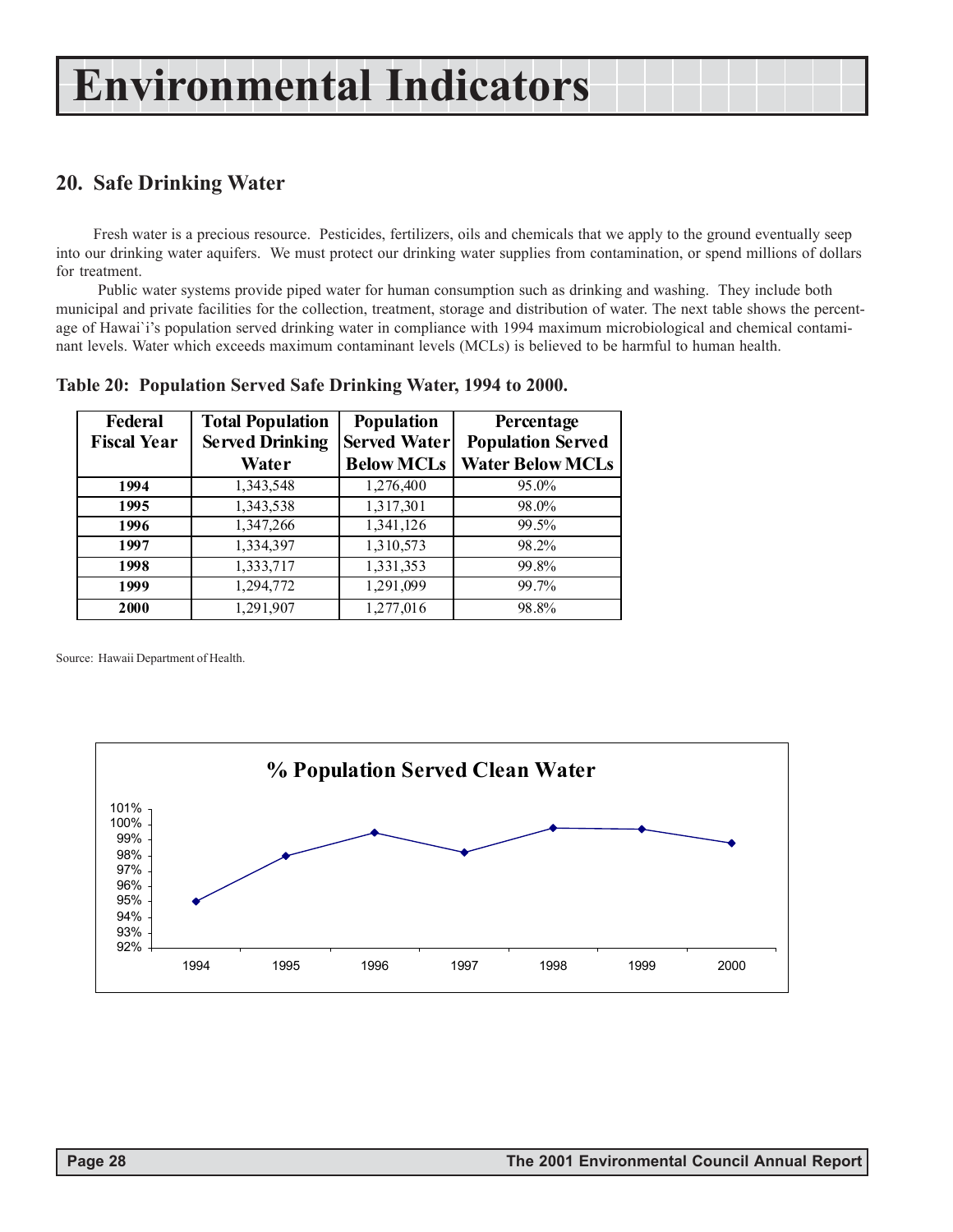# Environmental Indicators

## 20. Safe Drinking Water

Fresh water is a precious resource. Pesticides, fertilizers, oils and chemicals that we apply to the ground eventually seep into our drinking water aquifers. We must protect our drinking water supplies from contamination, or spend millions of dollars for treatment.

Public water systems provide piped water for human consumption such as drinking and washing. They include both municipal and private facilities for the collection, treatment, storage and distribution of water. The next table shows the percentage of Hawai`i's population served drinking water in compliance with 1994 maximum microbiological and chemical contaminant levels. Water which exceeds maximum contaminant levels (MCLs) is believed to be harmful to human health.

**Table 20: Population Served Safe Drinking Water, 1994 to 2000.**

| Federal Fiscal Year | Total Population Served Drinking Water | Population Served Water Below MCLs | Percentage Population Served Water Below MCLs |
|---|---|---|---|
| 1994 | 1,343,548 | 1,276,400 | 95.0% |
| 1995 | 1,343,538 | 1,317,301 | 98.0% |
| 1996 | 1,347,266 | 1,341,126 | 99.5% |
| 1997 | 1,334,397 | 1,310,573 | 98.2% |
| 1998 | 1,333,717 | 1,331,353 | 99.8% |
| 1999 | 1,294,772 | 1,291,099 | 99.7% |
| 2000 | 1,291,907 | 1,277,016 | 98.8% |

Source: Hawaii Department of Health.

**% Population Served Clean Water**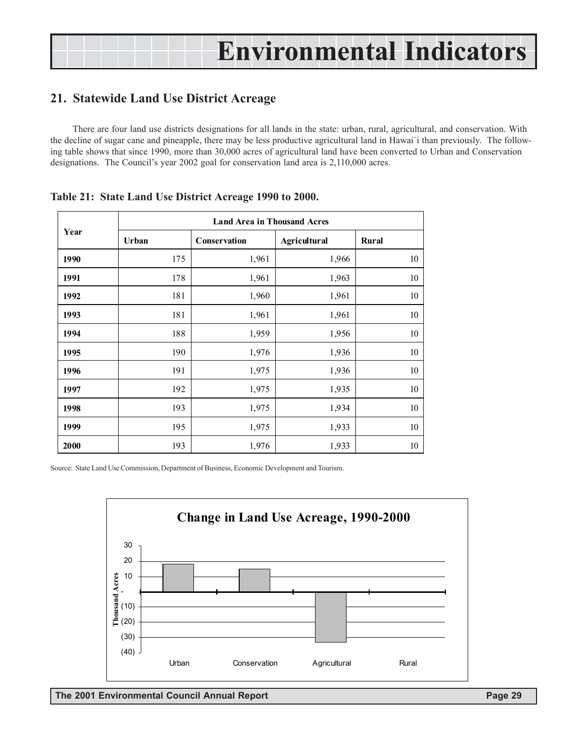# Environmental Indicators

## 21. Statewide Land Use District Acreage

There are four land use districts designations for all lands in the state: urban, rural, agricultural, and conservation. With the decline of sugar cane and pineapple, there may be less productive agricultural land in Hawai`i than previously. The following table shows that since 1990, more than 30,000 acres of agricultural land have been converted to Urban and Conservation designations. The Council's year 2002 goal for conservation land area is 2,110,000 acres.

**Table 21: State Land Use District Acreage 1990 to 2000.**

| Year | Land Area in Thousand Acres | | | |
|---|---|---|---|---|
| | Urban | Conservation | Agricultural | Rural |
| **1990** | 175 | 1,961 | 1,966 | 10 |
| **1991** | 178 | 1,961 | 1,963 | 10 |
| **1992** | 181 | 1,960 | 1,961 | 10 |
| **1993** | 181 | 1,961 | 1,961 | 10 |
| **1994** | 188 | 1,959 | 1,956 | 10 |
| **1995** | 190 | 1,976 | 1,936 | 10 |
| **1996** | 191 | 1,975 | 1,936 | 10 |
| **1997** | 192 | 1,975 | 1,935 | 10 |
| **1998** | 193 | 1,975 | 1,934 | 10 |
| **1999** | 195 | 1,975 | 1,933 | 10 |
| **2000** | 193 | 1,976 | 1,933 | 10 |

Source: State Land Use Commission, Department of Business, Economic Development and Tourism.

**Change in Land Use Acreage, 1990-2000**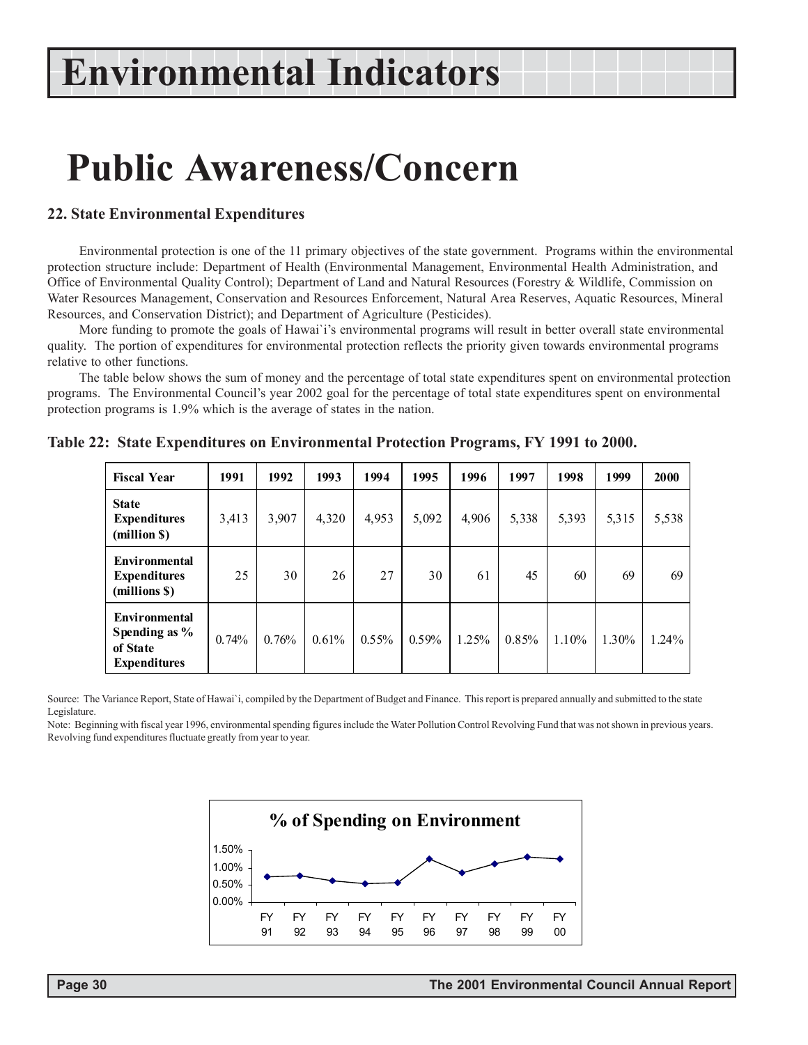# Environmental Indicators

# Public Awareness/Concern

### 22. State Environmental Expenditures

Environmental protection is one of the 11 primary objectives of the state government. Programs within the environmental protection structure include: Department of Health (Environmental Management, Environmental Health Administration, and Office of Environmental Quality Control); Department of Land and Natural Resources (Forestry & Wildlife, Commission on Water Resources Management, Conservation and Resources Enforcement, Natural Area Reserves, Aquatic Resources, Mineral Resources, and Conservation District); and Department of Agriculture (Pesticides).

More funding to promote the goals of Hawai`i's environmental programs will result in better overall state environmental quality. The portion of expenditures for environmental protection reflects the priority given towards environmental programs relative to other functions.

The table below shows the sum of money and the percentage of total state expenditures spent on environmental protection programs. The Environmental Council's year 2002 goal for the percentage of total state expenditures spent on environmental protection programs is 1.9% which is the average of states in the nation.

**Table 22: State Expenditures on Environmental Protection Programs, FY 1991 to 2000.**

| Fiscal Year | 1991 | 1992 | 1993 | 1994 | 1995 | 1996 | 1997 | 1998 | 1999 | 2000 |
|---|---|---|---|---|---|---|---|---|---|---|
| State Expenditures (million $) | 3,413 | 3,907 | 4,320 | 4,953 | 5,092 | 4,906 | 5,338 | 5,393 | 5,315 | 5,538 |
| Environmental Expenditures (millions $) | 25 | 30 | 26 | 27 | 30 | 61 | 45 | 60 | 69 | 69 |
| Environmental Spending as % of State Expenditures | 0.74% | 0.76% | 0.61% | 0.55% | 0.59% | 1.25% | 0.85% | 1.10% | 1.30% | 1.24% |

Source: The Variance Report, State of Hawai`i, compiled by the Department of Budget and Finance. This report is prepared annually and submitted to the state Legislature.

Note: Beginning with fiscal year 1996, environmental spending figures include the Water Pollution Control Revolving Fund that was not shown in previous years. Revolving fund expenditures fluctuate greatly from year to year.

**% of Spending on Environment**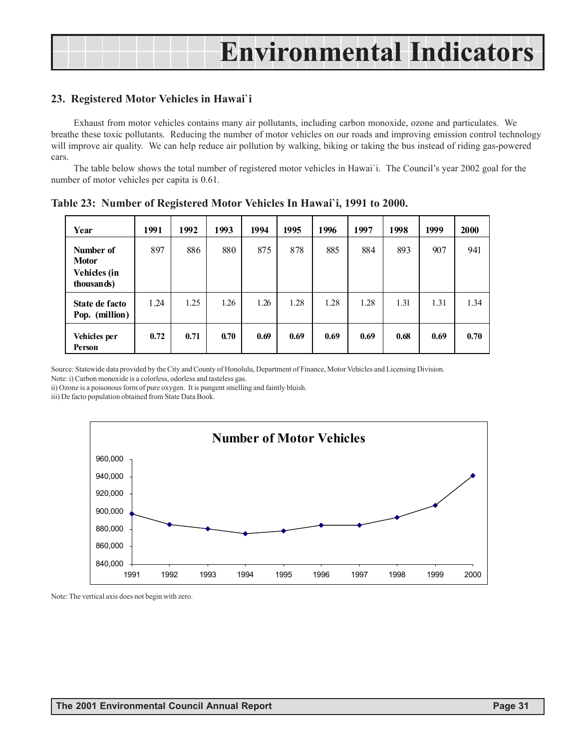# Environmental Indicators

## 23. Registered Motor Vehicles in Hawai`i

Exhaust from motor vehicles contains many air pollutants, including carbon monoxide, ozone and particulates. We breathe these toxic pollutants. Reducing the number of motor vehicles on our roads and improving emission control technology will improve air quality. We can help reduce air pollution by walking, biking or taking the bus instead of riding gas-powered cars.

The table below shows the total number of registered motor vehicles in Hawai`i. The Council's year 2002 goal for the number of motor vehicles per capita is 0.61.

**Table 23: Number of Registered Motor Vehicles In Hawai`i, 1991 to 2000.**

| Year | 1991 | 1992 | 1993 | 1994 | 1995 | 1996 | 1997 | 1998 | 1999 | 2000 |
|---|---|---|---|---|---|---|---|---|---|---|
| Number of Motor Vehicles (in thousands) | 897 | 886 | 880 | 875 | 878 | 885 | 884 | 893 | 907 | 941 |
| State de facto Pop. (million) | 1.24 | 1.25 | 1.26 | 1.26 | 1.28 | 1.28 | 1.28 | 1.31 | 1.31 | 1.34 |
| Vehicles per Person | **0.72** | **0.71** | **0.70** | **0.69** | **0.69** | **0.69** | **0.69** | **0.68** | **0.69** | **0.70** |

Source: Statewide data provided by the City and County of Honolulu, Department of Finance, Motor Vehicles and Licensing Division.
Note: i) Carbon monoxide is a colorless, odorless and tasteless gas.
ii) Ozone is a poisonous form of pure oxygen. It is pungent smelling and faintly bluish.
iii) De facto population obtained from State Data Book.

**Number of Motor Vehicles**

| Year | 1991 | 1992 | 1993 | 1994 | 1995 | 1996 | 1997 | 1998 | 1999 | 2000 |
|---|---|---|---|---|---|---|---|---|---|---|
| Number of Motor Vehicles | 897,000 | 886,000 | 880,000 | 875,000 | 878,000 | 885,000 | 884,000 | 893,000 | 907,000 | 941,000 |

Note: The vertical axis does not begin with zero.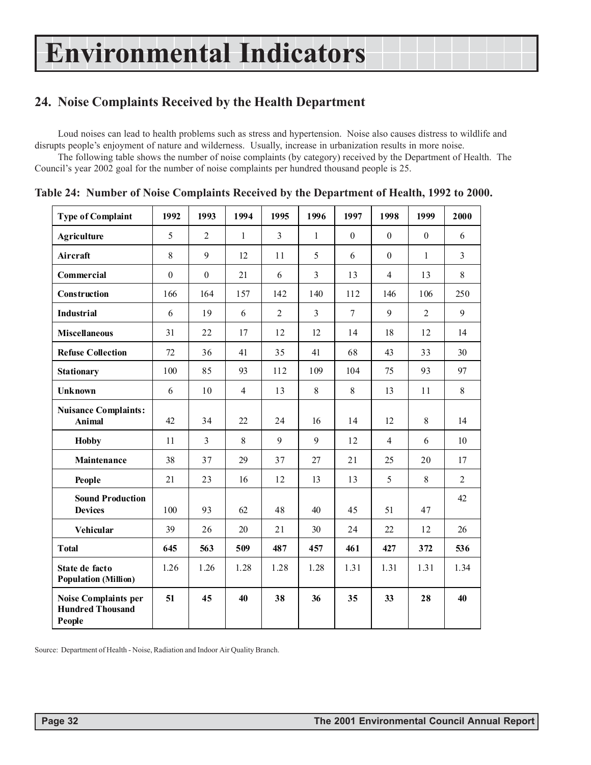# Environmental Indicators

## 24. Noise Complaints Received by the Health Department

Loud noises can lead to health problems such as stress and hypertension. Noise also causes distress to wildlife and disrupts people's enjoyment of nature and wilderness. Usually, increase in urbanization results in more noise.

The following table shows the number of noise complaints (by category) received by the Department of Health. The Council's year 2002 goal for the number of noise complaints per hundred thousand people is 25.

**Table 24: Number of Noise Complaints Received by the Department of Health, 1992 to 2000.**

| Type of Complaint | 1992 | 1993 | 1994 | 1995 | 1996 | 1997 | 1998 | 1999 | 2000 |
|---|---|---|---|---|---|---|---|---|---|
| **Agriculture** | 5 | 2 | 1 | 3 | 1 | 0 | 0 | 0 | 6 |
| **Aircraft** | 8 | 9 | 12 | 11 | 5 | 6 | 0 | 1 | 3 |
| **Commercial** | 0 | 0 | 21 | 6 | 3 | 13 | 4 | 13 | 8 |
| **Construction** | 166 | 164 | 157 | 142 | 140 | 112 | 146 | 106 | 250 |
| **Industrial** | 6 | 19 | 6 | 2 | 3 | 7 | 9 | 2 | 9 |
| **Miscellaneous** | 31 | 22 | 17 | 12 | 12 | 14 | 18 | 12 | 14 |
| **Refuse Collection** | 72 | 36 | 41 | 35 | 41 | 68 | 43 | 33 | 30 |
| **Stationary** | 100 | 85 | 93 | 112 | 109 | 104 | 75 | 93 | 97 |
| **Unknown** | 6 | 10 | 4 | 13 | 8 | 8 | 13 | 11 | 8 |
| **Nuisance Complaints: Animal** | 42 | 34 | 22 | 24 | 16 | 14 | 12 | 8 | 14 |
| **Hobby** | 11 | 3 | 8 | 9 | 9 | 12 | 4 | 6 | 10 |
| **Maintenance** | 38 | 37 | 29 | 37 | 27 | 21 | 25 | 20 | 17 |
| **People** | 21 | 23 | 16 | 12 | 13 | 13 | 5 | 8 | 2 |
| **Sound Production Devices** | 100 | 93 | 62 | 48 | 40 | 45 | 51 | 47 | 42 |
| **Vehicular** | 39 | 26 | 20 | 21 | 30 | 24 | 22 | 12 | 26 |
| **Total** | **645** | **563** | **509** | **487** | **457** | **461** | **427** | **372** | **536** |
| **State de facto Population (Million)** | 1.26 | 1.26 | 1.28 | 1.28 | 1.28 | 1.31 | 1.31 | 1.31 | 1.34 |
| **Noise Complaints per Hundred Thousand People** | **51** | **45** | **40** | **38** | **36** | **35** | **33** | **28** | **40** |

Source: Department of Health - Noise, Radiation and Indoor Air Quality Branch.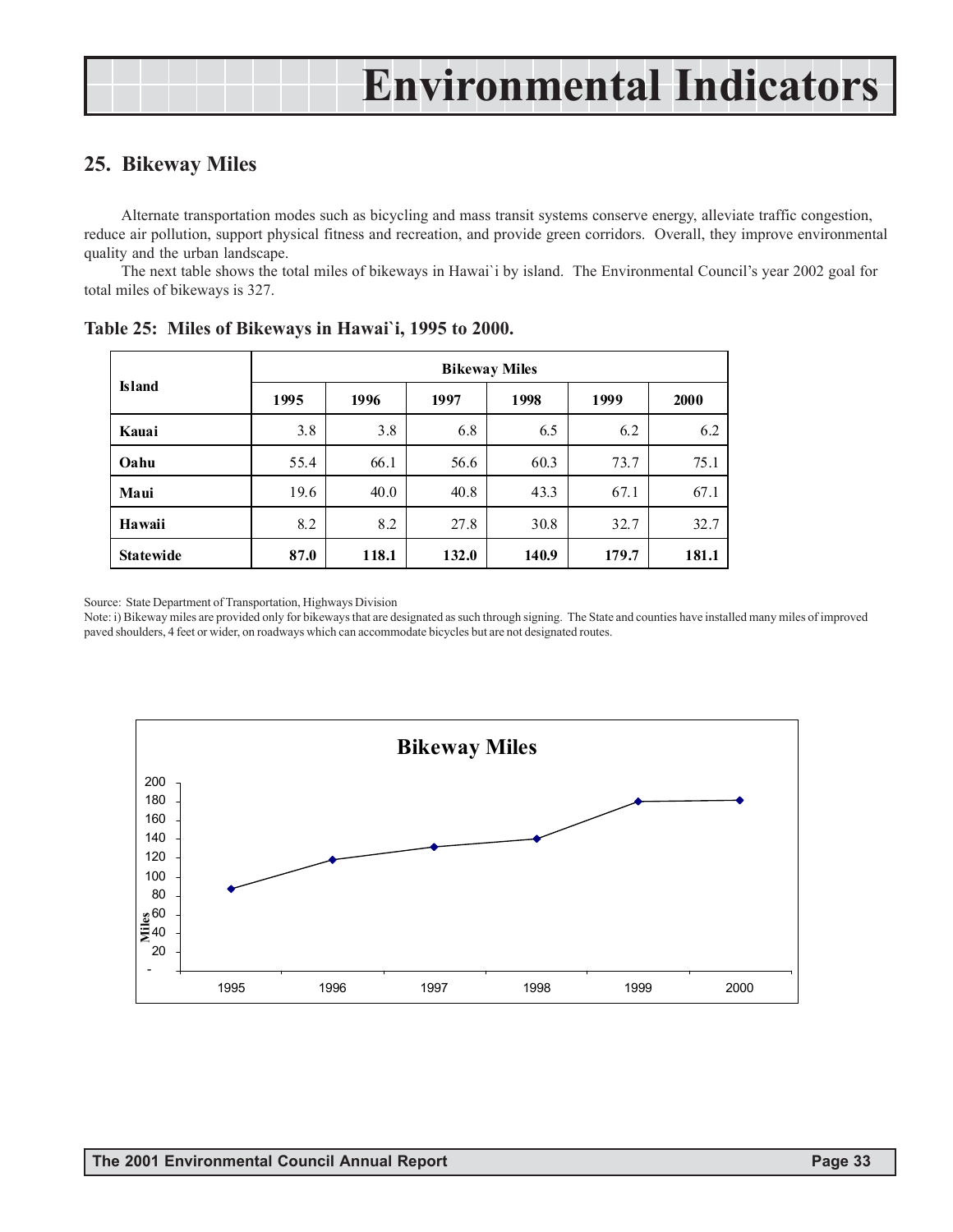# Environmental Indicators

## 25. Bikeway Miles

Alternate transportation modes such as bicycling and mass transit systems conserve energy, alleviate traffic congestion, reduce air pollution, support physical fitness and recreation, and provide green corridors. Overall, they improve environmental quality and the urban landscape.

The next table shows the total miles of bikeways in Hawai`i by island. The Environmental Council's year 2002 goal for total miles of bikeways is 327.

**Table 25: Miles of Bikeways in Hawai`i, 1995 to 2000.**

| Island | Bikeway Miles | | | | | |
|---|---|---|---|---|---|---|
| | **1995** | **1996** | **1997** | **1998** | **1999** | **2000** |
| **Kauai** | 3.8 | 3.8 | 6.8 | 6.5 | 6.2 | 6.2 |
| **Oahu** | 55.4 | 66.1 | 56.6 | 60.3 | 73.7 | 75.1 |
| **Maui** | 19.6 | 40.0 | 40.8 | 43.3 | 67.1 | 67.1 |
| **Hawaii** | 8.2 | 8.2 | 27.8 | 30.8 | 32.7 | 32.7 |
| **Statewide** | **87.0** | **118.1** | **132.0** | **140.9** | **179.7** | **181.1** |

Source: State Department of Transportation, Highways Division

Note: i) Bikeway miles are provided only for bikeways that are designated as such through signing. The State and counties have installed many miles of improved paved shoulders, 4 feet or wider, on roadways which can accommodate bicycles but are not designated routes.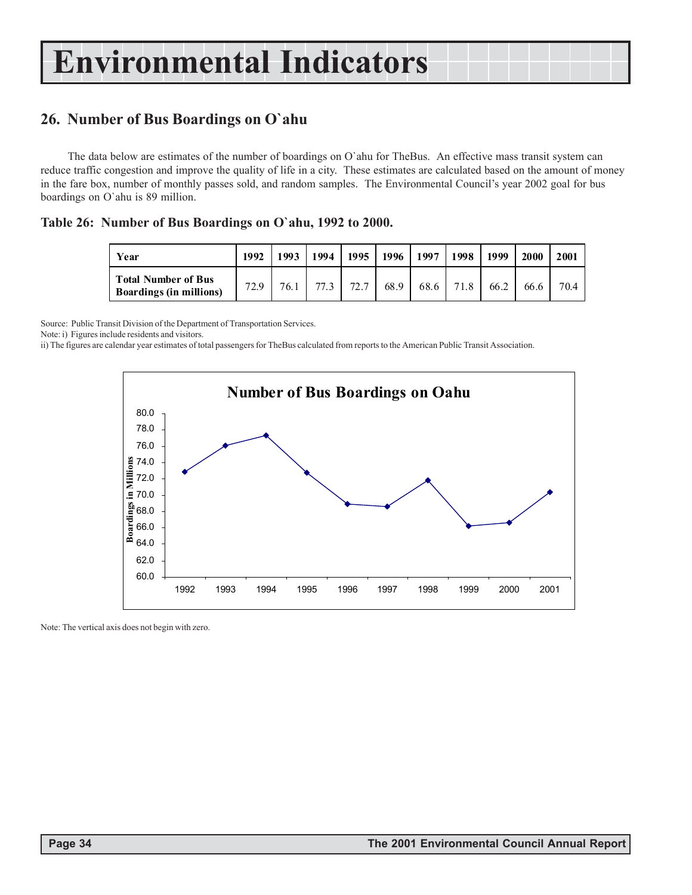# Environmental Indicators

## 26. Number of Bus Boardings on O`ahu

The data below are estimates of the number of boardings on O`ahu for TheBus. An effective mass transit system can reduce traffic congestion and improve the quality of life in a city. These estimates are calculated based on the amount of money in the fare box, number of monthly passes sold, and random samples. The Environmental Council's year 2002 goal for bus boardings on O`ahu is 89 million.

### Table 26: Number of Bus Boardings on O`ahu, 1992 to 2000.

| Year | 1992 | 1993 | 1994 | 1995 | 1996 | 1997 | 1998 | 1999 | 2000 | 2001 |
|---|---|---|---|---|---|---|---|---|---|---|
| Total Number of Bus Boardings (in millions) | 72.9 | 76.1 | 77.3 | 72.7 | 68.9 | 68.6 | 71.8 | 66.2 | 66.6 | 70.4 |

Source: Public Transit Division of the Department of Transportation Services.

Note: i) Figures include residents and visitors.

ii) The figures are calendar year estimates of total passengers for TheBus calculated from reports to the American Public Transit Association.

**Number of Bus Boardings on Oahu**

| Year | Boardings in Millions |
|---|---|
| 1992 | 72.9 |
| 1993 | 76.1 |
| 1994 | 77.3 |
| 1995 | 72.7 |
| 1996 | 68.9 |
| 1997 | 68.6 |
| 1998 | 71.8 |
| 1999 | 66.2 |
| 2000 | 66.6 |
| 2001 | 70.4 |

Note: The vertical axis does not begin with zero.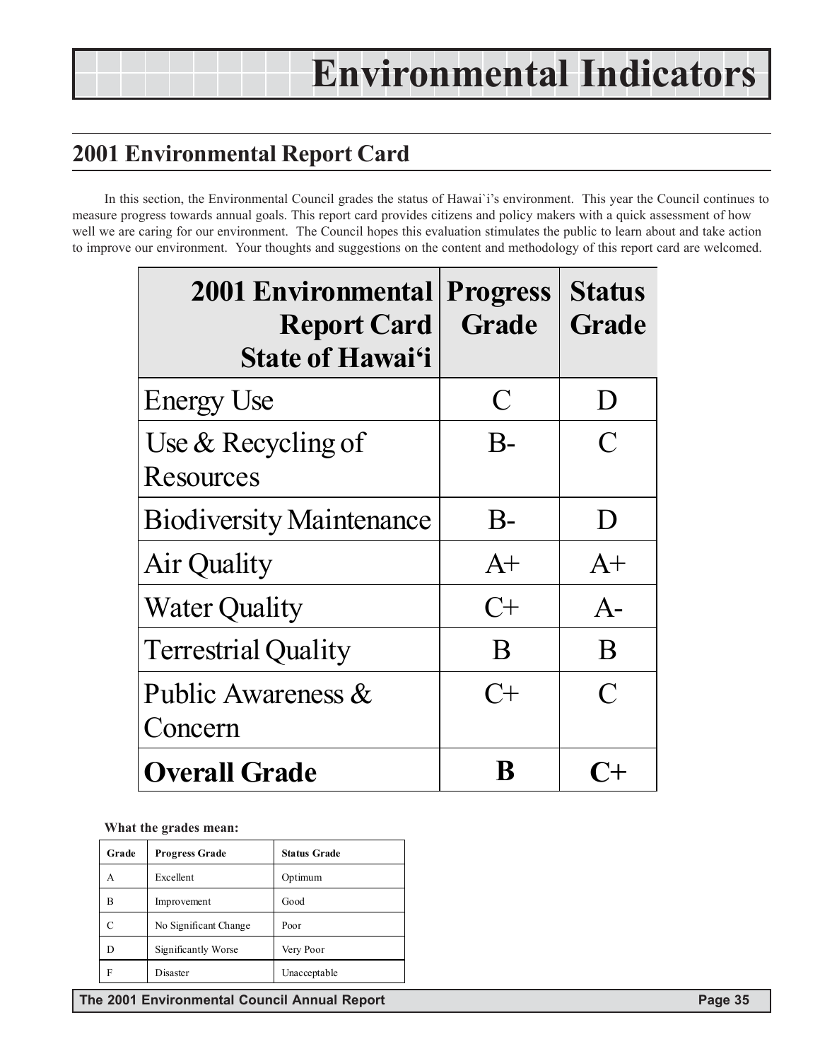# Environmental Indicators

## 2001 Environmental Report Card

In this section, the Environmental Council grades the status of Hawai`i's environment. This year the Council continues to measure progress towards annual goals. This report card provides citizens and policy makers with a quick assessment of how well we are caring for our environment. The Council hopes this evaluation stimulates the public to learn about and take action to improve our environment. Your thoughts and suggestions on the content and methodology of this report card are welcomed.

| 2001 Environmental Report Card State of Hawai'i | Progress Grade | Status Grade |
|---|---|---|
| Energy Use | C | D |
| Use & Recycling of Resources | B- | C |
| Biodiversity Maintenance | B- | D |
| Air Quality | A+ | A+ |
| Water Quality | C+ | A- |
| Terrestrial Quality | B | B |
| Public Awareness & Concern | C+ | C |
| **Overall Grade** | **B** | **C+** |

**What the grades mean:**

| Grade | Progress Grade | Status Grade |
|---|---|---|
| A | Excellent | Optimum |
| B | Improvement | Good |
| C | No Significant Change | Poor |
| D | Significantly Worse | Very Poor |
| F | Disaster | Unacceptable |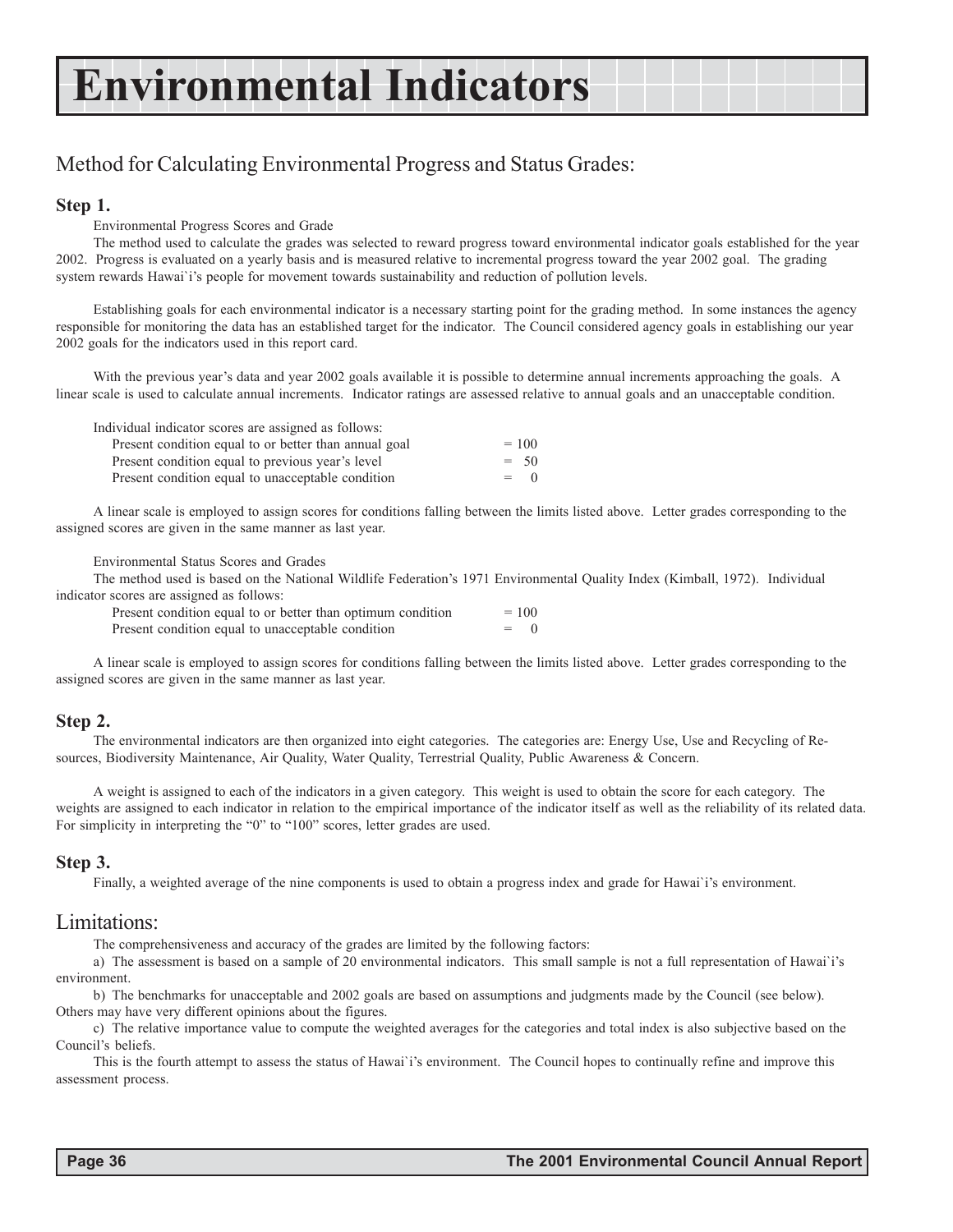# Environmental Indicators

## Method for Calculating Environmental Progress and Status Grades:

### Step 1.

Environmental Progress Scores and Grade

The method used to calculate the grades was selected to reward progress toward environmental indicator goals established for the year 2002. Progress is evaluated on a yearly basis and is measured relative to incremental progress toward the year 2002 goal. The grading system rewards Hawai`i's people for movement towards sustainability and reduction of pollution levels.

Establishing goals for each environmental indicator is a necessary starting point for the grading method. In some instances the agency responsible for monitoring the data has an established target for the indicator. The Council considered agency goals in establishing our year 2002 goals for the indicators used in this report card.

With the previous year's data and year 2002 goals available it is possible to determine annual increments approaching the goals. A linear scale is used to calculate annual increments. Indicator ratings are assessed relative to annual goals and an unacceptable condition.

Individual indicator scores are assigned as follows:

| | |
|---|---|
| Present condition equal to or better than annual goal | = 100 |
| Present condition equal to previous year's level | = 50 |
| Present condition equal to unacceptable condition | = 0 |

A linear scale is employed to assign scores for conditions falling between the limits listed above. Letter grades corresponding to the assigned scores are given in the same manner as last year.

Environmental Status Scores and Grades

The method used is based on the National Wildlife Federation's 1971 Environmental Quality Index (Kimball, 1972). Individual indicator scores are assigned as follows:

| | |
|---|---|
| Present condition equal to or better than optimum condition | = 100 |
| Present condition equal to unacceptable condition | = 0 |

A linear scale is employed to assign scores for conditions falling between the limits listed above. Letter grades corresponding to the assigned scores are given in the same manner as last year.

### Step 2.

The environmental indicators are then organized into eight categories. The categories are: Energy Use, Use and Recycling of Resources, Biodiversity Maintenance, Air Quality, Water Quality, Terrestrial Quality, Public Awareness & Concern.

A weight is assigned to each of the indicators in a given category. This weight is used to obtain the score for each category. The weights are assigned to each indicator in relation to the empirical importance of the indicator itself as well as the reliability of its related data. For simplicity in interpreting the "0" to "100" scores, letter grades are used.

### Step 3.

Finally, a weighted average of the nine components is used to obtain a progress index and grade for Hawai`i's environment.

## Limitations:

The comprehensiveness and accuracy of the grades are limited by the following factors:

a) The assessment is based on a sample of 20 environmental indicators. This small sample is not a full representation of Hawai`i's environment.

b) The benchmarks for unacceptable and 2002 goals are based on assumptions and judgments made by the Council (see below). Others may have very different opinions about the figures.

c) The relative importance value to compute the weighted averages for the categories and total index is also subjective based on the Council's beliefs.

This is the fourth attempt to assess the status of Hawai`i's environment. The Council hopes to continually refine and improve this assessment process.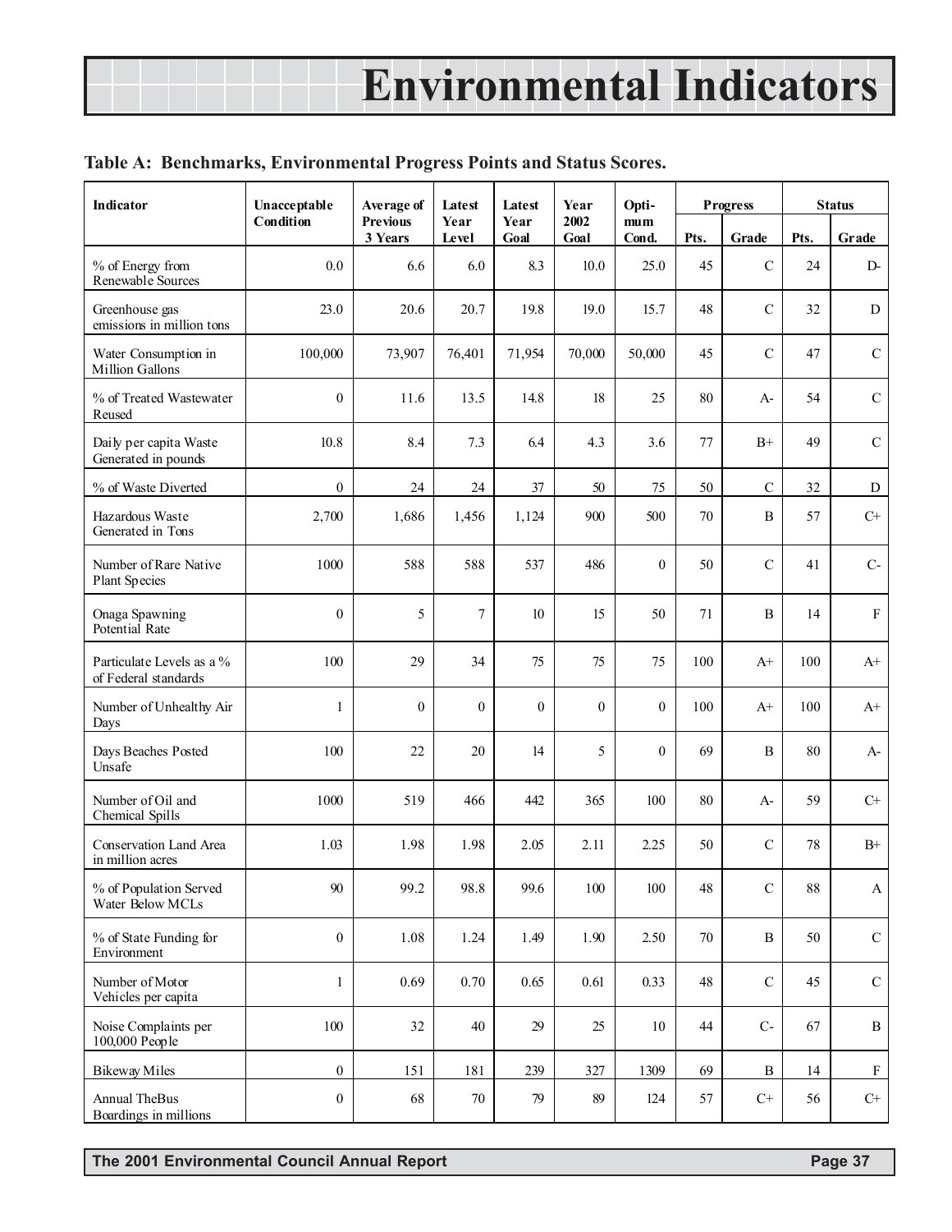# Environmental Indicators

**Table A: Benchmarks, Environmental Progress Points and Status Scores.**

| Indicator | Unacceptable Condition | Average of Previous 3 Years | Latest Year Level | Latest Year Goal | Year 2002 Goal | Optimum Cond. | Progress | | Status | |
|---|---|---|---|---|---|---|---|---|---|---|
| | | | | | | | Pts. | Grade | Pts. | Grade |
| % of Energy from Renewable Sources | 0.0 | 6.6 | 6.0 | 8.3 | 10.0 | 25.0 | 45 | C | 24 | D- |
| Greenhouse gas emissions in million tons | 23.0 | 20.6 | 20.7 | 19.8 | 19.0 | 15.7 | 48 | C | 32 | D |
| Water Consumption in Million Gallons | 100,000 | 73,907 | 76,401 | 71,954 | 70,000 | 50,000 | 45 | C | 47 | C |
| % of Treated Wastewater Reused | 0 | 11.6 | 13.5 | 14.8 | 18 | 25 | 80 | A- | 54 | C |
| Daily per capita Waste Generated in pounds | 10.8 | 8.4 | 7.3 | 6.4 | 4.3 | 3.6 | 77 | B+ | 49 | C |
| % of Waste Diverted | 0 | 24 | 24 | 37 | 50 | 75 | 50 | C | 32 | D |
| Hazardous Waste Generated in Tons | 2,700 | 1,686 | 1,456 | 1,124 | 900 | 500 | 70 | B | 57 | C+ |
| Number of Rare Native Plant Species | 1000 | 588 | 588 | 537 | 486 | 0 | 50 | C | 41 | C- |
| Onaga Spawning Potential Rate | 0 | 5 | 7 | 10 | 15 | 50 | 71 | B | 14 | F |
| Particulate Levels as a % of Federal standards | 100 | 29 | 34 | 75 | 75 | 75 | 100 | A+ | 100 | A+ |
| Number of Unhealthy Air Days | 1 | 0 | 0 | 0 | 0 | 0 | 100 | A+ | 100 | A+ |
| Days Beaches Posted Unsafe | 100 | 22 | 20 | 14 | 5 | 0 | 69 | B | 80 | A- |
| Number of Oil and Chemical Spills | 1000 | 519 | 466 | 442 | 365 | 100 | 80 | A- | 59 | C+ |
| Conservation Land Area in million acres | 1.03 | 1.98 | 1.98 | 2.05 | 2.11 | 2.25 | 50 | C | 78 | B+ |
| % of Population Served Water Below MCLs | 90 | 99.2 | 98.8 | 99.6 | 100 | 100 | 48 | C | 88 | A |
| % of State Funding for Environment | 0 | 1.08 | 1.24 | 1.49 | 1.90 | 2.50 | 70 | B | 50 | C |
| Number of Motor Vehicles per capita | 1 | 0.69 | 0.70 | 0.65 | 0.61 | 0.33 | 48 | C | 45 | C |
| Noise Complaints per 100,000 People | 100 | 32 | 40 | 29 | 25 | 10 | 44 | C- | 67 | B |
| Bikeway Miles | 0 | 151 | 181 | 239 | 327 | 1309 | 69 | B | 14 | F |
| Annual TheBus Boardings in millions | 0 | 68 | 70 | 79 | 89 | 124 | 57 | C+ | 56 | C+ |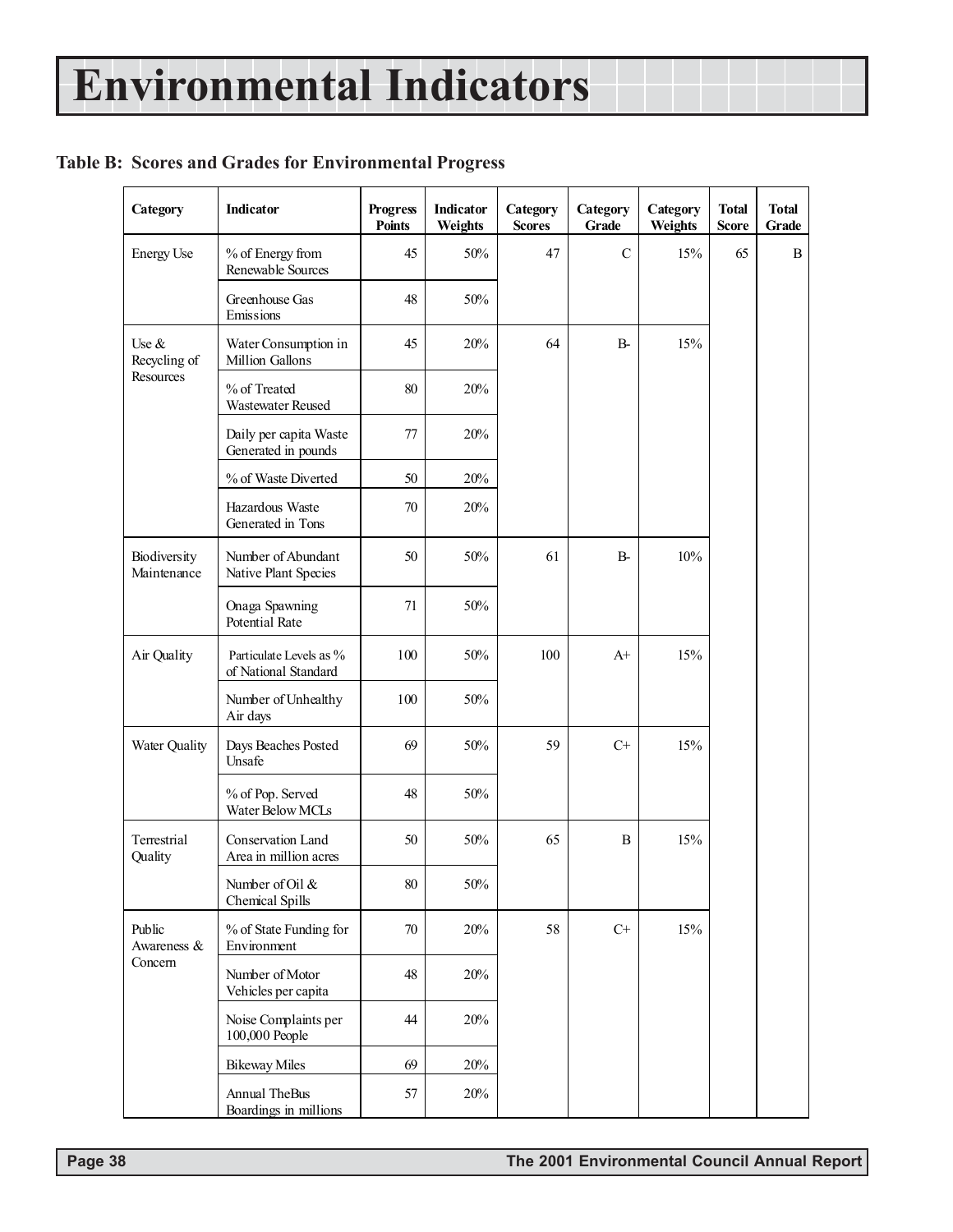# Environmental Indicators

### Table B: Scores and Grades for Environmental Progress

| Category | Indicator | Progress Points | Indicator Weights | Category Scores | Category Grade | Category Weights | Total Score | Total Grade |
|---|---|---|---|---|---|---|---|---|
| Energy Use | % of Energy from Renewable Sources | 45 | 50% | 47 | C | 15% | 65 | B |
| | Greenhouse Gas Emissions | 48 | 50% | | | | | |
| Use & Recycling of Resources | Water Consumption in Million Gallons | 45 | 20% | 64 | B- | 15% | | |
| | % of Treated Wastewater Reused | 80 | 20% | | | | | |
| | Daily per capita Waste Generated in pounds | 77 | 20% | | | | | |
| | % of Waste Diverted | 50 | 20% | | | | | |
| | Hazardous Waste Generated in Tons | 70 | 20% | | | | | |
| Biodiversity Maintenance | Number of Abundant Native Plant Species | 50 | 50% | 61 | B- | 10% | | |
| | Onaga Spawning Potential Rate | 71 | 50% | | | | | |
| Air Quality | Particulate Levels as % of National Standard | 100 | 50% | 100 | A+ | 15% | | |
| | Number of Unhealthy Air days | 100 | 50% | | | | | |
| Water Quality | Days Beaches Posted Unsafe | 69 | 50% | 59 | C+ | 15% | | |
| | % of Pop. Served Water Below MCLs | 48 | 50% | | | | | |
| Terrestrial Quality | Conservation Land Area in million acres | 50 | 50% | 65 | B | 15% | | |
| | Number of Oil & Chemical Spills | 80 | 50% | | | | | |
| Public Awareness & Concern | % of State Funding for Environment | 70 | 20% | 58 | C+ | 15% | | |
| | Number of Motor Vehicles per capita | 48 | 20% | | | | | |
| | Noise Complaints per 100,000 People | 44 | 20% | | | | | |
| | Bikeway Miles | 69 | 20% | | | | | |
| | Annual TheBus Boardings in millions | 57 | 20% | | | | | |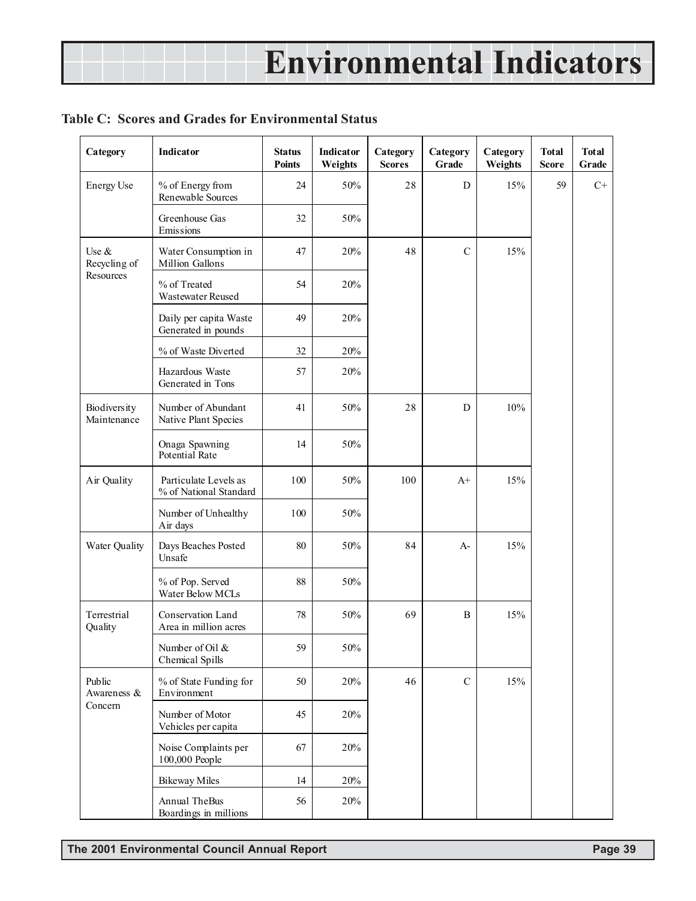# Environmental Indicators

**Table C: Scores and Grades for Environmental Status**

| Category | Indicator | Status Points | Indicator Weights | Category Scores | Category Grade | Category Weights | Total Score | Total Grade |
|---|---|---|---|---|---|---|---|---|
| Energy Use | % of Energy from Renewable Sources | 24 | 50% | 28 | D | 15% | 59 | C+ |
| | Greenhouse Gas Emissions | 32 | 50% | | | | | |
| Use & Recycling of Resources | Water Consumption in Million Gallons | 47 | 20% | 48 | C | 15% | | |
| | % of Treated Wastewater Reused | 54 | 20% | | | | | |
| | Daily per capita Waste Generated in pounds | 49 | 20% | | | | | |
| | % of Waste Diverted | 32 | 20% | | | | | |
| | Hazardous Waste Generated in Tons | 57 | 20% | | | | | |
| Biodiversity Maintenance | Number of Abundant Native Plant Species | 41 | 50% | 28 | D | 10% | | |
| | Onaga Spawning Potential Rate | 14 | 50% | | | | | |
| Air Quality | Particulate Levels as % of National Standard | 100 | 50% | 100 | A+ | 15% | | |
| | Number of Unhealthy Air days | 100 | 50% | | | | | |
| Water Quality | Days Beaches Posted Unsafe | 80 | 50% | 84 | A- | 15% | | |
| | % of Pop. Served Water Below MCLs | 88 | 50% | | | | | |
| Terrestrial Quality | Conservation Land Area in million acres | 78 | 50% | 69 | B | 15% | | |
| | Number of Oil & Chemical Spills | 59 | 50% | | | | | |
| Public Awareness & Concern | % of State Funding for Environment | 50 | 20% | 46 | C | 15% | | |
| | Number of Motor Vehicles per capita | 45 | 20% | | | | | |
| | Noise Complaints per 100,000 People | 67 | 20% | | | | | |
| | Bikeway Miles | 14 | 20% | | | | | |
| | Annual TheBus Boardings in millions | 56 | 20% | | | | | |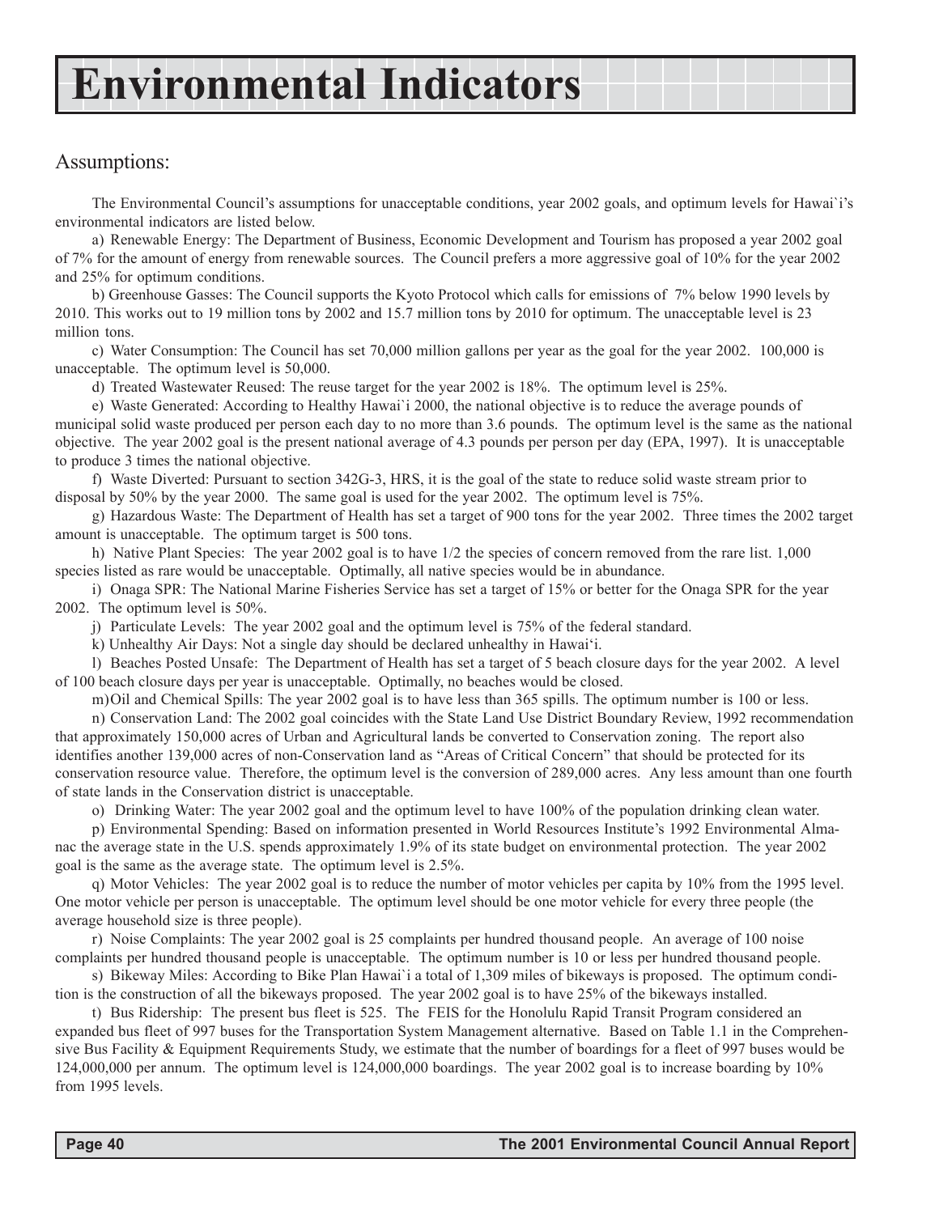# Environmental Indicators

## Assumptions:

The Environmental Council's assumptions for unacceptable conditions, year 2002 goals, and optimum levels for Hawai`i's environmental indicators are listed below.

a) Renewable Energy: The Department of Business, Economic Development and Tourism has proposed a year 2002 goal of 7% for the amount of energy from renewable sources. The Council prefers a more aggressive goal of 10% for the year 2002 and 25% for optimum conditions.

b) Greenhouse Gasses: The Council supports the Kyoto Protocol which calls for emissions of 7% below 1990 levels by 2010. This works out to 19 million tons by 2002 and 15.7 million tons by 2010 for optimum. The unacceptable level is 23 million tons.

c) Water Consumption: The Council has set 70,000 million gallons per year as the goal for the year 2002. 100,000 is unacceptable. The optimum level is 50,000.

d) Treated Wastewater Reused: The reuse target for the year 2002 is 18%. The optimum level is 25%.

e) Waste Generated: According to Healthy Hawai`i 2000, the national objective is to reduce the average pounds of municipal solid waste produced per person each day to no more than 3.6 pounds. The optimum level is the same as the national objective. The year 2002 goal is the present national average of 4.3 pounds per person per day (EPA, 1997). It is unacceptable to produce 3 times the national objective.

f) Waste Diverted: Pursuant to section 342G-3, HRS, it is the goal of the state to reduce solid waste stream prior to disposal by 50% by the year 2000. The same goal is used for the year 2002. The optimum level is 75%.

g) Hazardous Waste: The Department of Health has set a target of 900 tons for the year 2002. Three times the 2002 target amount is unacceptable. The optimum target is 500 tons.

h) Native Plant Species: The year 2002 goal is to have 1/2 the species of concern removed from the rare list. 1,000 species listed as rare would be unacceptable. Optimally, all native species would be in abundance.

i) Onaga SPR: The National Marine Fisheries Service has set a target of 15% or better for the Onaga SPR for the year 2002. The optimum level is 50%.

j) Particulate Levels: The year 2002 goal and the optimum level is 75% of the federal standard.

k) Unhealthy Air Days: Not a single day should be declared unhealthy in Hawai'i.

l) Beaches Posted Unsafe: The Department of Health has set a target of 5 beach closure days for the year 2002. A level of 100 beach closure days per year is unacceptable. Optimally, no beaches would be closed.

m) Oil and Chemical Spills: The year 2002 goal is to have less than 365 spills. The optimum number is 100 or less.

n) Conservation Land: The 2002 goal coincides with the State Land Use District Boundary Review, 1992 recommendation that approximately 150,000 acres of Urban and Agricultural lands be converted to Conservation zoning. The report also identifies another 139,000 acres of non-Conservation land as "Areas of Critical Concern" that should be protected for its conservation resource value. Therefore, the optimum level is the conversion of 289,000 acres. Any less amount than one fourth of state lands in the Conservation district is unacceptable.

o) Drinking Water: The year 2002 goal and the optimum level to have 100% of the population drinking clean water.

p) Environmental Spending: Based on information presented in World Resources Institute's 1992 Environmental Almanac the average state in the U.S. spends approximately 1.9% of its state budget on environmental protection. The year 2002 goal is the same as the average state. The optimum level is 2.5%.

q) Motor Vehicles: The year 2002 goal is to reduce the number of motor vehicles per capita by 10% from the 1995 level. One motor vehicle per person is unacceptable. The optimum level should be one motor vehicle for every three people (the average household size is three people).

r) Noise Complaints: The year 2002 goal is 25 complaints per hundred thousand people. An average of 100 noise complaints per hundred thousand people is unacceptable. The optimum number is 10 or less per hundred thousand people.

s) Bikeway Miles: According to Bike Plan Hawai`i a total of 1,309 miles of bikeways is proposed. The optimum condition is the construction of all the bikeways proposed. The year 2002 goal is to have 25% of the bikeways installed.

t) Bus Ridership: The present bus fleet is 525. The FEIS for the Honolulu Rapid Transit Program considered an expanded bus fleet of 997 buses for the Transportation System Management alternative. Based on Table 1.1 in the Comprehensive Bus Facility & Equipment Requirements Study, we estimate that the number of boardings for a fleet of 997 buses would be 124,000,000 per annum. The optimum level is 124,000,000 boardings. The year 2002 goal is to increase boarding by 10% from 1995 levels.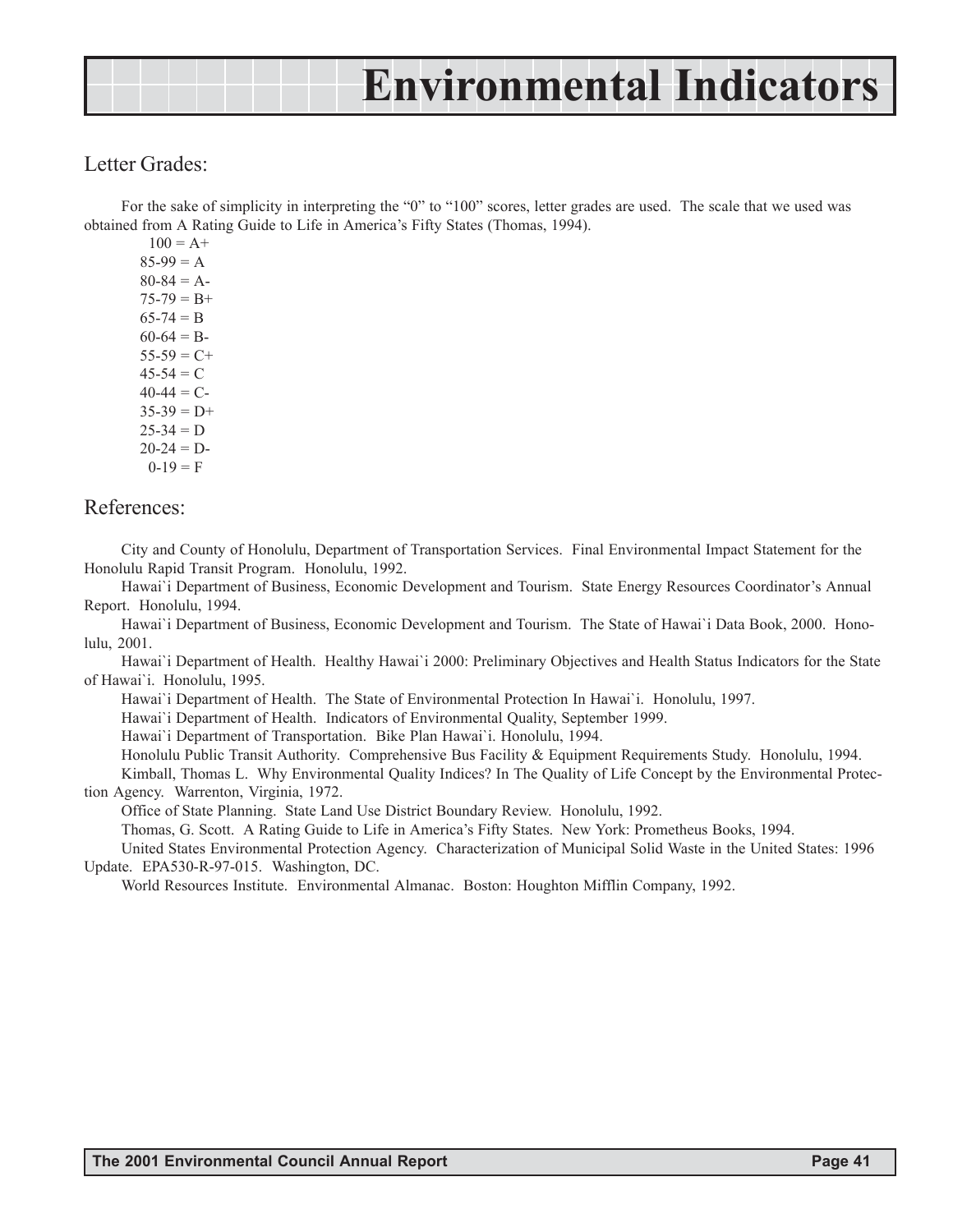# Environmental Indicators

## Letter Grades:

For the sake of simplicity in interpreting the "0" to "100" scores, letter grades are used. The scale that we used was obtained from A Rating Guide to Life in America's Fifty States (Thomas, 1994).

100 = A+
85-99 = A
80-84 = A-
75-79 = B+
65-74 = B
60-64 = B-
55-59 = C+
45-54 = C
40-44 = C-
35-39 = D+
25-34 = D
20-24 = D-
0-19 = F

## References:

City and County of Honolulu, Department of Transportation Services. Final Environmental Impact Statement for the Honolulu Rapid Transit Program. Honolulu, 1992.

Hawai`i Department of Business, Economic Development and Tourism. State Energy Resources Coordinator's Annual Report. Honolulu, 1994.

Hawai`i Department of Business, Economic Development and Tourism. The State of Hawai`i Data Book, 2000. Honolulu, 2001.

Hawai`i Department of Health. Healthy Hawai`i 2000: Preliminary Objectives and Health Status Indicators for the State of Hawai`i. Honolulu, 1995.

Hawai`i Department of Health. The State of Environmental Protection In Hawai`i. Honolulu, 1997.

Hawai`i Department of Health. Indicators of Environmental Quality, September 1999.

Hawai`i Department of Transportation. Bike Plan Hawai`i. Honolulu, 1994.

Honolulu Public Transit Authority. Comprehensive Bus Facility & Equipment Requirements Study. Honolulu, 1994.

Kimball, Thomas L. Why Environmental Quality Indices? In The Quality of Life Concept by the Environmental Protection Agency. Warrenton, Virginia, 1972.

Office of State Planning. State Land Use District Boundary Review. Honolulu, 1992.

Thomas, G. Scott. A Rating Guide to Life in America's Fifty States. New York: Prometheus Books, 1994.

United States Environmental Protection Agency. Characterization of Municipal Solid Waste in the United States: 1996 Update. EPA530-R-97-015. Washington, DC.

World Resources Institute. Environmental Almanac. Boston: Houghton Mifflin Company, 1992.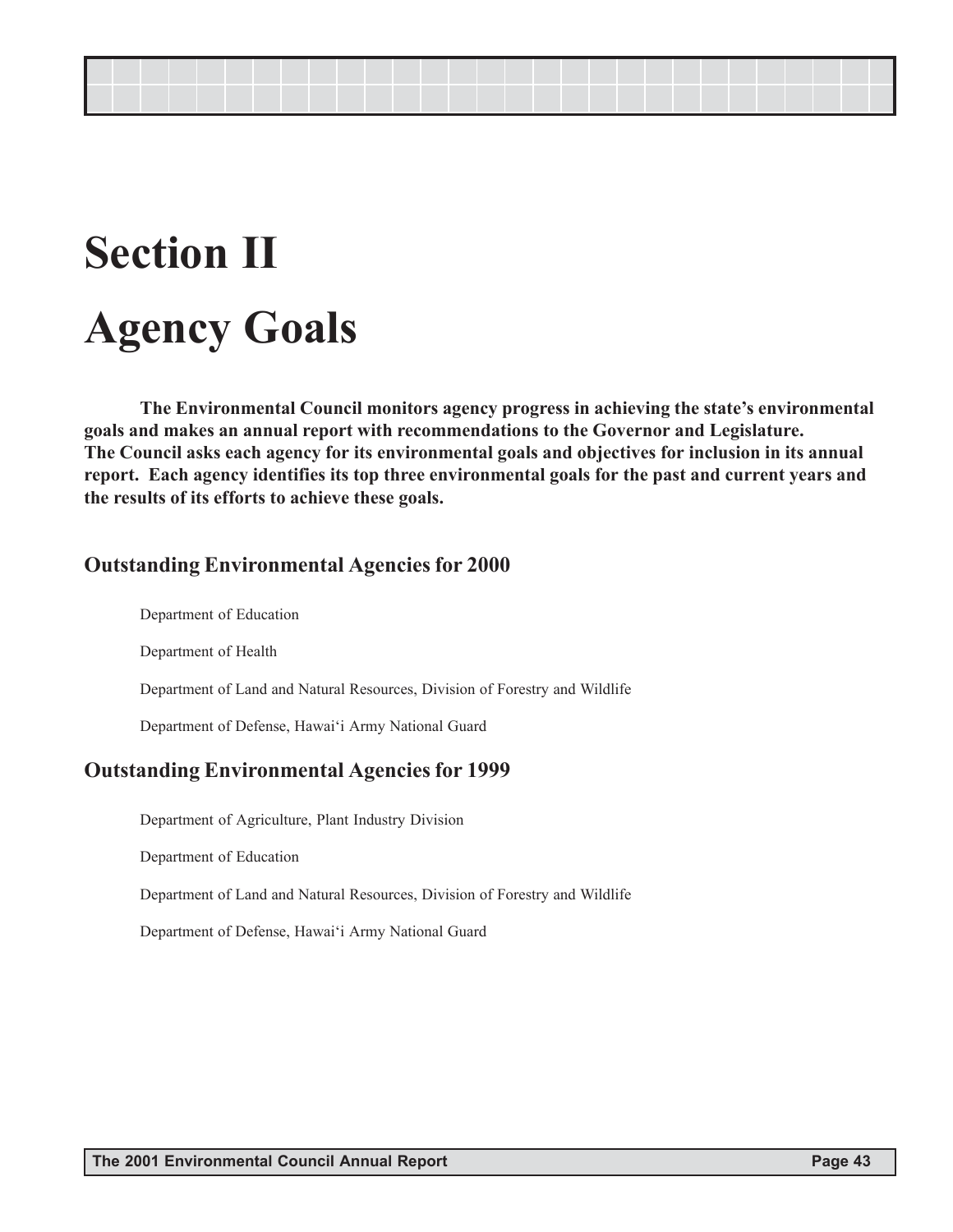# Section II

# Agency Goals

**The Environmental Council monitors agency progress in achieving the state's environmental goals and makes an annual report with recommendations to the Governor and Legislature. The Council asks each agency for its environmental goals and objectives for inclusion in its annual report. Each agency identifies its top three environmental goals for the past and current years and the results of its efforts to achieve these goals.**

## Outstanding Environmental Agencies for 2000

Department of Education

Department of Health

Department of Land and Natural Resources, Division of Forestry and Wildlife

Department of Defense, Hawai'i Army National Guard

## Outstanding Environmental Agencies for 1999

Department of Agriculture, Plant Industry Division

Department of Education

Department of Land and Natural Resources, Division of Forestry and Wildlife

Department of Defense, Hawai'i Army National Guard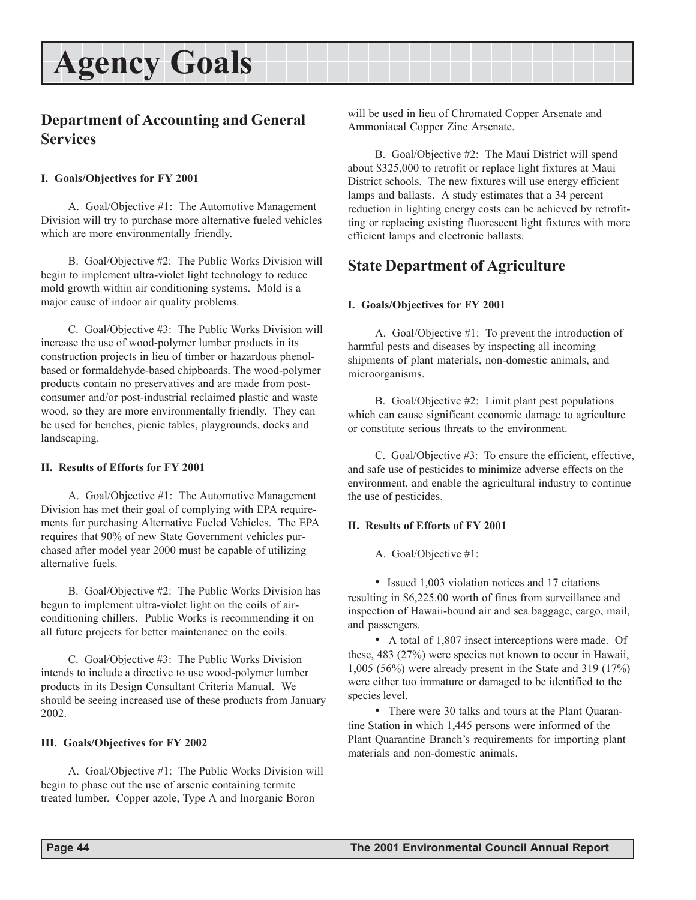# Agency Goals

## Department of Accounting and General Services

#### I. Goals/Objectives for FY 2001

A. Goal/Objective #1: The Automotive Management Division will try to purchase more alternative fueled vehicles which are more environmentally friendly.

B. Goal/Objective #2: The Public Works Division will begin to implement ultra-violet light technology to reduce mold growth within air conditioning systems. Mold is a major cause of indoor air quality problems.

C. Goal/Objective #3: The Public Works Division will increase the use of wood-polymer lumber products in its construction projects in lieu of timber or hazardous phenol-based or formaldehyde-based chipboards. The wood-polymer products contain no preservatives and are made from post-consumer and/or post-industrial reclaimed plastic and waste wood, so they are more environmentally friendly. They can be used for benches, picnic tables, playgrounds, docks and landscaping.

#### II. Results of Efforts for FY 2001

A. Goal/Objective #1: The Automotive Management Division has met their goal of complying with EPA requirements for purchasing Alternative Fueled Vehicles. The EPA requires that 90% of new State Government vehicles purchased after model year 2000 must be capable of utilizing alternative fuels.

B. Goal/Objective #2: The Public Works Division has begun to implement ultra-violet light on the coils of air-conditioning chillers. Public Works is recommending it on all future projects for better maintenance on the coils.

C. Goal/Objective #3: The Public Works Division intends to include a directive to use wood-polymer lumber products in its Design Consultant Criteria Manual. We should be seeing increased use of these products from January 2002.

#### III. Goals/Objectives for FY 2002

A. Goal/Objective #1: The Public Works Division will begin to phase out the use of arsenic containing termite treated lumber. Copper azole, Type A and Inorganic Boron will be used in lieu of Chromated Copper Arsenate and Ammoniacal Copper Zinc Arsenate.

B. Goal/Objective #2: The Maui District will spend about $325,000 to retrofit or replace light fixtures at Maui District schools. The new fixtures will use energy efficient lamps and ballasts. A study estimates that a 34 percent reduction in lighting energy costs can be achieved by retrofitting or replacing existing fluorescent light fixtures with more efficient lamps and electronic ballasts.

## State Department of Agriculture

#### I. Goals/Objectives for FY 2001

A. Goal/Objective #1: To prevent the introduction of harmful pests and diseases by inspecting all incoming shipments of plant materials, non-domestic animals, and microorganisms.

B. Goal/Objective #2: Limit plant pest populations which can cause significant economic damage to agriculture or constitute serious threats to the environment.

C. Goal/Objective #3: To ensure the efficient, effective, and safe use of pesticides to minimize adverse effects on the environment, and enable the agricultural industry to continue the use of pesticides.

#### II. Results of Efforts of FY 2001

A. Goal/Objective #1:

- Issued 1,003 violation notices and 17 citations resulting in $6,225.00 worth of fines from surveillance and inspection of Hawaii-bound air and sea baggage, cargo, mail, and passengers.
- A total of 1,807 insect interceptions were made. Of these, 483 (27%) were species not known to occur in Hawaii, 1,005 (56%) were already present in the State and 319 (17%) were either too immature or damaged to be identified to the species level.
- There were 30 talks and tours at the Plant Quarantine Station in which 1,445 persons were informed of the Plant Quarantine Branch's requirements for importing plant materials and non-domestic animals.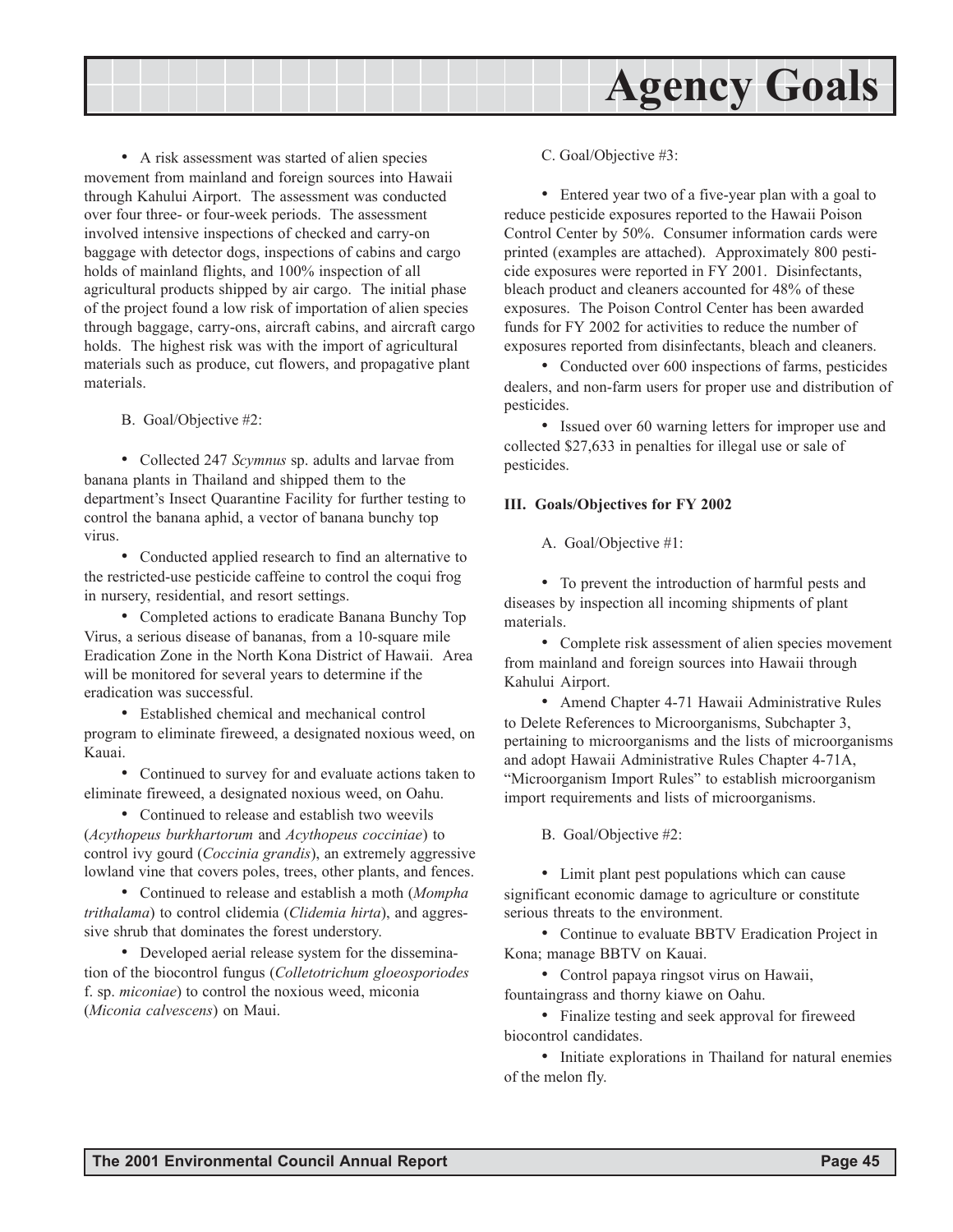# Agency Goals

- A risk assessment was started of alien species movement from mainland and foreign sources into Hawaii through Kahului Airport. The assessment was conducted over four three- or four-week periods. The assessment involved intensive inspections of checked and carry-on baggage with detector dogs, inspections of cabins and cargo holds of mainland flights, and 100% inspection of all agricultural products shipped by air cargo. The initial phase of the project found a low risk of importation of alien species through baggage, carry-ons, aircraft cabins, and aircraft cargo holds. The highest risk was with the import of agricultural materials such as produce, cut flowers, and propagative plant materials.

B. Goal/Objective #2:

- Collected 247 *Scymnus* sp. adults and larvae from banana plants in Thailand and shipped them to the department's Insect Quarantine Facility for further testing to control the banana aphid, a vector of banana bunchy top virus.
- Conducted applied research to find an alternative to the restricted-use pesticide caffeine to control the coqui frog in nursery, residential, and resort settings.
- Completed actions to eradicate Banana Bunchy Top Virus, a serious disease of bananas, from a 10-square mile Eradication Zone in the North Kona District of Hawaii. Area will be monitored for several years to determine if the eradication was successful.
- Established chemical and mechanical control program to eliminate fireweed, a designated noxious weed, on Kauai.
- Continued to survey for and evaluate actions taken to eliminate fireweed, a designated noxious weed, on Oahu.
- Continued to release and establish two weevils (*Acythopeus burkhartorum* and *Acythopeus cocciniae*) to control ivy gourd (*Coccinia grandis*), an extremely aggressive lowland vine that covers poles, trees, other plants, and fences.
- Continued to release and establish a moth (*Mompha trithalama*) to control clidemia (*Clidemia hirta*), and aggressive shrub that dominates the forest understory.
- Developed aerial release system for the dissemination of the biocontrol fungus (*Colletotrichum gloeosporiodes* f. sp. *miconiae*) to control the noxious weed, miconia (*Miconia calvescens*) on Maui.

C. Goal/Objective #3:

- Entered year two of a five-year plan with a goal to reduce pesticide exposures reported to the Hawaii Poison Control Center by 50%. Consumer information cards were printed (examples are attached). Approximately 800 pesticide exposures were reported in FY 2001. Disinfectants, bleach product and cleaners accounted for 48% of these exposures. The Poison Control Center has been awarded funds for FY 2002 for activities to reduce the number of exposures reported from disinfectants, bleach and cleaners.
- Conducted over 600 inspections of farms, pesticides dealers, and non-farm users for proper use and distribution of pesticides.
- Issued over 60 warning letters for improper use and collected $27,633 in penalties for illegal use or sale of pesticides.

**III. Goals/Objectives for FY 2002**

A. Goal/Objective #1:

- To prevent the introduction of harmful pests and diseases by inspection all incoming shipments of plant materials.
- Complete risk assessment of alien species movement from mainland and foreign sources into Hawaii through Kahului Airport.
- Amend Chapter 4-71 Hawaii Administrative Rules to Delete References to Microorganisms, Subchapter 3, pertaining to microorganisms and the lists of microorganisms and adopt Hawaii Administrative Rules Chapter 4-71A, "Microorganism Import Rules" to establish microorganism import requirements and lists of microorganisms.

B. Goal/Objective #2:

- Limit plant pest populations which can cause significant economic damage to agriculture or constitute serious threats to the environment.
- Continue to evaluate BBTV Eradication Project in Kona; manage BBTV on Kauai.
- Control papaya ringsot virus on Hawaii, fountaingrass and thorny kiawe on Oahu.
- Finalize testing and seek approval for fireweed biocontrol candidates.
- Initiate explorations in Thailand for natural enemies of the melon fly.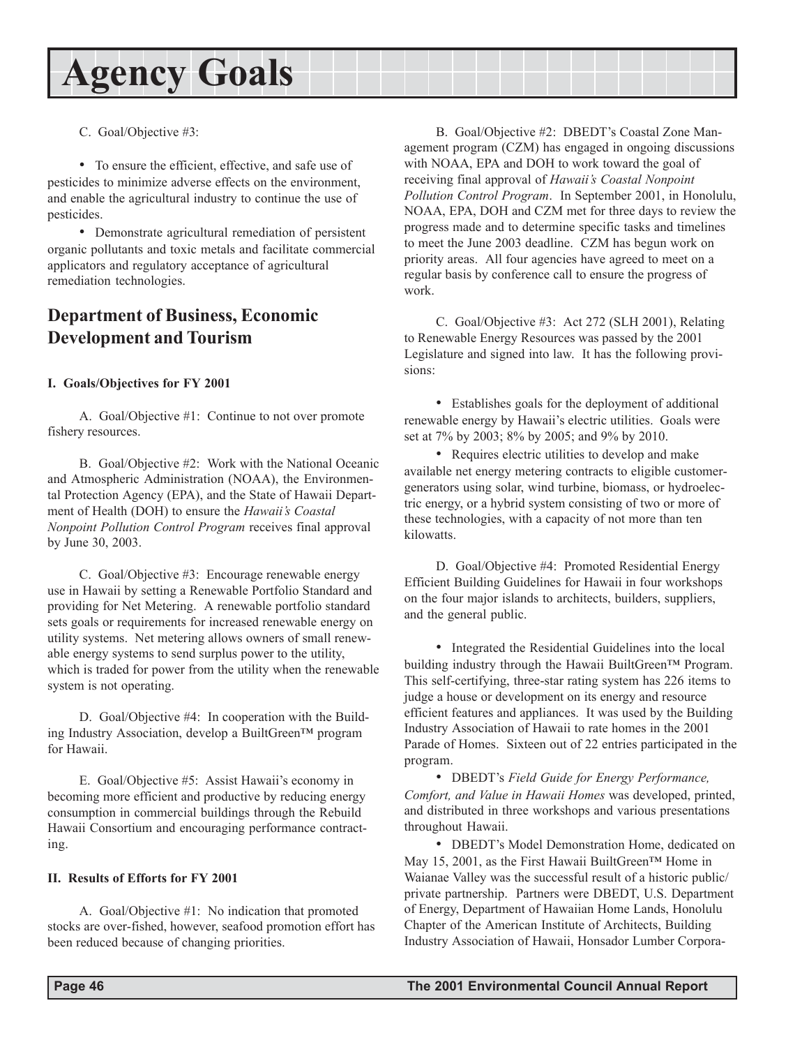# Agency Goals

C. Goal/Objective #3:

- To ensure the efficient, effective, and safe use of pesticides to minimize adverse effects on the environment, and enable the agricultural industry to continue the use of pesticides.
- Demonstrate agricultural remediation of persistent organic pollutants and toxic metals and facilitate commercial applicators and regulatory acceptance of agricultural remediation technologies.

## Department of Business, Economic Development and Tourism

### I. Goals/Objectives for FY 2001

A. Goal/Objective #1: Continue to not over promote fishery resources.

B. Goal/Objective #2: Work with the National Oceanic and Atmospheric Administration (NOAA), the Environmental Protection Agency (EPA), and the State of Hawaii Department of Health (DOH) to ensure the *Hawaii's Coastal Nonpoint Pollution Control Program* receives final approval by June 30, 2003.

C. Goal/Objective #3: Encourage renewable energy use in Hawaii by setting a Renewable Portfolio Standard and providing for Net Metering. A renewable portfolio standard sets goals or requirements for increased renewable energy on utility systems. Net metering allows owners of small renewable energy systems to send surplus power to the utility, which is traded for power from the utility when the renewable system is not operating.

D. Goal/Objective #4: In cooperation with the Building Industry Association, develop a BuiltGreen™ program for Hawaii.

E. Goal/Objective #5: Assist Hawaii's economy in becoming more efficient and productive by reducing energy consumption in commercial buildings through the Rebuild Hawaii Consortium and encouraging performance contracting.

### II. Results of Efforts for FY 2001

A. Goal/Objective #1: No indication that promoted stocks are over-fished, however, seafood promotion effort has been reduced because of changing priorities.

B. Goal/Objective #2: DBEDT's Coastal Zone Management program (CZM) has engaged in ongoing discussions with NOAA, EPA and DOH to work toward the goal of receiving final approval of *Hawaii's Coastal Nonpoint Pollution Control Program*. In September 2001, in Honolulu, NOAA, EPA, DOH and CZM met for three days to review the progress made and to determine specific tasks and timelines to meet the June 2003 deadline. CZM has begun work on priority areas. All four agencies have agreed to meet on a regular basis by conference call to ensure the progress of work.

C. Goal/Objective #3: Act 272 (SLH 2001), Relating to Renewable Energy Resources was passed by the 2001 Legislature and signed into law. It has the following provisions:

- Establishes goals for the deployment of additional renewable energy by Hawaii's electric utilities. Goals were set at 7% by 2003; 8% by 2005; and 9% by 2010.
- Requires electric utilities to develop and make available net energy metering contracts to eligible customer-generators using solar, wind turbine, biomass, or hydroelectric energy, or a hybrid system consisting of two or more of these technologies, with a capacity of not more than ten kilowatts.

D. Goal/Objective #4: Promoted Residential Energy Efficient Building Guidelines for Hawaii in four workshops on the four major islands to architects, builders, suppliers, and the general public.

- Integrated the Residential Guidelines into the local building industry through the Hawaii BuiltGreen™ Program. This self-certifying, three-star rating system has 226 items to judge a house or development on its energy and resource efficient features and appliances. It was used by the Building Industry Association of Hawaii to rate homes in the 2001 Parade of Homes. Sixteen out of 22 entries participated in the program.
- DBEDT's *Field Guide for Energy Performance, Comfort, and Value in Hawaii Homes* was developed, printed, and distributed in three workshops and various presentations throughout Hawaii.
- DBEDT's Model Demonstration Home, dedicated on May 15, 2001, as the First Hawaii BuiltGreen™ Home in Waianae Valley was the successful result of a historic public/private partnership. Partners were DBEDT, U.S. Department of Energy, Department of Hawaiian Home Lands, Honolulu Chapter of the American Institute of Architects, Building Industry Association of Hawaii, Honsador Lumber Corpora-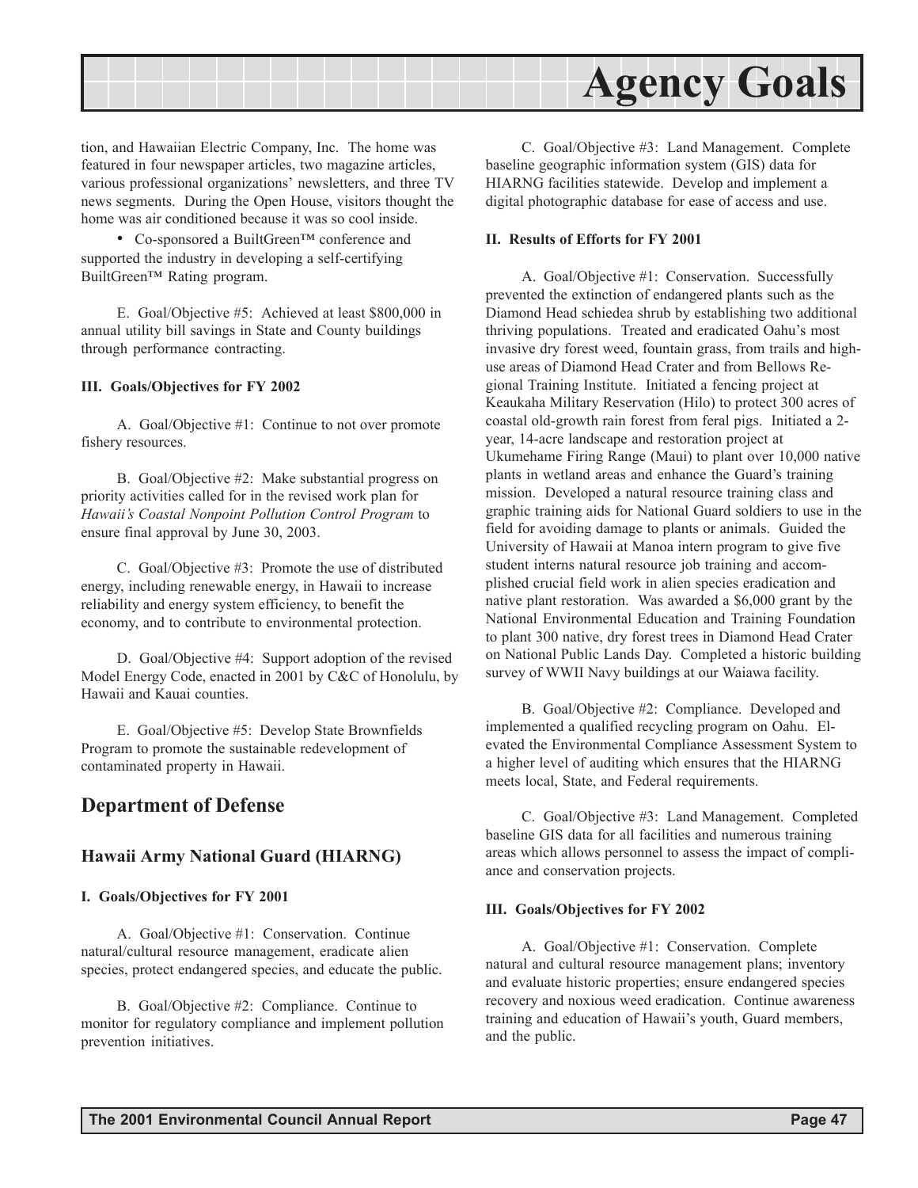tion, and Hawaiian Electric Company, Inc. The home was featured in four newspaper articles, two magazine articles, various professional organizations' newsletters, and three TV news segments. During the Open House, visitors thought the home was air conditioned because it was so cool inside.

- Co-sponsored a BuiltGreen™ conference and supported the industry in developing a self-certifying BuiltGreen™ Rating program.

E. Goal/Objective #5: Achieved at least $800,000 in annual utility bill savings in State and County buildings through performance contracting.

#### III. Goals/Objectives for FY 2002

A. Goal/Objective #1: Continue to not over promote fishery resources.

B. Goal/Objective #2: Make substantial progress on priority activities called for in the revised work plan for *Hawaii's Coastal Nonpoint Pollution Control Program* to ensure final approval by June 30, 2003.

C. Goal/Objective #3: Promote the use of distributed energy, including renewable energy, in Hawaii to increase reliability and energy system efficiency, to benefit the economy, and to contribute to environmental protection.

D. Goal/Objective #4: Support adoption of the revised Model Energy Code, enacted in 2001 by C&C of Honolulu, by Hawaii and Kauai counties.

E. Goal/Objective #5: Develop State Brownfields Program to promote the sustainable redevelopment of contaminated property in Hawaii.

## Department of Defense

### Hawaii Army National Guard (HIARNG)

#### I. Goals/Objectives for FY 2001

A. Goal/Objective #1: Conservation. Continue natural/cultural resource management, eradicate alien species, protect endangered species, and educate the public.

B. Goal/Objective #2: Compliance. Continue to monitor for regulatory compliance and implement pollution prevention initiatives.

C. Goal/Objective #3: Land Management. Complete baseline geographic information system (GIS) data for HIARNG facilities statewide. Develop and implement a digital photographic database for ease of access and use.

#### II. Results of Efforts for FY 2001

A. Goal/Objective #1: Conservation. Successfully prevented the extinction of endangered plants such as the Diamond Head schiedea shrub by establishing two additional thriving populations. Treated and eradicated Oahu's most invasive dry forest weed, fountain grass, from trails and high-use areas of Diamond Head Crater and from Bellows Regional Training Institute. Initiated a fencing project at Keaukaha Military Reservation (Hilo) to protect 300 acres of coastal old-growth rain forest from feral pigs. Initiated a 2-year, 14-acre landscape and restoration project at Ukumehame Firing Range (Maui) to plant over 10,000 native plants in wetland areas and enhance the Guard's training mission. Developed a natural resource training class and graphic training aids for National Guard soldiers to use in the field for avoiding damage to plants or animals. Guided the University of Hawaii at Manoa intern program to give five student interns natural resource job training and accomplished crucial field work in alien species eradication and native plant restoration. Was awarded a $6,000 grant by the National Environmental Education and Training Foundation to plant 300 native, dry forest trees in Diamond Head Crater on National Public Lands Day. Completed a historic building survey of WWII Navy buildings at our Waiawa facility.

B. Goal/Objective #2: Compliance. Developed and implemented a qualified recycling program on Oahu. Elevated the Environmental Compliance Assessment System to a higher level of auditing which ensures that the HIARNG meets local, State, and Federal requirements.

C. Goal/Objective #3: Land Management. Completed baseline GIS data for all facilities and numerous training areas which allows personnel to assess the impact of compliance and conservation projects.

#### III. Goals/Objectives for FY 2002

A. Goal/Objective #1: Conservation. Complete natural and cultural resource management plans; inventory and evaluate historic properties; ensure endangered species recovery and noxious weed eradication. Continue awareness training and education of Hawaii's youth, Guard members, and the public.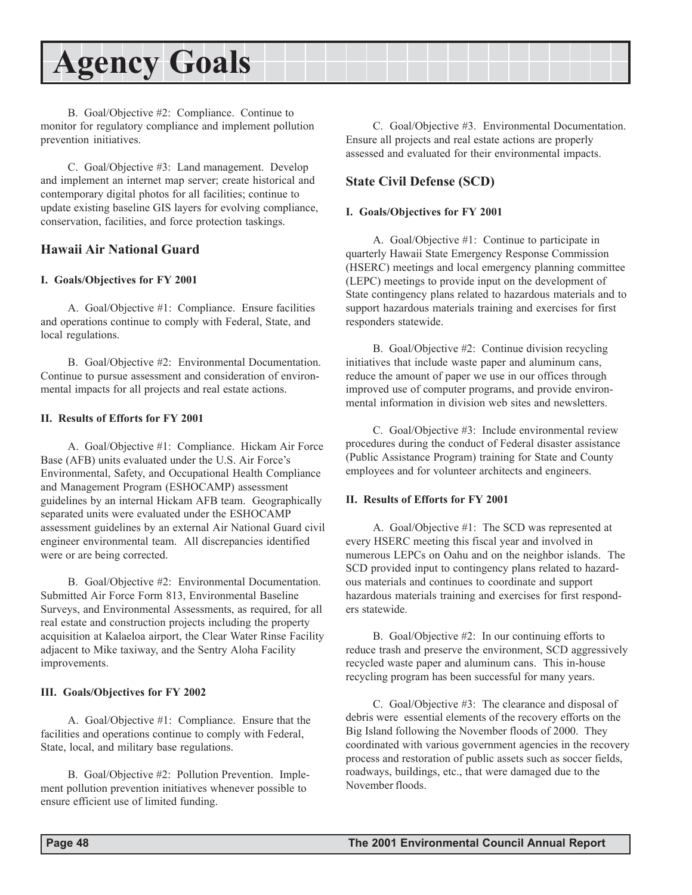# Agency Goals

B. Goal/Objective #2: Compliance. Continue to monitor for regulatory compliance and implement pollution prevention initiatives.

C. Goal/Objective #3: Land management. Develop and implement an internet map server; create historical and contemporary digital photos for all facilities; continue to update existing baseline GIS layers for evolving compliance, conservation, facilities, and force protection taskings.

## Hawaii Air National Guard

### I. Goals/Objectives for FY 2001

A. Goal/Objective #1: Compliance. Ensure facilities and operations continue to comply with Federal, State, and local regulations.

B. Goal/Objective #2: Environmental Documentation. Continue to pursue assessment and consideration of environmental impacts for all projects and real estate actions.

### II. Results of Efforts for FY 2001

A. Goal/Objective #1: Compliance. Hickam Air Force Base (AFB) units evaluated under the U.S. Air Force's Environmental, Safety, and Occupational Health Compliance and Management Program (ESHOCAMP) assessment guidelines by an internal Hickam AFB team. Geographically separated units were evaluated under the ESHOCAMP assessment guidelines by an external Air National Guard civil engineer environmental team. All discrepancies identified were or are being corrected.

B. Goal/Objective #2: Environmental Documentation. Submitted Air Force Form 813, Environmental Baseline Surveys, and Environmental Assessments, as required, for all real estate and construction projects including the property acquisition at Kalaeloa airport, the Clear Water Rinse Facility adjacent to Mike taxiway, and the Sentry Aloha Facility improvements.

### III. Goals/Objectives for FY 2002

A. Goal/Objective #1: Compliance. Ensure that the facilities and operations continue to comply with Federal, State, local, and military base regulations.

B. Goal/Objective #2: Pollution Prevention. Implement pollution prevention initiatives whenever possible to ensure efficient use of limited funding.

C. Goal/Objective #3. Environmental Documentation. Ensure all projects and real estate actions are properly assessed and evaluated for their environmental impacts.

## State Civil Defense (SCD)

### I. Goals/Objectives for FY 2001

A. Goal/Objective #1: Continue to participate in quarterly Hawaii State Emergency Response Commission (HSERC) meetings and local emergency planning committee (LEPC) meetings to provide input on the development of State contingency plans related to hazardous materials and to support hazardous materials training and exercises for first responders statewide.

B. Goal/Objective #2: Continue division recycling initiatives that include waste paper and aluminum cans, reduce the amount of paper we use in our offices through improved use of computer programs, and provide environmental information in division web sites and newsletters.

C. Goal/Objective #3: Include environmental review procedures during the conduct of Federal disaster assistance (Public Assistance Program) training for State and County employees and for volunteer architects and engineers.

### II. Results of Efforts for FY 2001

A. Goal/Objective #1: The SCD was represented at every HSERC meeting this fiscal year and involved in numerous LEPCs on Oahu and on the neighbor islands. The SCD provided input to contingency plans related to hazardous materials and continues to coordinate and support hazardous materials training and exercises for first responders statewide.

B. Goal/Objective #2: In our continuing efforts to reduce trash and preserve the environment, SCD aggressively recycled waste paper and aluminum cans. This in-house recycling program has been successful for many years.

C. Goal/Objective #3: The clearance and disposal of debris were essential elements of the recovery efforts on the Big Island following the November floods of 2000. They coordinated with various government agencies in the recovery process and restoration of public assets such as soccer fields, roadways, buildings, etc., that were damaged due to the November floods.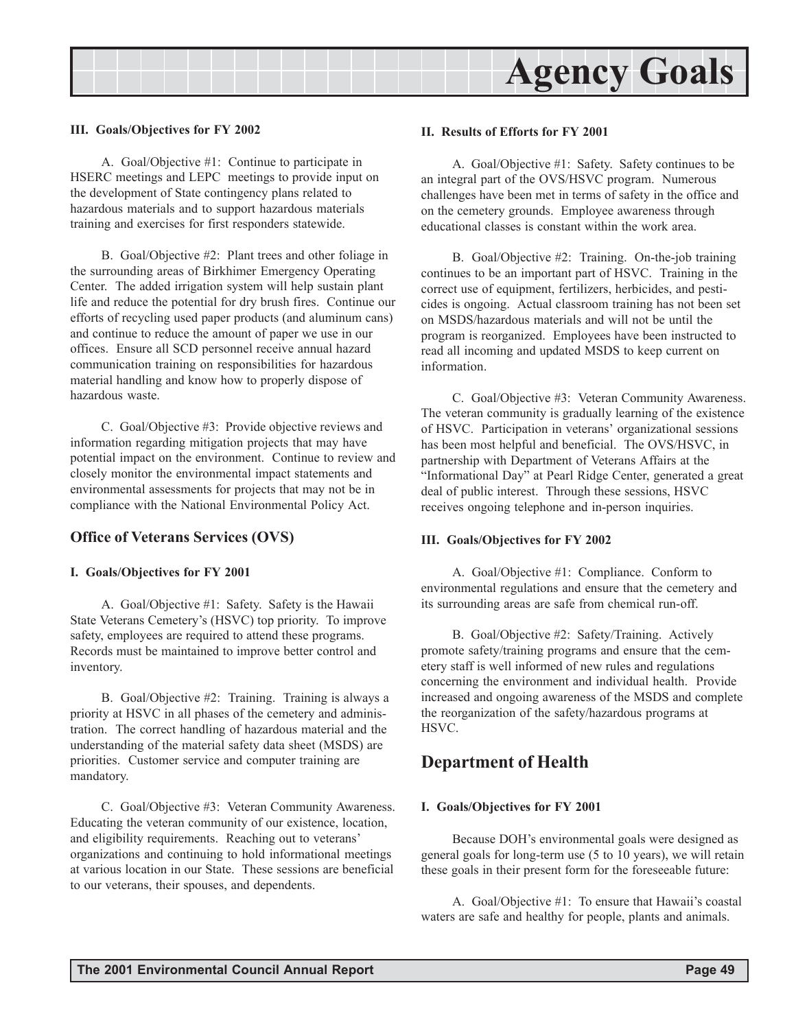**III. Goals/Objectives for FY 2002**

A. Goal/Objective #1: Continue to participate in HSERC meetings and LEPC meetings to provide input on the development of State contingency plans related to hazardous materials and to support hazardous materials training and exercises for first responders statewide.

B. Goal/Objective #2: Plant trees and other foliage in the surrounding areas of Birkhimer Emergency Operating Center. The added irrigation system will help sustain plant life and reduce the potential for dry brush fires. Continue our efforts of recycling used paper products (and aluminum cans) and continue to reduce the amount of paper we use in our offices. Ensure all SCD personnel receive annual hazard communication training on responsibilities for hazardous material handling and know how to properly dispose of hazardous waste.

C. Goal/Objective #3: Provide objective reviews and information regarding mitigation projects that may have potential impact on the environment. Continue to review and closely monitor the environmental impact statements and environmental assessments for projects that may not be in compliance with the National Environmental Policy Act.

### Office of Veterans Services (OVS)

**I. Goals/Objectives for FY 2001**

A. Goal/Objective #1: Safety. Safety is the Hawaii State Veterans Cemetery's (HSVC) top priority. To improve safety, employees are required to attend these programs. Records must be maintained to improve better control and inventory.

B. Goal/Objective #2: Training. Training is always a priority at HSVC in all phases of the cemetery and administration. The correct handling of hazardous material and the understanding of the material safety data sheet (MSDS) are priorities. Customer service and computer training are mandatory.

C. Goal/Objective #3: Veteran Community Awareness. Educating the veteran community of our existence, location, and eligibility requirements. Reaching out to veterans' organizations and continuing to hold informational meetings at various location in our State. These sessions are beneficial to our veterans, their spouses, and dependents.

**II. Results of Efforts for FY 2001**

A. Goal/Objective #1: Safety. Safety continues to be an integral part of the OVS/HSVC program. Numerous challenges have been met in terms of safety in the office and on the cemetery grounds. Employee awareness through educational classes is constant within the work area.

B. Goal/Objective #2: Training. On-the-job training continues to be an important part of HSVC. Training in the correct use of equipment, fertilizers, herbicides, and pesticides is ongoing. Actual classroom training has not been set on MSDS/hazardous materials and will not be until the program is reorganized. Employees have been instructed to read all incoming and updated MSDS to keep current on information.

C. Goal/Objective #3: Veteran Community Awareness. The veteran community is gradually learning of the existence of HSVC. Participation in veterans' organizational sessions has been most helpful and beneficial. The OVS/HSVC, in partnership with Department of Veterans Affairs at the "Informational Day" at Pearl Ridge Center, generated a great deal of public interest. Through these sessions, HSVC receives ongoing telephone and in-person inquiries.

**III. Goals/Objectives for FY 2002**

A. Goal/Objective #1: Compliance. Conform to environmental regulations and ensure that the cemetery and its surrounding areas are safe from chemical run-off.

B. Goal/Objective #2: Safety/Training. Actively promote safety/training programs and ensure that the cemetery staff is well informed of new rules and regulations concerning the environment and individual health. Provide increased and ongoing awareness of the MSDS and complete the reorganization of the safety/hazardous programs at HSVC.

## Department of Health

**I. Goals/Objectives for FY 2001**

Because DOH's environmental goals were designed as general goals for long-term use (5 to 10 years), we will retain these goals in their present form for the foreseeable future:

A. Goal/Objective #1: To ensure that Hawaii's coastal waters are safe and healthy for people, plants and animals.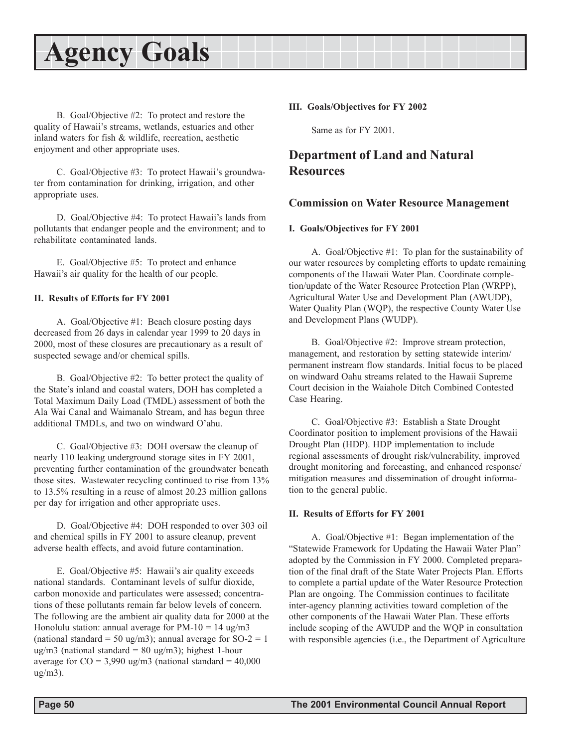B. Goal/Objective #2: To protect and restore the quality of Hawaii's streams, wetlands, estuaries and other inland waters for fish & wildlife, recreation, aesthetic enjoyment and other appropriate uses.

C. Goal/Objective #3: To protect Hawaii's groundwater from contamination for drinking, irrigation, and other appropriate uses.

D. Goal/Objective #4: To protect Hawaii's lands from pollutants that endanger people and the environment; and to rehabilitate contaminated lands.

E. Goal/Objective #5: To protect and enhance Hawaii's air quality for the health of our people.

#### II. Results of Efforts for FY 2001

A. Goal/Objective #1: Beach closure posting days decreased from 26 days in calendar year 1999 to 20 days in 2000, most of these closures are precautionary as a result of suspected sewage and/or chemical spills.

B. Goal/Objective #2: To better protect the quality of the State's inland and coastal waters, DOH has completed a Total Maximum Daily Load (TMDL) assessment of both the Ala Wai Canal and Waimanalo Stream, and has begun three additional TMDLs, and two on windward O'ahu.

C. Goal/Objective #3: DOH oversaw the cleanup of nearly 110 leaking underground storage sites in FY 2001, preventing further contamination of the groundwater beneath those sites. Wastewater recycling continued to rise from 13% to 13.5% resulting in a reuse of almost 20.23 million gallons per day for irrigation and other appropriate uses.

D. Goal/Objective #4: DOH responded to over 303 oil and chemical spills in FY 2001 to assure cleanup, prevent adverse health effects, and avoid future contamination.

E. Goal/Objective #5: Hawaii's air quality exceeds national standards. Contaminant levels of sulfur dioxide, carbon monoxide and particulates were assessed; concentrations of these pollutants remain far below levels of concern. The following are the ambient air quality data for 2000 at the Honolulu station: annual average for PM-10 = 14 ug/m3 (national standard = 50 ug/m3); annual average for SO-2 = 1 ug/m3 (national standard = 80 ug/m3); highest 1-hour average for CO = 3,990 ug/m3 (national standard = 40,000 ug/m3).

#### III. Goals/Objectives for FY 2002

Same as for FY 2001.

## Department of Land and Natural Resources

### Commission on Water Resource Management

#### I. Goals/Objectives for FY 2001

A. Goal/Objective #1: To plan for the sustainability of our water resources by completing efforts to update remaining components of the Hawaii Water Plan. Coordinate completion/update of the Water Resource Protection Plan (WRPP), Agricultural Water Use and Development Plan (AWUDP), Water Quality Plan (WQP), the respective County Water Use and Development Plans (WUDP).

B. Goal/Objective #2: Improve stream protection, management, and restoration by setting statewide interim/permanent instream flow standards. Initial focus to be placed on windward Oahu streams related to the Hawaii Supreme Court decision in the Waiahole Ditch Combined Contested Case Hearing.

C. Goal/Objective #3: Establish a State Drought Coordinator position to implement provisions of the Hawaii Drought Plan (HDP). HDP implementation to include regional assessments of drought risk/vulnerability, improved drought monitoring and forecasting, and enhanced response/mitigation measures and dissemination of drought information to the general public.

#### II. Results of Efforts for FY 2001

A. Goal/Objective #1: Began implementation of the "Statewide Framework for Updating the Hawaii Water Plan" adopted by the Commission in FY 2000. Completed preparation of the final draft of the State Water Projects Plan. Efforts to complete a partial update of the Water Resource Protection Plan are ongoing. The Commission continues to facilitate inter-agency planning activities toward completion of the other components of the Hawaii Water Plan. These efforts include scoping of the AWUDP and the WQP in consultation with responsible agencies (i.e., the Department of Agriculture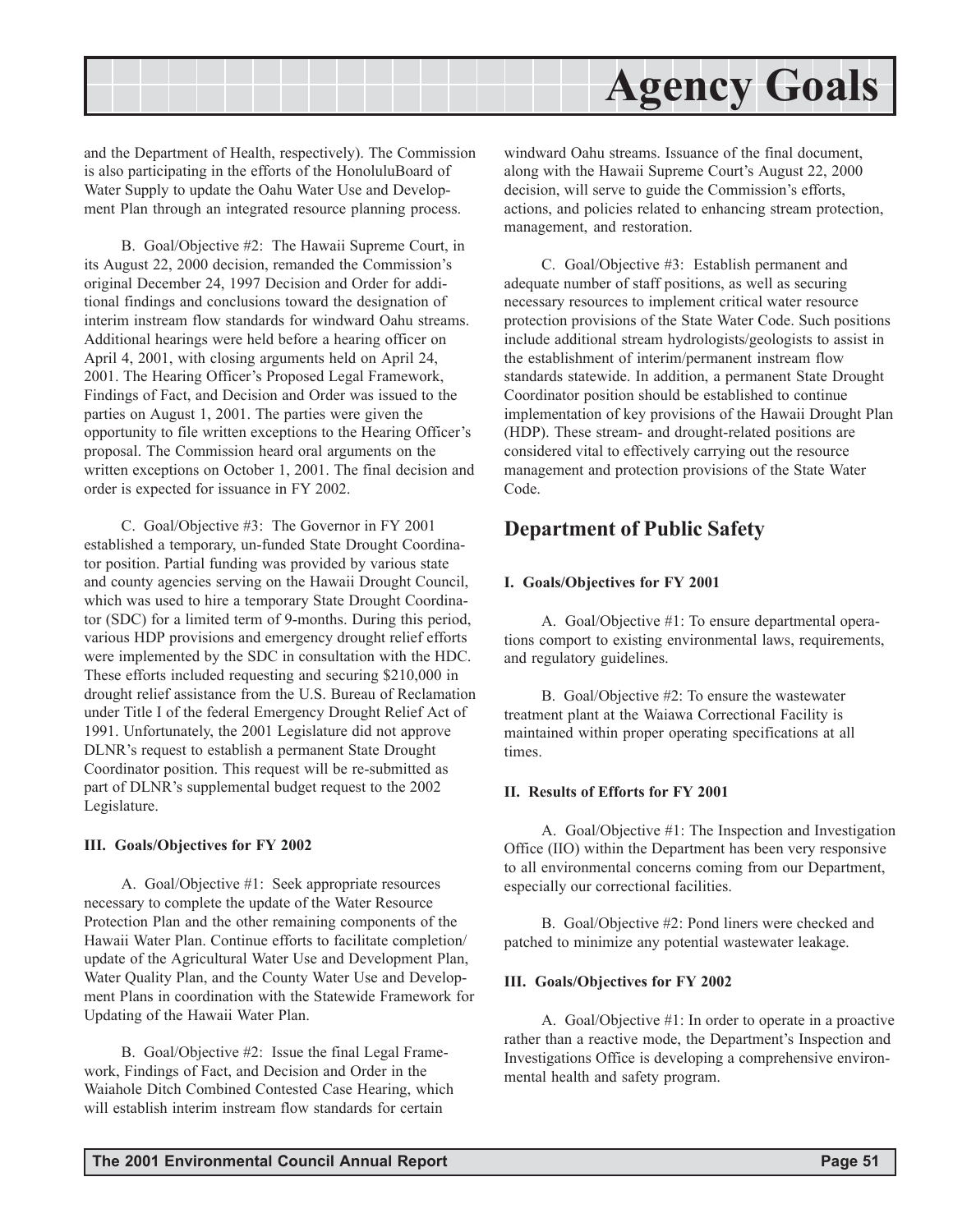and the Department of Health, respectively). The Commission is also participating in the efforts of the HonoluluBoard of Water Supply to update the Oahu Water Use and Development Plan through an integrated resource planning process.

B. Goal/Objective #2: The Hawaii Supreme Court, in its August 22, 2000 decision, remanded the Commission's original December 24, 1997 Decision and Order for additional findings and conclusions toward the designation of interim instream flow standards for windward Oahu streams. Additional hearings were held before a hearing officer on April 4, 2001, with closing arguments held on April 24, 2001. The Hearing Officer's Proposed Legal Framework, Findings of Fact, and Decision and Order was issued to the parties on August 1, 2001. The parties were given the opportunity to file written exceptions to the Hearing Officer's proposal. The Commission heard oral arguments on the written exceptions on October 1, 2001. The final decision and order is expected for issuance in FY 2002.

C. Goal/Objective #3: The Governor in FY 2001 established a temporary, un-funded State Drought Coordinator position. Partial funding was provided by various state and county agencies serving on the Hawaii Drought Council, which was used to hire a temporary State Drought Coordinator (SDC) for a limited term of 9-months. During this period, various HDP provisions and emergency drought relief efforts were implemented by the SDC in consultation with the HDC. These efforts included requesting and securing $210,000 in drought relief assistance from the U.S. Bureau of Reclamation under Title I of the federal Emergency Drought Relief Act of 1991. Unfortunately, the 2001 Legislature did not approve DLNR's request to establish a permanent State Drought Coordinator position. This request will be re-submitted as part of DLNR's supplemental budget request to the 2002 Legislature.

#### III. Goals/Objectives for FY 2002

A. Goal/Objective #1: Seek appropriate resources necessary to complete the update of the Water Resource Protection Plan and the other remaining components of the Hawaii Water Plan. Continue efforts to facilitate completion/update of the Agricultural Water Use and Development Plan, Water Quality Plan, and the County Water Use and Development Plans in coordination with the Statewide Framework for Updating of the Hawaii Water Plan.

B. Goal/Objective #2: Issue the final Legal Framework, Findings of Fact, and Decision and Order in the Waiahole Ditch Combined Contested Case Hearing, which will establish interim instream flow standards for certain windward Oahu streams. Issuance of the final document, along with the Hawaii Supreme Court's August 22, 2000 decision, will serve to guide the Commission's efforts, actions, and policies related to enhancing stream protection, management, and restoration.

C. Goal/Objective #3: Establish permanent and adequate number of staff positions, as well as securing necessary resources to implement critical water resource protection provisions of the State Water Code. Such positions include additional stream hydrologists/geologists to assist in the establishment of interim/permanent instream flow standards statewide. In addition, a permanent State Drought Coordinator position should be established to continue implementation of key provisions of the Hawaii Drought Plan (HDP). These stream- and drought-related positions are considered vital to effectively carrying out the resource management and protection provisions of the State Water Code.

## Department of Public Safety

#### I. Goals/Objectives for FY 2001

A. Goal/Objective #1: To ensure departmental operations comport to existing environmental laws, requirements, and regulatory guidelines.

B. Goal/Objective #2: To ensure the wastewater treatment plant at the Waiawa Correctional Facility is maintained within proper operating specifications at all times.

#### II. Results of Efforts for FY 2001

A. Goal/Objective #1: The Inspection and Investigation Office (IIO) within the Department has been very responsive to all environmental concerns coming from our Department, especially our correctional facilities.

B. Goal/Objective #2: Pond liners were checked and patched to minimize any potential wastewater leakage.

#### III. Goals/Objectives for FY 2002

A. Goal/Objective #1: In order to operate in a proactive rather than a reactive mode, the Department's Inspection and Investigations Office is developing a comprehensive environmental health and safety program.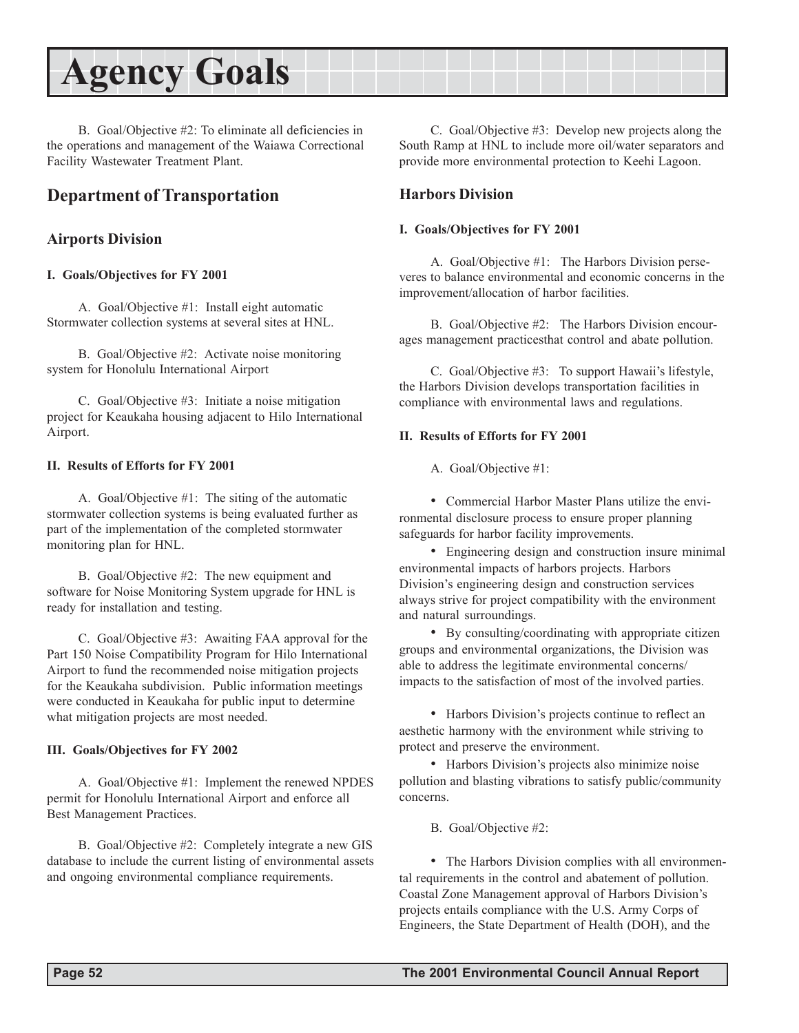# Agency Goals

B. Goal/Objective #2: To eliminate all deficiencies in the operations and management of the Waiawa Correctional Facility Wastewater Treatment Plant.

## Department of Transportation

### Airports Division

#### I. Goals/Objectives for FY 2001

A. Goal/Objective #1: Install eight automatic Stormwater collection systems at several sites at HNL.

B. Goal/Objective #2: Activate noise monitoring system for Honolulu International Airport

C. Goal/Objective #3: Initiate a noise mitigation project for Keaukaha housing adjacent to Hilo International Airport.

#### II. Results of Efforts for FY 2001

A. Goal/Objective #1: The siting of the automatic stormwater collection systems is being evaluated further as part of the implementation of the completed stormwater monitoring plan for HNL.

B. Goal/Objective #2: The new equipment and software for Noise Monitoring System upgrade for HNL is ready for installation and testing.

C. Goal/Objective #3: Awaiting FAA approval for the Part 150 Noise Compatibility Program for Hilo International Airport to fund the recommended noise mitigation projects for the Keaukaha subdivision. Public information meetings were conducted in Keaukaha for public input to determine what mitigation projects are most needed.

#### III. Goals/Objectives for FY 2002

A. Goal/Objective #1: Implement the renewed NPDES permit for Honolulu International Airport and enforce all Best Management Practices.

B. Goal/Objective #2: Completely integrate a new GIS database to include the current listing of environmental assets and ongoing environmental compliance requirements.

C. Goal/Objective #3: Develop new projects along the South Ramp at HNL to include more oil/water separators and provide more environmental protection to Keehi Lagoon.

### Harbors Division

#### I. Goals/Objectives for FY 2001

A. Goal/Objective #1: The Harbors Division perseveres to balance environmental and economic concerns in the improvement/allocation of harbor facilities.

B. Goal/Objective #2: The Harbors Division encourages management practicesthat control and abate pollution.

C. Goal/Objective #3: To support Hawaii's lifestyle, the Harbors Division develops transportation facilities in compliance with environmental laws and regulations.

#### II. Results of Efforts for FY 2001

A. Goal/Objective #1:

- Commercial Harbor Master Plans utilize the environmental disclosure process to ensure proper planning safeguards for harbor facility improvements.
- Engineering design and construction insure minimal environmental impacts of harbors projects. Harbors Division's engineering design and construction services always strive for project compatibility with the environment and natural surroundings.
- By consulting/coordinating with appropriate citizen groups and environmental organizations, the Division was able to address the legitimate environmental concerns/impacts to the satisfaction of most of the involved parties.
- Harbors Division's projects continue to reflect an aesthetic harmony with the environment while striving to protect and preserve the environment.
- Harbors Division's projects also minimize noise pollution and blasting vibrations to satisfy public/community concerns.

B. Goal/Objective #2:

- The Harbors Division complies with all environmental requirements in the control and abatement of pollution. Coastal Zone Management approval of Harbors Division's projects entails compliance with the U.S. Army Corps of Engineers, the State Department of Health (DOH), and the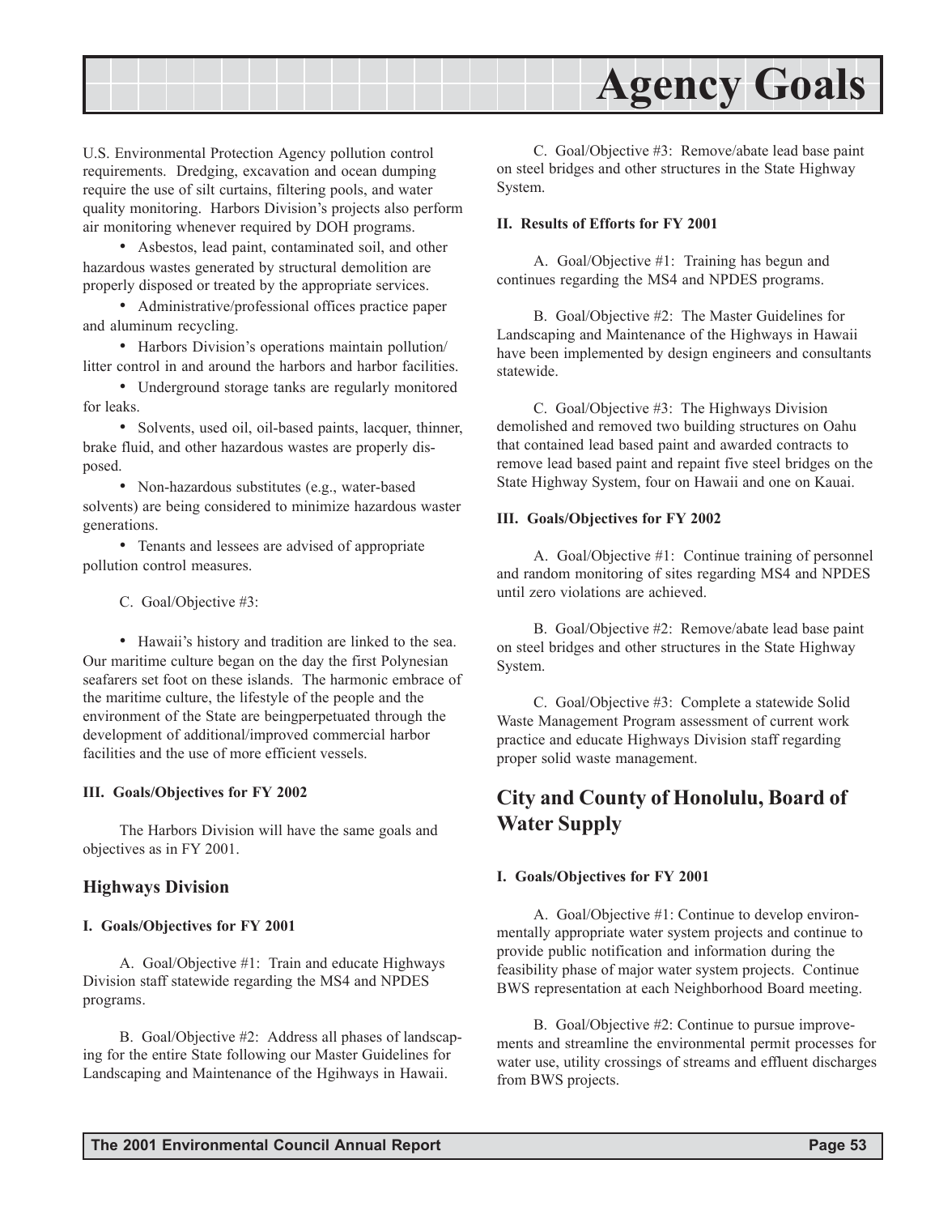U.S. Environmental Protection Agency pollution control requirements. Dredging, excavation and ocean dumping require the use of silt curtains, filtering pools, and water quality monitoring. Harbors Division's projects also perform air monitoring whenever required by DOH programs.

- Asbestos, lead paint, contaminated soil, and other hazardous wastes generated by structural demolition are properly disposed or treated by the appropriate services.
- Administrative/professional offices practice paper and aluminum recycling.
- Harbors Division's operations maintain pollution/litter control in and around the harbors and harbor facilities.
- Underground storage tanks are regularly monitored for leaks.
- Solvents, used oil, oil-based paints, lacquer, thinner, brake fluid, and other hazardous wastes are properly disposed.
- Non-hazardous substitutes (e.g., water-based solvents) are being considered to minimize hazardous waster generations.
- Tenants and lessees are advised of appropriate pollution control measures.

C. Goal/Objective #3:

- Hawaii's history and tradition are linked to the sea. Our maritime culture began on the day the first Polynesian seafarers set foot on these islands. The harmonic embrace of the maritime culture, the lifestyle of the people and the environment of the State are beingperpetuated through the development of additional/improved commercial harbor facilities and the use of more efficient vessels.

**III. Goals/Objectives for FY 2002**

The Harbors Division will have the same goals and objectives as in FY 2001.

### Highways Division

**I. Goals/Objectives for FY 2001**

A. Goal/Objective #1: Train and educate Highways Division staff statewide regarding the MS4 and NPDES programs.

B. Goal/Objective #2: Address all phases of landscaping for the entire State following our Master Guidelines for Landscaping and Maintenance of the Hgihways in Hawaii.

C. Goal/Objective #3: Remove/abate lead base paint on steel bridges and other structures in the State Highway System.

**II. Results of Efforts for FY 2001**

A. Goal/Objective #1: Training has begun and continues regarding the MS4 and NPDES programs.

B. Goal/Objective #2: The Master Guidelines for Landscaping and Maintenance of the Highways in Hawaii have been implemented by design engineers and consultants statewide.

C. Goal/Objective #3: The Highways Division demolished and removed two building structures on Oahu that contained lead based paint and awarded contracts to remove lead based paint and repaint five steel bridges on the State Highway System, four on Hawaii and one on Kauai.

**III. Goals/Objectives for FY 2002**

A. Goal/Objective #1: Continue training of personnel and random monitoring of sites regarding MS4 and NPDES until zero violations are achieved.

B. Goal/Objective #2: Remove/abate lead base paint on steel bridges and other structures in the State Highway System.

C. Goal/Objective #3: Complete a statewide Solid Waste Management Program assessment of current work practice and educate Highways Division staff regarding proper solid waste management.

## City and County of Honolulu, Board of Water Supply

**I. Goals/Objectives for FY 2001**

A. Goal/Objective #1: Continue to develop environmentally appropriate water system projects and continue to provide public notification and information during the feasibility phase of major water system projects. Continue BWS representation at each Neighborhood Board meeting.

B. Goal/Objective #2: Continue to pursue improvements and streamline the environmental permit processes for water use, utility crossings of streams and effluent discharges from BWS projects.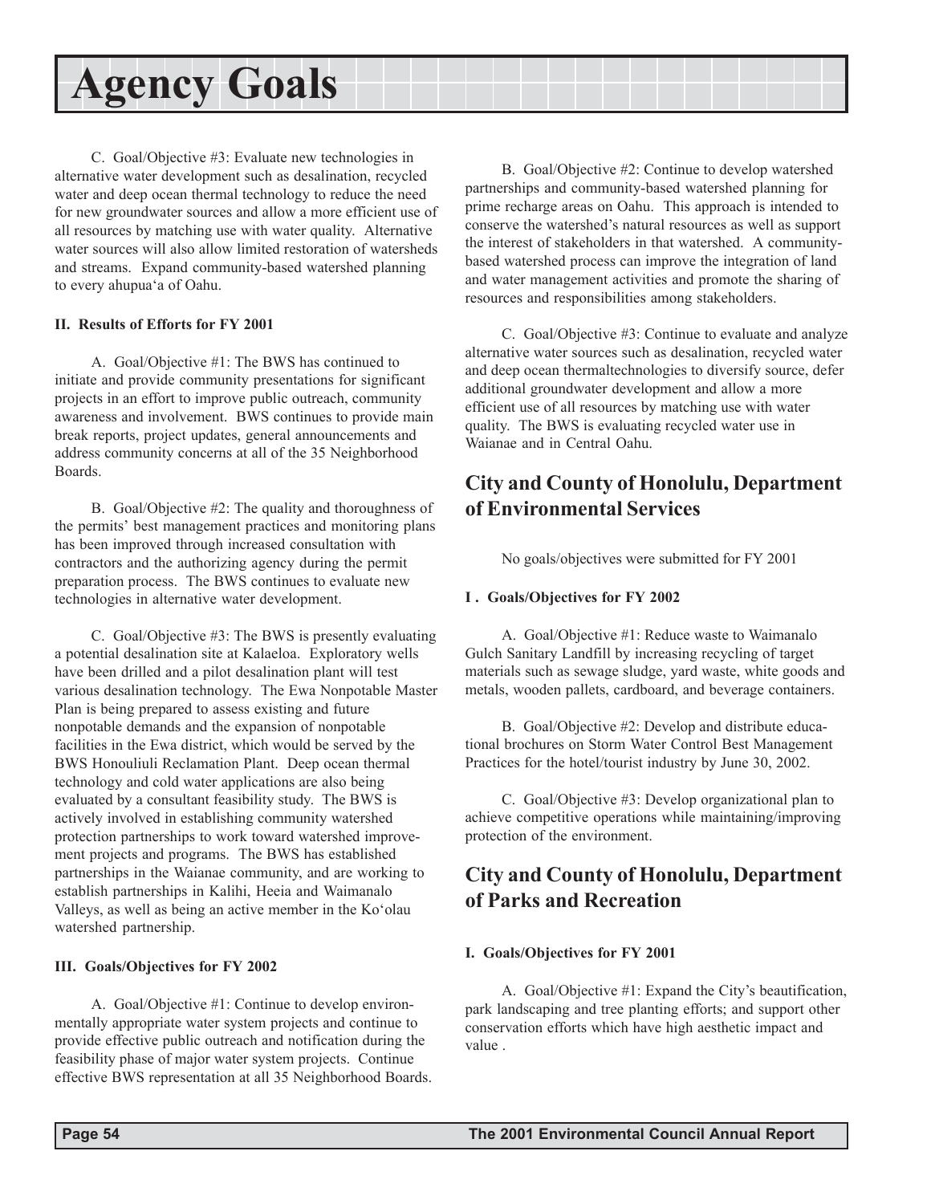# Agency Goals

C. Goal/Objective #3: Evaluate new technologies in alternative water development such as desalination, recycled water and deep ocean thermal technology to reduce the need for new groundwater sources and allow a more efficient use of all resources by matching use with water quality. Alternative water sources will also allow limited restoration of watersheds and streams. Expand community-based watershed planning to every ahupua'a of Oahu.

**II. Results of Efforts for FY 2001**

A. Goal/Objective #1: The BWS has continued to initiate and provide community presentations for significant projects in an effort to improve public outreach, community awareness and involvement. BWS continues to provide main break reports, project updates, general announcements and address community concerns at all of the 35 Neighborhood Boards.

B. Goal/Objective #2: The quality and thoroughness of the permits' best management practices and monitoring plans has been improved through increased consultation with contractors and the authorizing agency during the permit preparation process. The BWS continues to evaluate new technologies in alternative water development.

C. Goal/Objective #3: The BWS is presently evaluating a potential desalination site at Kalaeloa. Exploratory wells have been drilled and a pilot desalination plant will test various desalination technology. The Ewa Nonpotable Master Plan is being prepared to assess existing and future nonpotable demands and the expansion of nonpotable facilities in the Ewa district, which would be served by the BWS Honouliuli Reclamation Plant. Deep ocean thermal technology and cold water applications are also being evaluated by a consultant feasibility study. The BWS is actively involved in establishing community watershed protection partnerships to work toward watershed improvement projects and programs. The BWS has established partnerships in the Waianae community, and are working to establish partnerships in Kalihi, Heeia and Waimanalo Valleys, as well as being an active member in the Ko'olau watershed partnership.

**III. Goals/Objectives for FY 2002**

A. Goal/Objective #1: Continue to develop environmentally appropriate water system projects and continue to provide effective public outreach and notification during the feasibility phase of major water system projects. Continue effective BWS representation at all 35 Neighborhood Boards.

B. Goal/Objective #2: Continue to develop watershed partnerships and community-based watershed planning for prime recharge areas on Oahu. This approach is intended to conserve the watershed's natural resources as well as support the interest of stakeholders in that watershed. A community-based watershed process can improve the integration of land and water management activities and promote the sharing of resources and responsibilities among stakeholders.

C. Goal/Objective #3: Continue to evaluate and analyze alternative water sources such as desalination, recycled water and deep ocean thermaltechnologies to diversify source, defer additional groundwater development and allow a more efficient use of all resources by matching use with water quality. The BWS is evaluating recycled water use in Waianae and in Central Oahu.

## City and County of Honolulu, Department of Environmental Services

No goals/objectives were submitted for FY 2001

**I . Goals/Objectives for FY 2002**

A. Goal/Objective #1: Reduce waste to Waimanalo Gulch Sanitary Landfill by increasing recycling of target materials such as sewage sludge, yard waste, white goods and metals, wooden pallets, cardboard, and beverage containers.

B. Goal/Objective #2: Develop and distribute educational brochures on Storm Water Control Best Management Practices for the hotel/tourist industry by June 30, 2002.

C. Goal/Objective #3: Develop organizational plan to achieve competitive operations while maintaining/improving protection of the environment.

## City and County of Honolulu, Department of Parks and Recreation

**I. Goals/Objectives for FY 2001**

A. Goal/Objective #1: Expand the City's beautification, park landscaping and tree planting efforts; and support other conservation efforts which have high aesthetic impact and value .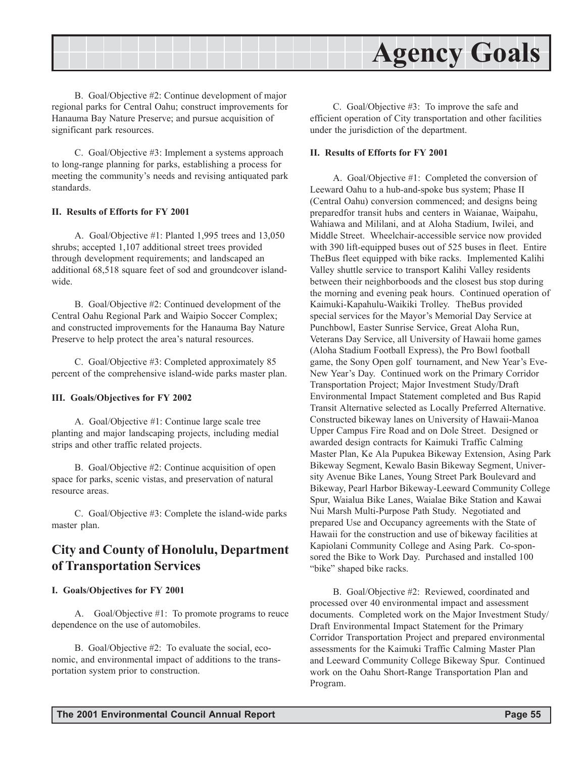B. Goal/Objective #2: Continue development of major regional parks for Central Oahu; construct improvements for Hanauma Bay Nature Preserve; and pursue acquisition of significant park resources.

C. Goal/Objective #3: Implement a systems approach to long-range planning for parks, establishing a process for meeting the community's needs and revising antiquated park standards.

**II. Results of Efforts for FY 2001**

A. Goal/Objective #1: Planted 1,995 trees and 13,050 shrubs; accepted 1,107 additional street trees provided through development requirements; and landscaped an additional 68,518 square feet of sod and groundcover island-wide.

B. Goal/Objective #2: Continued development of the Central Oahu Regional Park and Waipio Soccer Complex; and constructed improvements for the Hanauma Bay Nature Preserve to help protect the area's natural resources.

C. Goal/Objective #3: Completed approximately 85 percent of the comprehensive island-wide parks master plan.

**III. Goals/Objectives for FY 2002**

A. Goal/Objective #1: Continue large scale tree planting and major landscaping projects, including medial strips and other traffic related projects.

B. Goal/Objective #2: Continue acquisition of open space for parks, scenic vistas, and preservation of natural resource areas.

C. Goal/Objective #3: Complete the island-wide parks master plan.

## City and County of Honolulu, Department of Transportation Services

**I. Goals/Objectives for FY 2001**

A. Goal/Objective #1: To promote programs to reuce dependence on the use of automobiles.

B. Goal/Objective #2: To evaluate the social, economic, and environmental impact of additions to the transportation system prior to construction.

C. Goal/Objective #3: To improve the safe and efficient operation of City transportation and other facilities under the jurisdiction of the department.

**II. Results of Efforts for FY 2001**

A. Goal/Objective #1: Completed the conversion of Leeward Oahu to a hub-and-spoke bus system; Phase II (Central Oahu) conversion commenced; and designs being preparedfor transit hubs and centers in Waianae, Waipahu, Wahiawa and Mililani, and at Aloha Stadium, Iwilei, and Middle Street. Wheelchair-accessible service now provided with 390 lift-equipped buses out of 525 buses in fleet. Entire TheBus fleet equipped with bike racks. Implemented Kalihi Valley shuttle service to transport Kalihi Valley residents between their neighborboods and the closest bus stop during the morning and evening peak hours. Continued operation of Kaimuki-Kapahulu-Waikiki Trolley. TheBus provided special services for the Mayor's Memorial Day Service at Punchbowl, Easter Sunrise Service, Great Aloha Run, Veterans Day Service, all University of Hawaii home games (Aloha Stadium Football Express), the Pro Bowl football game, the Sony Open golf tournament, and New Year's Eve-New Year's Day. Continued work on the Primary Corridor Transportation Project; Major Investment Study/Draft Environmental Impact Statement completed and Bus Rapid Transit Alternative selected as Locally Preferred Alternative. Constructed bikeway lanes on University of Hawaii-Manoa Upper Campus Fire Road and on Dole Street. Designed or awarded design contracts for Kaimuki Traffic Calming Master Plan, Ke Ala Pupukea Bikeway Extension, Asing Park Bikeway Segment, Kewalo Basin Bikeway Segment, University Avenue Bike Lanes, Young Street Park Boulevard and Bikeway, Pearl Harbor Bikeway-Leeward Community College Spur, Waialua Bike Lanes, Waialae Bike Station and Kawai Nui Marsh Multi-Purpose Path Study. Negotiated and prepared Use and Occupancy agreements with the State of Hawaii for the construction and use of bikeway facilities at Kapiolani Community College and Asing Park. Co-sponsored the Bike to Work Day. Purchased and installed 100 "bike" shaped bike racks.

B. Goal/Objective #2: Reviewed, coordinated and processed over 40 environmental impact and assessment documents. Completed work on the Major Investment Study/Draft Environmental Impact Statement for the Primary Corridor Transportation Project and prepared environmental assessments for the Kaimuki Traffic Calming Master Plan and Leeward Community College Bikeway Spur. Continued work on the Oahu Short-Range Transportation Plan and Program.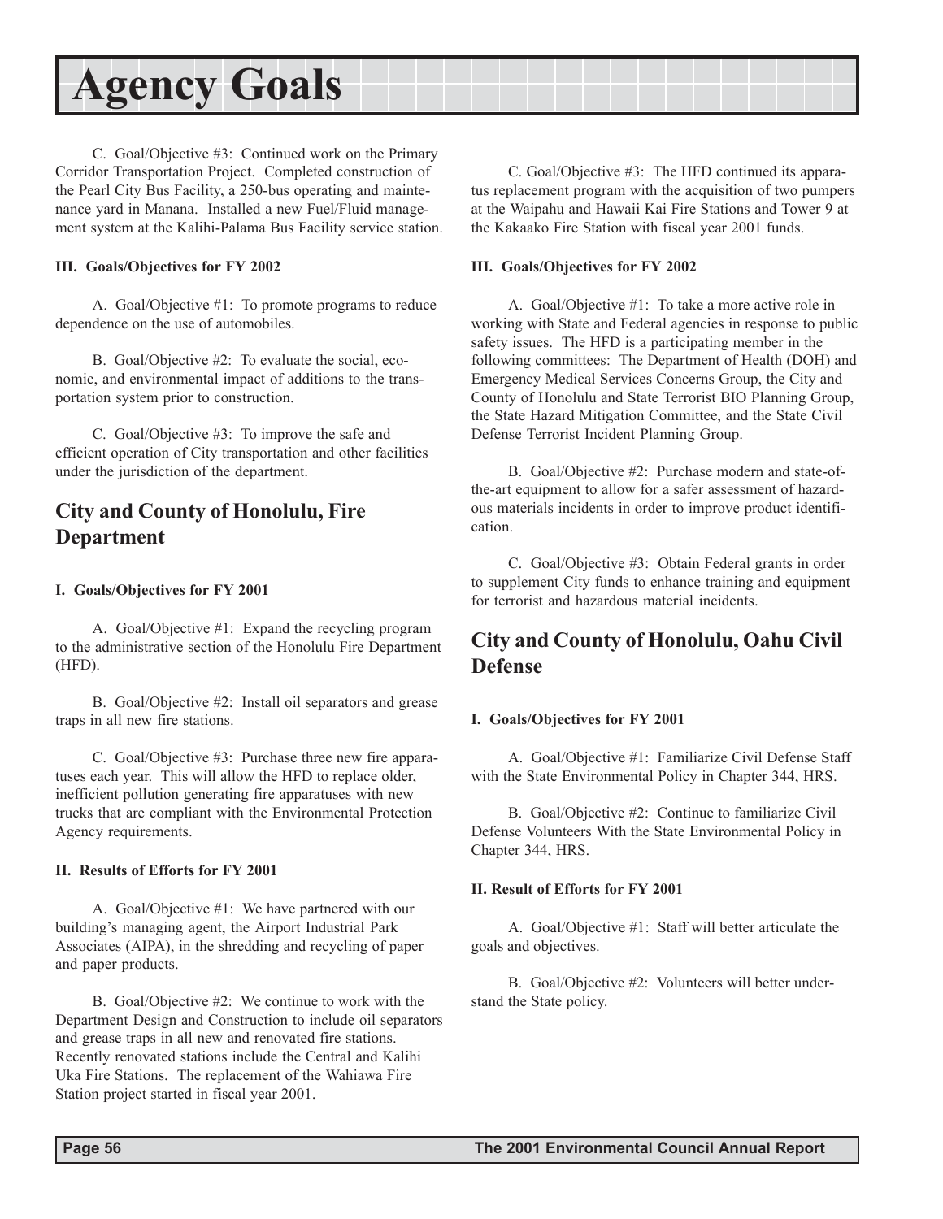C. Goal/Objective #3: Continued work on the Primary Corridor Transportation Project. Completed construction of the Pearl City Bus Facility, a 250-bus operating and maintenance yard in Manana. Installed a new Fuel/Fluid management system at the Kalihi-Palama Bus Facility service station.

**III. Goals/Objectives for FY 2002**

A. Goal/Objective #1: To promote programs to reduce dependence on the use of automobiles.

B. Goal/Objective #2: To evaluate the social, economic, and environmental impact of additions to the transportation system prior to construction.

C. Goal/Objective #3: To improve the safe and efficient operation of City transportation and other facilities under the jurisdiction of the department.

## City and County of Honolulu, Fire Department

**I. Goals/Objectives for FY 2001**

A. Goal/Objective #1: Expand the recycling program to the administrative section of the Honolulu Fire Department (HFD).

B. Goal/Objective #2: Install oil separators and grease traps in all new fire stations.

C. Goal/Objective #3: Purchase three new fire apparatuses each year. This will allow the HFD to replace older, inefficient pollution generating fire apparatuses with new trucks that are compliant with the Environmental Protection Agency requirements.

**II. Results of Efforts for FY 2001**

A. Goal/Objective #1: We have partnered with our building's managing agent, the Airport Industrial Park Associates (AIPA), in the shredding and recycling of paper and paper products.

B. Goal/Objective #2: We continue to work with the Department Design and Construction to include oil separators and grease traps in all new and renovated fire stations. Recently renovated stations include the Central and Kalihi Uka Fire Stations. The replacement of the Wahiawa Fire Station project started in fiscal year 2001.

C. Goal/Objective #3: The HFD continued its apparatus replacement program with the acquisition of two pumpers at the Waipahu and Hawaii Kai Fire Stations and Tower 9 at the Kakaako Fire Station with fiscal year 2001 funds.

**III. Goals/Objectives for FY 2002**

A. Goal/Objective #1: To take a more active role in working with State and Federal agencies in response to public safety issues. The HFD is a participating member in the following committees: The Department of Health (DOH) and Emergency Medical Services Concerns Group, the City and County of Honolulu and State Terrorist BIO Planning Group, the State Hazard Mitigation Committee, and the State Civil Defense Terrorist Incident Planning Group.

B. Goal/Objective #2: Purchase modern and state-of-the-art equipment to allow for a safer assessment of hazardous materials incidents in order to improve product identification.

C. Goal/Objective #3: Obtain Federal grants in order to supplement City funds to enhance training and equipment for terrorist and hazardous material incidents.

## City and County of Honolulu, Oahu Civil Defense

**I. Goals/Objectives for FY 2001**

A. Goal/Objective #1: Familiarize Civil Defense Staff with the State Environmental Policy in Chapter 344, HRS.

B. Goal/Objective #2: Continue to familiarize Civil Defense Volunteers With the State Environmental Policy in Chapter 344, HRS.

**II. Result of Efforts for FY 2001**

A. Goal/Objective #1: Staff will better articulate the goals and objectives.

B. Goal/Objective #2: Volunteers will better understand the State policy.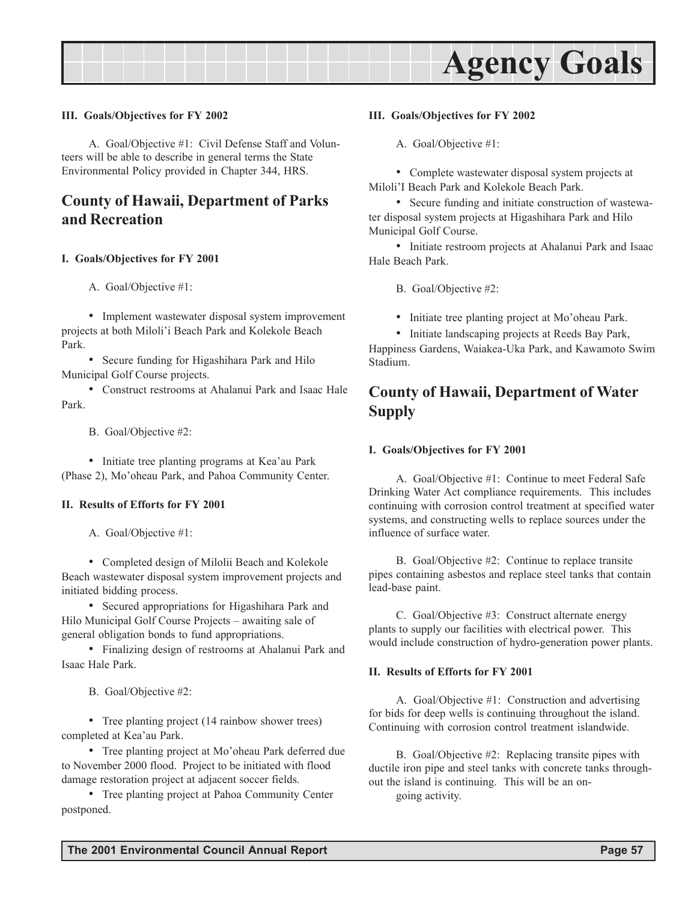#### III. Goals/Objectives for FY 2002

A. Goal/Objective #1: Civil Defense Staff and Volunteers will be able to describe in general terms the State Environmental Policy provided in Chapter 344, HRS.

## County of Hawaii, Department of Parks and Recreation

#### I. Goals/Objectives for FY 2001

A. Goal/Objective #1:

- Implement wastewater disposal system improvement projects at both Miloli'i Beach Park and Kolekole Beach Park.
- Secure funding for Higashihara Park and Hilo Municipal Golf Course projects.
- Construct restrooms at Ahalanui Park and Isaac Hale Park.

B. Goal/Objective #2:

- Initiate tree planting programs at Kea'au Park (Phase 2), Mo'oheau Park, and Pahoa Community Center.

#### II. Results of Efforts for FY 2001

A. Goal/Objective #1:

- Completed design of Milolii Beach and Kolekole Beach wastewater disposal system improvement projects and initiated bidding process.
- Secured appropriations for Higashihara Park and Hilo Municipal Golf Course Projects – awaiting sale of general obligation bonds to fund appropriations.
- Finalizing design of restrooms at Ahalanui Park and Isaac Hale Park.

B. Goal/Objective #2:

- Tree planting project (14 rainbow shower trees) completed at Kea'au Park.
- Tree planting project at Mo'oheau Park deferred due to November 2000 flood. Project to be initiated with flood damage restoration project at adjacent soccer fields.
- Tree planting project at Pahoa Community Center postponed.

#### III. Goals/Objectives for FY 2002

A. Goal/Objective #1:

- Complete wastewater disposal system projects at Miloli'I Beach Park and Kolekole Beach Park.
- Secure funding and initiate construction of wastewater disposal system projects at Higashihara Park and Hilo Municipal Golf Course.
- Initiate restroom projects at Ahalanui Park and Isaac Hale Beach Park.

B. Goal/Objective #2:

- Initiate tree planting project at Mo'oheau Park.
- Initiate landscaping projects at Reeds Bay Park, Happiness Gardens, Waiakea-Uka Park, and Kawamoto Swim Stadium.

## County of Hawaii, Department of Water Supply

#### I. Goals/Objectives for FY 2001

A. Goal/Objective #1: Continue to meet Federal Safe Drinking Water Act compliance requirements. This includes continuing with corrosion control treatment at specified water systems, and constructing wells to replace sources under the influence of surface water.

B. Goal/Objective #2: Continue to replace transite pipes containing asbestos and replace steel tanks that contain lead-base paint.

C. Goal/Objective #3: Construct alternate energy plants to supply our facilities with electrical power. This would include construction of hydro-generation power plants.

#### II. Results of Efforts for FY 2001

A. Goal/Objective #1: Construction and advertising for bids for deep wells is continuing throughout the island. Continuing with corrosion control treatment islandwide.

B. Goal/Objective #2: Replacing transite pipes with ductile iron pipe and steel tanks with concrete tanks throughout the island is continuing. This will be an ongoing activity.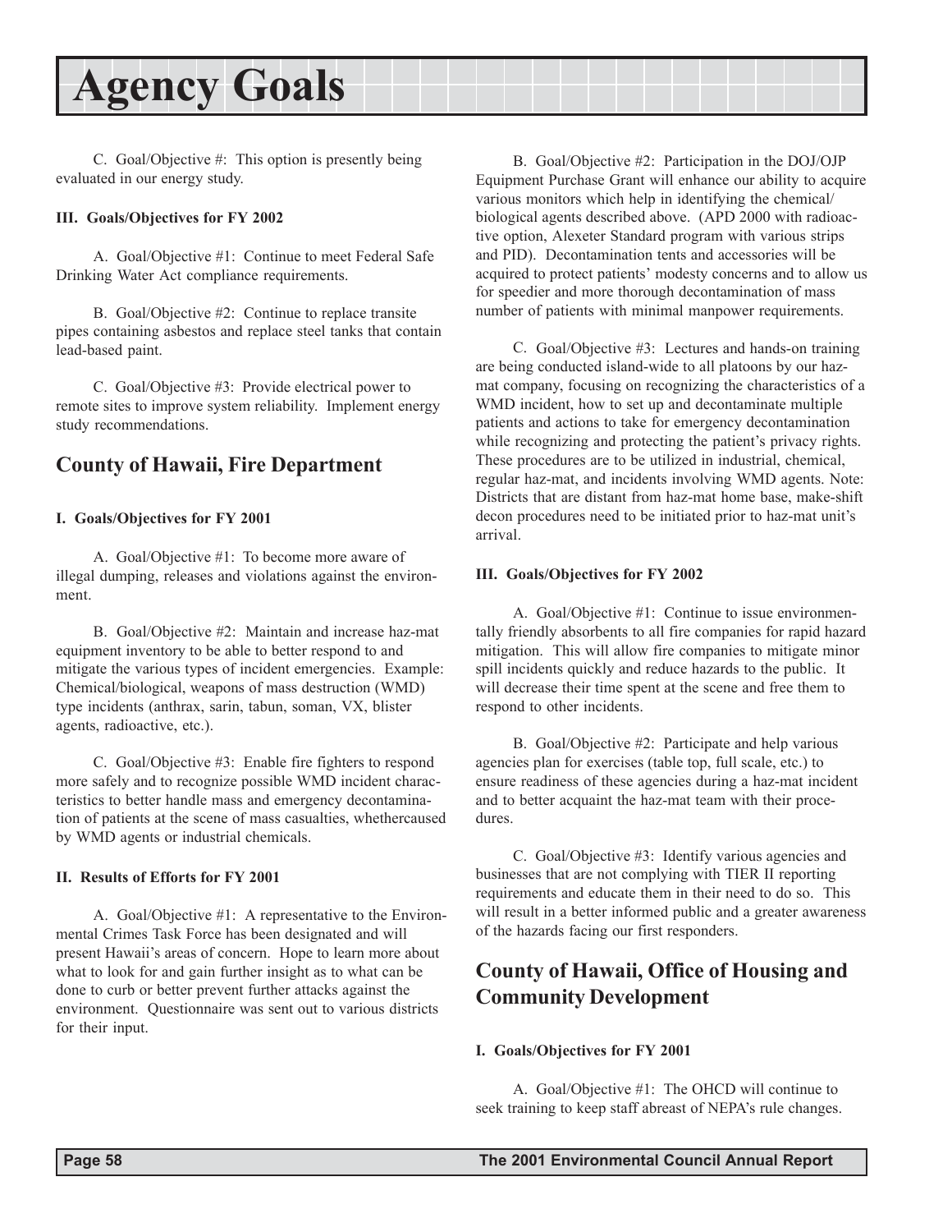# Agency Goals

C. Goal/Objective #: This option is presently being evaluated in our energy study.

**III. Goals/Objectives for FY 2002**

A. Goal/Objective #1: Continue to meet Federal Safe Drinking Water Act compliance requirements.

B. Goal/Objective #2: Continue to replace transite pipes containing asbestos and replace steel tanks that contain lead-based paint.

C. Goal/Objective #3: Provide electrical power to remote sites to improve system reliability. Implement energy study recommendations.

## County of Hawaii, Fire Department

**I. Goals/Objectives for FY 2001**

A. Goal/Objective #1: To become more aware of illegal dumping, releases and violations against the environment.

B. Goal/Objective #2: Maintain and increase haz-mat equipment inventory to be able to better respond to and mitigate the various types of incident emergencies. Example: Chemical/biological, weapons of mass destruction (WMD) type incidents (anthrax, sarin, tabun, soman, VX, blister agents, radioactive, etc.).

C. Goal/Objective #3: Enable fire fighters to respond more safely and to recognize possible WMD incident characteristics to better handle mass and emergency decontamination of patients at the scene of mass casualties, whethercaused by WMD agents or industrial chemicals.

**II. Results of Efforts for FY 2001**

A. Goal/Objective #1: A representative to the Environmental Crimes Task Force has been designated and will present Hawaii's areas of concern. Hope to learn more about what to look for and gain further insight as to what can be done to curb or better prevent further attacks against the environment. Questionnaire was sent out to various districts for their input.

B. Goal/Objective #2: Participation in the DOJ/OJP Equipment Purchase Grant will enhance our ability to acquire various monitors which help in identifying the chemical/biological agents described above. (APD 2000 with radioactive option, Alexeter Standard program with various strips and PID). Decontamination tents and accessories will be acquired to protect patients' modesty concerns and to allow us for speedier and more thorough decontamination of mass number of patients with minimal manpower requirements.

C. Goal/Objective #3: Lectures and hands-on training are being conducted island-wide to all platoons by our haz-mat company, focusing on recognizing the characteristics of a WMD incident, how to set up and decontaminate multiple patients and actions to take for emergency decontamination while recognizing and protecting the patient's privacy rights. These procedures are to be utilized in industrial, chemical, regular haz-mat, and incidents involving WMD agents. Note: Districts that are distant from haz-mat home base, make-shift decon procedures need to be initiated prior to haz-mat unit's arrival.

**III. Goals/Objectives for FY 2002**

A. Goal/Objective #1: Continue to issue environmentally friendly absorbents to all fire companies for rapid hazard mitigation. This will allow fire companies to mitigate minor spill incidents quickly and reduce hazards to the public. It will decrease their time spent at the scene and free them to respond to other incidents.

B. Goal/Objective #2: Participate and help various agencies plan for exercises (table top, full scale, etc.) to ensure readiness of these agencies during a haz-mat incident and to better acquaint the haz-mat team with their procedures.

C. Goal/Objective #3: Identify various agencies and businesses that are not complying with TIER II reporting requirements and educate them in their need to do so. This will result in a better informed public and a greater awareness of the hazards facing our first responders.

## County of Hawaii, Office of Housing and Community Development

**I. Goals/Objectives for FY 2001**

A. Goal/Objective #1: The OHCD will continue to seek training to keep staff abreast of NEPA's rule changes.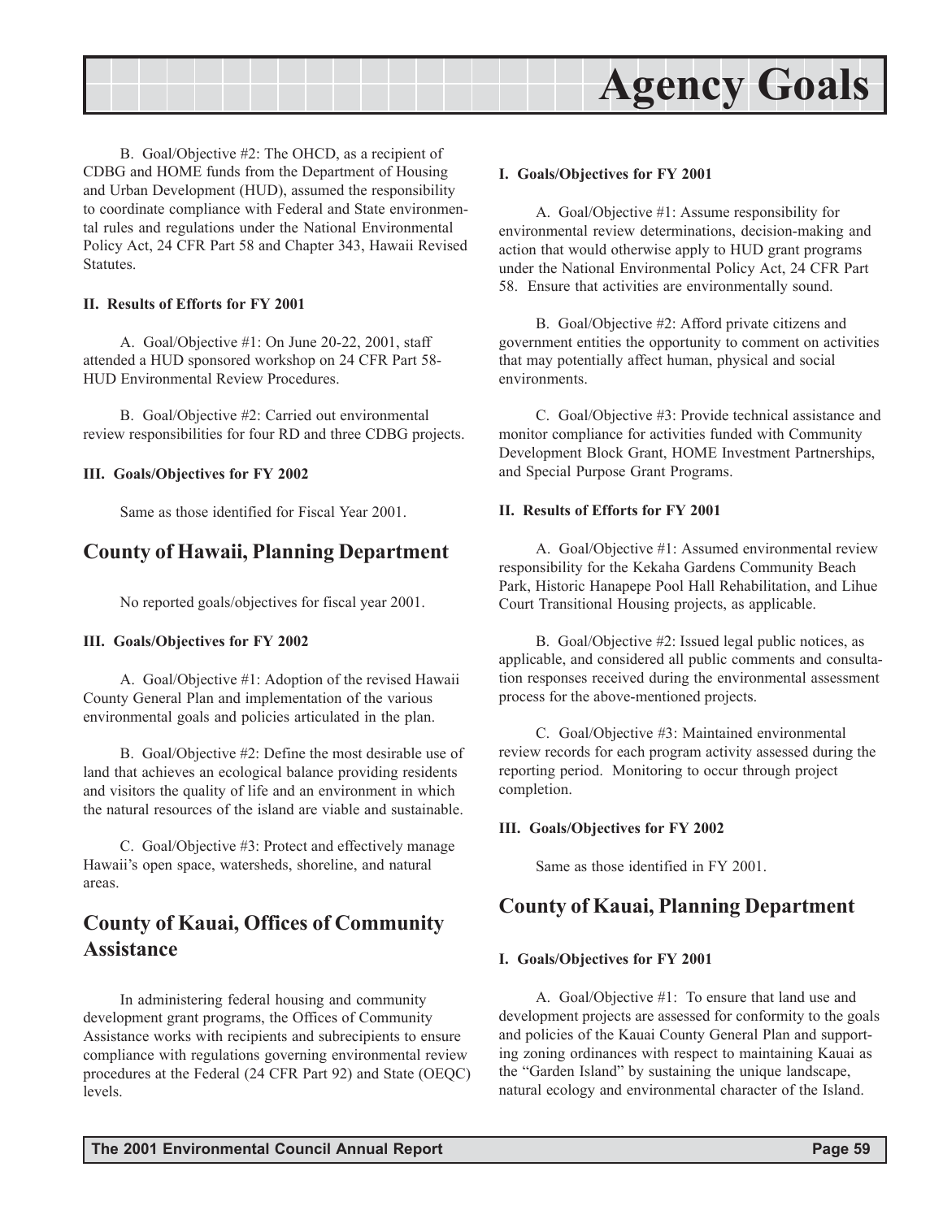B. Goal/Objective #2: The OHCD, as a recipient of CDBG and HOME funds from the Department of Housing and Urban Development (HUD), assumed the responsibility to coordinate compliance with Federal and State environmental rules and regulations under the National Environmental Policy Act, 24 CFR Part 58 and Chapter 343, Hawaii Revised Statutes.

**II. Results of Efforts for FY 2001**

A. Goal/Objective #1: On June 20-22, 2001, staff attended a HUD sponsored workshop on 24 CFR Part 58-HUD Environmental Review Procedures.

B. Goal/Objective #2: Carried out environmental review responsibilities for four RD and three CDBG projects.

**III. Goals/Objectives for FY 2002**

Same as those identified for Fiscal Year 2001.

## County of Hawaii, Planning Department

No reported goals/objectives for fiscal year 2001.

**III. Goals/Objectives for FY 2002**

A. Goal/Objective #1: Adoption of the revised Hawaii County General Plan and implementation of the various environmental goals and policies articulated in the plan.

B. Goal/Objective #2: Define the most desirable use of land that achieves an ecological balance providing residents and visitors the quality of life and an environment in which the natural resources of the island are viable and sustainable.

C. Goal/Objective #3: Protect and effectively manage Hawaii's open space, watersheds, shoreline, and natural areas.

## County of Kauai, Offices of Community Assistance

In administering federal housing and community development grant programs, the Offices of Community Assistance works with recipients and subrecipients to ensure compliance with regulations governing environmental review procedures at the Federal (24 CFR Part 92) and State (OEQC) levels.

**I. Goals/Objectives for FY 2001**

A. Goal/Objective #1: Assume responsibility for environmental review determinations, decision-making and action that would otherwise apply to HUD grant programs under the National Environmental Policy Act, 24 CFR Part 58. Ensure that activities are environmentally sound.

B. Goal/Objective #2: Afford private citizens and government entities the opportunity to comment on activities that may potentially affect human, physical and social environments.

C. Goal/Objective #3: Provide technical assistance and monitor compliance for activities funded with Community Development Block Grant, HOME Investment Partnerships, and Special Purpose Grant Programs.

**II. Results of Efforts for FY 2001**

A. Goal/Objective #1: Assumed environmental review responsibility for the Kekaha Gardens Community Beach Park, Historic Hanapepe Pool Hall Rehabilitation, and Lihue Court Transitional Housing projects, as applicable.

B. Goal/Objective #2: Issued legal public notices, as applicable, and considered all public comments and consultation responses received during the environmental assessment process for the above-mentioned projects.

C. Goal/Objective #3: Maintained environmental review records for each program activity assessed during the reporting period. Monitoring to occur through project completion.

**III. Goals/Objectives for FY 2002**

Same as those identified in FY 2001.

## County of Kauai, Planning Department

**I. Goals/Objectives for FY 2001**

A. Goal/Objective #1: To ensure that land use and development projects are assessed for conformity to the goals and policies of the Kauai County General Plan and supporting zoning ordinances with respect to maintaining Kauai as the "Garden Island" by sustaining the unique landscape, natural ecology and environmental character of the Island.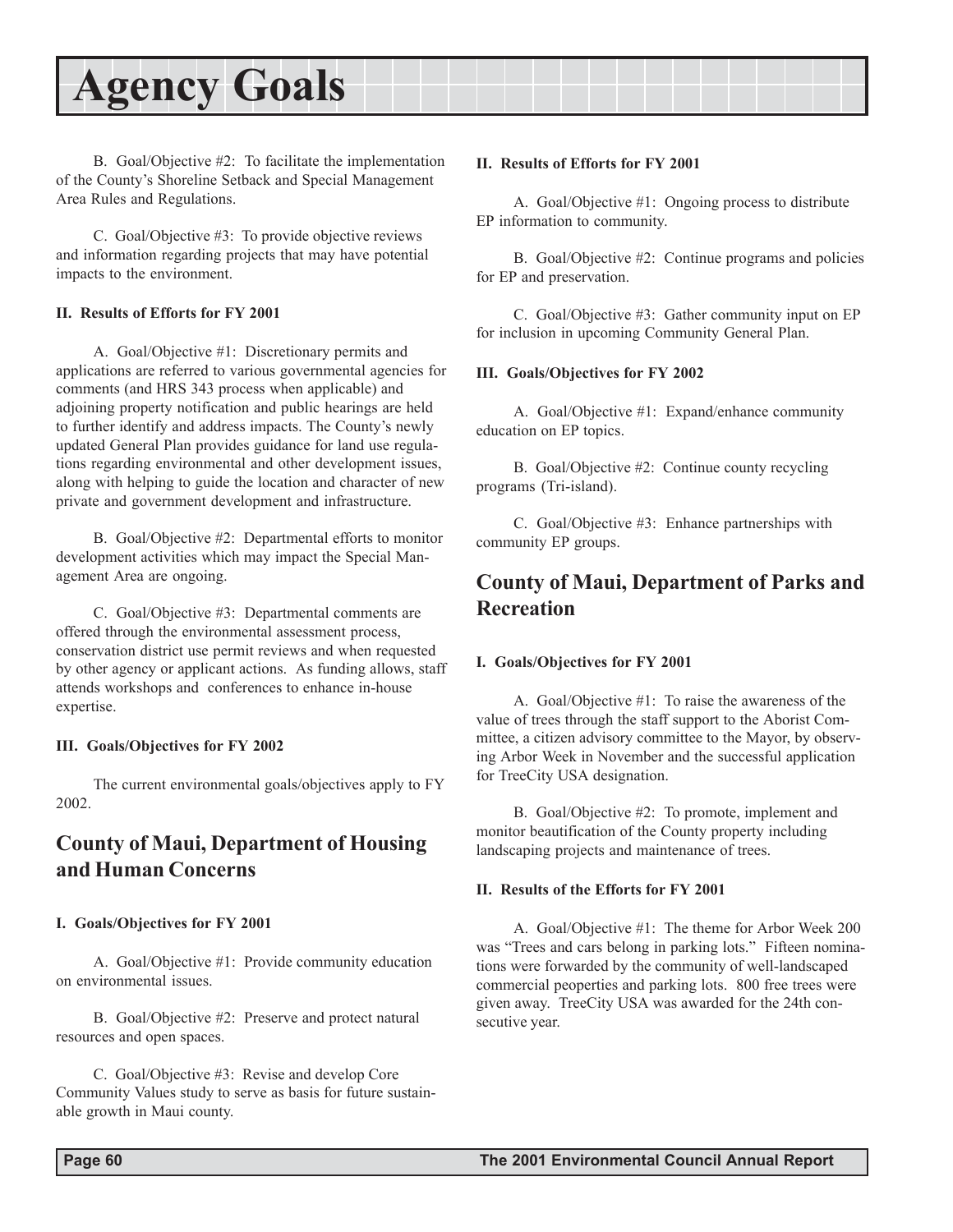# Agency Goals

B. Goal/Objective #2: To facilitate the implementation of the County's Shoreline Setback and Special Management Area Rules and Regulations.

C. Goal/Objective #3: To provide objective reviews and information regarding projects that may have potential impacts to the environment.

**II. Results of Efforts for FY 2001**

A. Goal/Objective #1: Discretionary permits and applications are referred to various governmental agencies for comments (and HRS 343 process when applicable) and adjoining property notification and public hearings are held to further identify and address impacts. The County's newly updated General Plan provides guidance for land use regulations regarding environmental and other development issues, along with helping to guide the location and character of new private and government development and infrastructure.

B. Goal/Objective #2: Departmental efforts to monitor development activities which may impact the Special Management Area are ongoing.

C. Goal/Objective #3: Departmental comments are offered through the environmental assessment process, conservation district use permit reviews and when requested by other agency or applicant actions. As funding allows, staff attends workshops and conferences to enhance in-house expertise.

**III. Goals/Objectives for FY 2002**

The current environmental goals/objectives apply to FY 2002.

## County of Maui, Department of Housing and Human Concerns

**I. Goals/Objectives for FY 2001**

A. Goal/Objective #1: Provide community education on environmental issues.

B. Goal/Objective #2: Preserve and protect natural resources and open spaces.

C. Goal/Objective #3: Revise and develop Core Community Values study to serve as basis for future sustainable growth in Maui county.

**II. Results of Efforts for FY 2001**

A. Goal/Objective #1: Ongoing process to distribute EP information to community.

B. Goal/Objective #2: Continue programs and policies for EP and preservation.

C. Goal/Objective #3: Gather community input on EP for inclusion in upcoming Community General Plan.

**III. Goals/Objectives for FY 2002**

A. Goal/Objective #1: Expand/enhance community education on EP topics.

B. Goal/Objective #2: Continue county recycling programs (Tri-island).

C. Goal/Objective #3: Enhance partnerships with community EP groups.

## County of Maui, Department of Parks and Recreation

**I. Goals/Objectives for FY 2001**

A. Goal/Objective #1: To raise the awareness of the value of trees through the staff support to the Aborist Committee, a citizen advisory committee to the Mayor, by observing Arbor Week in November and the successful application for TreeCity USA designation.

B. Goal/Objective #2: To promote, implement and monitor beautification of the County property including landscaping projects and maintenance of trees.

**II. Results of the Efforts for FY 2001**

A. Goal/Objective #1: The theme for Arbor Week 200 was "Trees and cars belong in parking lots." Fifteen nominations were forwarded by the community of well-landscaped commercial peoperties and parking lots. 800 free trees were given away. TreeCity USA was awarded for the 24th consecutive year.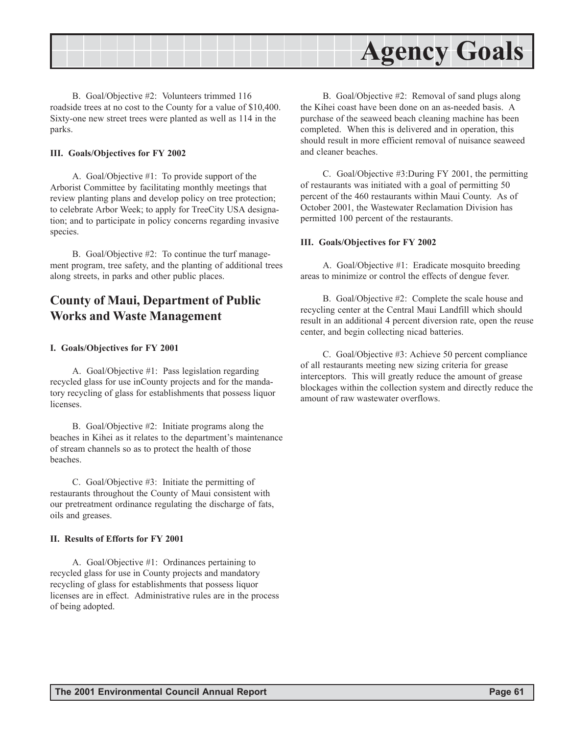B. Goal/Objective #2: Volunteers trimmed 116 roadside trees at no cost to the County for a value of $10,400. Sixty-one new street trees were planted as well as 114 in the parks.

**III. Goals/Objectives for FY 2002**

A. Goal/Objective #1: To provide support of the Arborist Committee by facilitating monthly meetings that review planting plans and develop policy on tree protection; to celebrate Arbor Week; to apply for TreeCity USA designation; and to participate in policy concerns regarding invasive species.

B. Goal/Objective #2: To continue the turf management program, tree safety, and the planting of additional trees along streets, in parks and other public places.

## County of Maui, Department of Public Works and Waste Management

**I. Goals/Objectives for FY 2001**

A. Goal/Objective #1: Pass legislation regarding recycled glass for use inCounty projects and for the mandatory recycling of glass for establishments that possess liquor licenses.

B. Goal/Objective #2: Initiate programs along the beaches in Kihei as it relates to the department's maintenance of stream channels so as to protect the health of those beaches.

C. Goal/Objective #3: Initiate the permitting of restaurants throughout the County of Maui consistent with our pretreatment ordinance regulating the discharge of fats, oils and greases.

**II. Results of Efforts for FY 2001**

A. Goal/Objective #1: Ordinances pertaining to recycled glass for use in County projects and mandatory recycling of glass for establishments that possess liquor licenses are in effect. Administrative rules are in the process of being adopted.

B. Goal/Objective #2: Removal of sand plugs along the Kihei coast have been done on an as-needed basis. A purchase of the seaweed beach cleaning machine has been completed. When this is delivered and in operation, this should result in more efficient removal of nuisance seaweed and cleaner beaches.

C. Goal/Objective #3:During FY 2001, the permitting of restaurants was initiated with a goal of permitting 50 percent of the 460 restaurants within Maui County. As of October 2001, the Wastewater Reclamation Division has permitted 100 percent of the restaurants.

**III. Goals/Objectives for FY 2002**

A. Goal/Objective #1: Eradicate mosquito breeding areas to minimize or control the effects of dengue fever.

B. Goal/Objective #2: Complete the scale house and recycling center at the Central Maui Landfill which should result in an additional 4 percent diversion rate, open the reuse center, and begin collecting nicad batteries.

C. Goal/Objective #3: Achieve 50 percent compliance of all restaurants meeting new sizing criteria for grease interceptors. This will greatly reduce the amount of grease blockages within the collection system and directly reduce the amount of raw wastewater overflows.